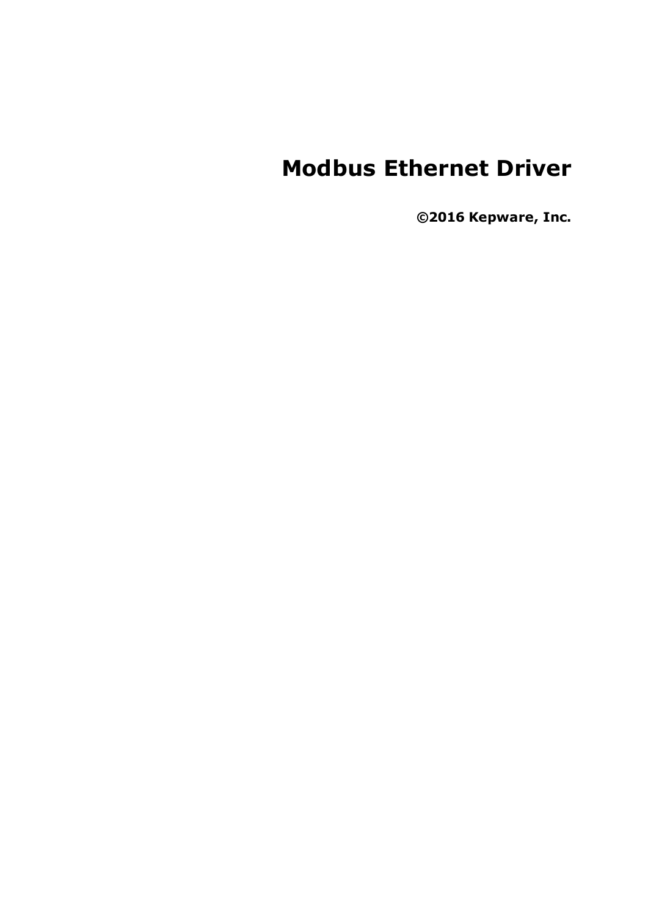# Modbus Ethernet Driver

**©2016 Kepware, Inc.**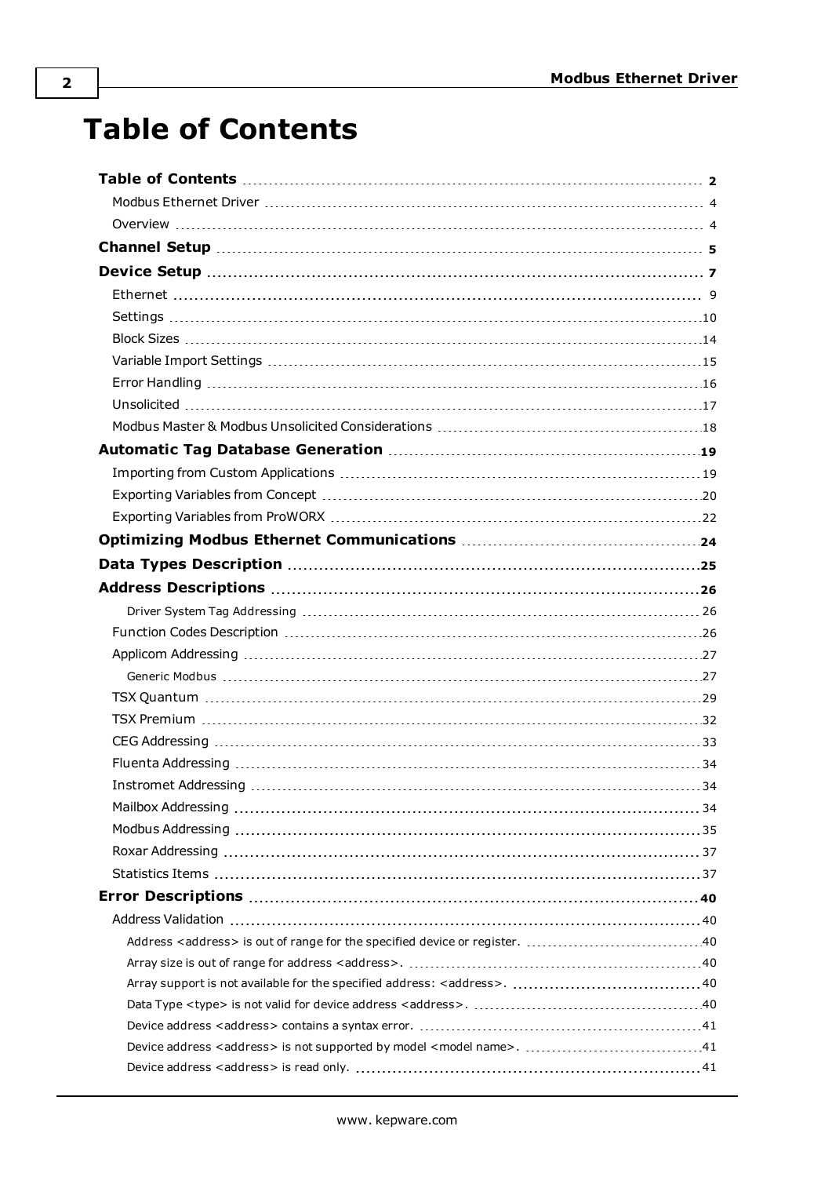# Table of Contents

**Table of Contents** .......... **2**
- Modbus Ethernet Driver .......... 4
- Overview .......... 4

**Channel Setup** .......... **5**

**Device Setup** .......... **7**
- Ethernet .......... 9
- Settings .......... 10
- Block Sizes .......... 14
- Variable Import Settings .......... 15
- Error Handling .......... 16
- Unsolicited .......... 17
- Modbus Master & Modbus Unsolicited Considerations .......... 18

**Automatic Tag Database Generation** .......... **19**
- Importing from Custom Applications .......... 19
- Exporting Variables from Concept .......... 20
- Exporting Variables from ProWORX .......... 22

**Optimizing Modbus Ethernet Communications** .......... **24**

**Data Types Description** .......... **25**

**Address Descriptions** .......... **26**
- Driver System Tag Addressing .......... 26
- Function Codes Description .......... 26
- Applicom Addressing .......... 27
  - Generic Modbus .......... 27
- TSX Quantum .......... 29
- TSX Premium .......... 32
- CEG Addressing .......... 33
- Fluenta Addressing .......... 34
- Instromet Addressing .......... 34
- Mailbox Addressing .......... 34
- Modbus Addressing .......... 35
- Roxar Addressing .......... 37
- Statistics Items .......... 37

**Error Descriptions** .......... **40**
- Address Validation .......... 40
  - Address <address> is out of range for the specified device or register. .......... 40
  - Array size is out of range for address <address>. .......... 40
  - Array support is not available for the specified address: <address>. .......... 40
  - Data Type <type> is not valid for device address <address>. .......... 40
  - Device address <address> contains a syntax error. .......... 41
  - Device address <address> is not supported by model <model name>. .......... 41
  - Device address <address> is read only. .......... 41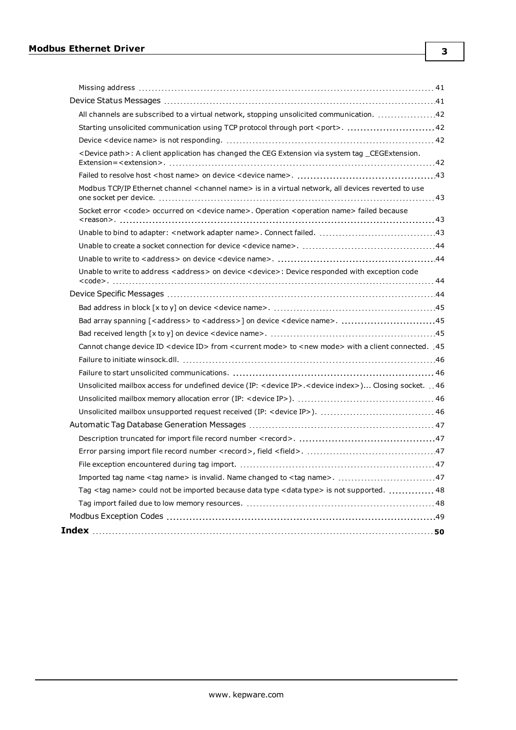Missing address ..... 41

Device Status Messages ..... 41

All channels are subscribed to a virtual network, stopping unsolicited communication. ..... 42

Starting unsolicited communication using TCP protocol through port <port>. ..... 42

Device <device name> is not responding. ..... 42

<Device path>: A client application has changed the CEG Extension via system tag _CEGExtension. Extension=<extension>. ..... 42

Failed to resolve host <host name> on device <device name>. ..... 43

Modbus TCP/IP Ethernet channel <channel name> is in a virtual network, all devices reverted to use one socket per device. ..... 43

Socket error <code> occurred on <device name>. Operation <operation name> failed because <reason>. ..... 43

Unable to bind to adapter: <network adapter name>. Connect failed. ..... 43

Unable to create a socket connection for device <device name>. ..... 44

Unable to write to <address> on device <device name>. ..... 44

Unable to write to address <address> on device <device>: Device responded with exception code <code>. ..... 44

Device Specific Messages ..... 44

Bad address in block [x to y] on device <device name>. ..... 45

Bad array spanning [<address> to <address>] on device <device name>. ..... 45

Bad received length [x to y] on device <device name>. ..... 45

Cannot change device ID <device ID> from <current mode> to <new mode> with a client connected. ..... 45

Failure to initiate winsock.dll. ..... 46

Failure to start unsolicited communications. ..... 46

Unsolicited mailbox access for undefined device (IP: <device IP>.<device index>)... Closing socket. ..... 46

Unsolicited mailbox memory allocation error (IP: <device IP>). ..... 46

Unsolicited mailbox unsupported request received (IP: <device IP>). ..... 46

Automatic Tag Database Generation Messages ..... 47

Description truncated for import file record number <record>. ..... 47

Error parsing import file record number <record>, field <field>. ..... 47

File exception encountered during tag import. ..... 47

Imported tag name <tag name> is invalid. Name changed to <tag name>. ..... 47

Tag <tag name> could not be imported because data type <data type> is not supported. ..... 48

Tag import failed due to low memory resources. ..... 48

Modbus Exception Codes ..... 49

**Index ..... 50**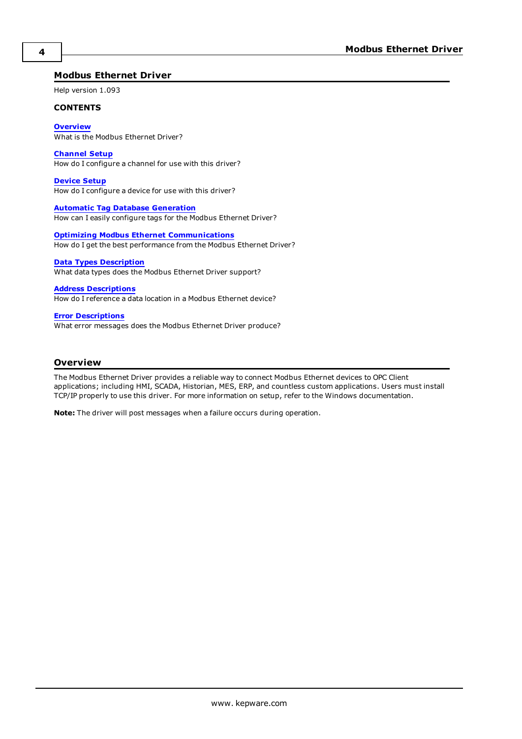# Modbus Ethernet Driver

Help version 1.093

**CONTENTS**

**Overview**
What is the Modbus Ethernet Driver?

**Channel Setup**
How do I configure a channel for use with this driver?

**Device Setup**
How do I configure a device for use with this driver?

**Automatic Tag Database Generation**
How can I easily configure tags for the Modbus Ethernet Driver?

**Optimizing Modbus Ethernet Communications**
How do I get the best performance from the Modbus Ethernet Driver?

**Data Types Description**
What data types does the Modbus Ethernet Driver support?

**Address Descriptions**
How do I reference a data location in a Modbus Ethernet device?

**Error Descriptions**
What error messages does the Modbus Ethernet Driver produce?

## Overview

The Modbus Ethernet Driver provides a reliable way to connect Modbus Ethernet devices to OPC Client applications; including HMI, SCADA, Historian, MES, ERP, and countless custom applications. Users must install TCP/IP properly to use this driver. For more information on setup, refer to the Windows documentation.

**Note:** The driver will post messages when a failure occurs during operation.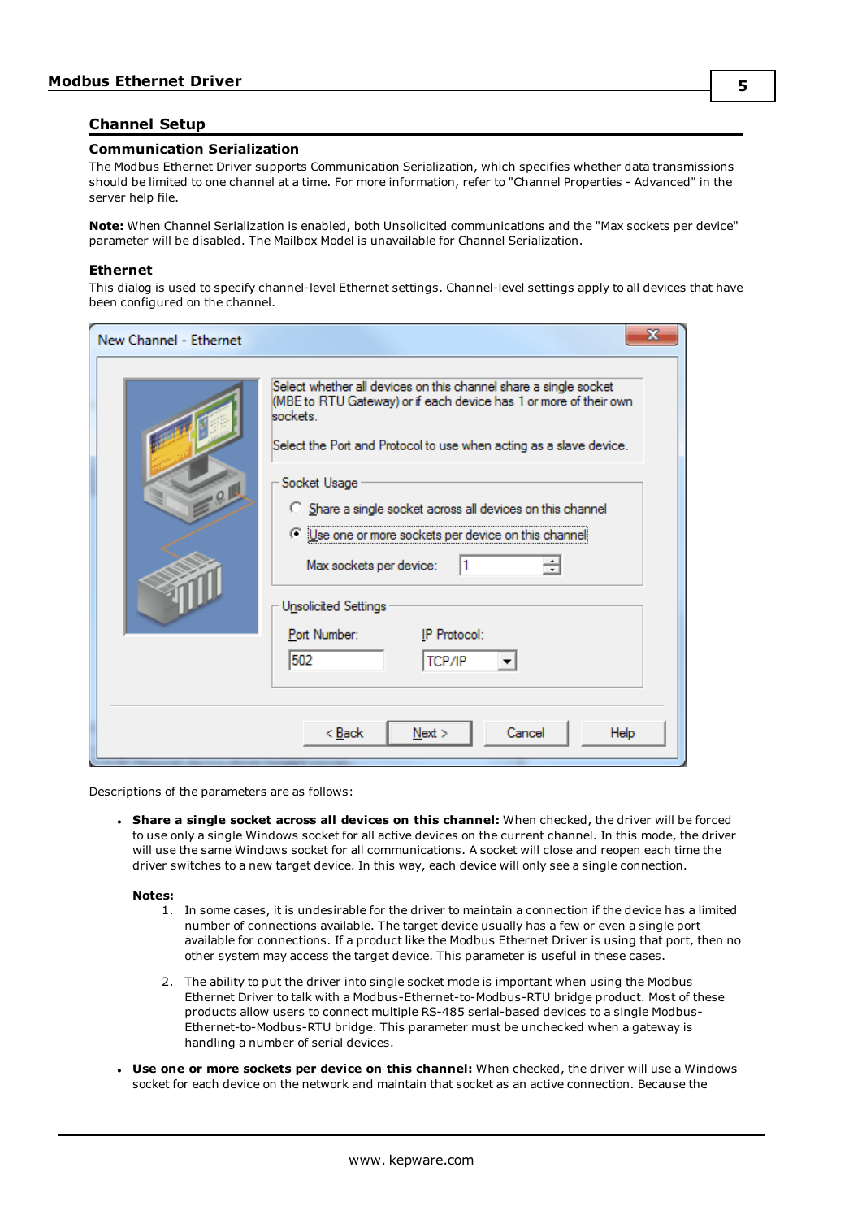## Channel Setup

### Communication Serialization

The Modbus Ethernet Driver supports Communication Serialization, which specifies whether data transmissions should be limited to one channel at a time. For more information, refer to "Channel Properties - Advanced" in the server help file.

**Note:** When Channel Serialization is enabled, both Unsolicited communications and the "Max sockets per device" parameter will be disabled. The Mailbox Model is unavailable for Channel Serialization.

### Ethernet

This dialog is used to specify channel-level Ethernet settings. Channel-level settings apply to all devices that have been configured on the channel.

Descriptions of the parameters are as follows:

- **Share a single socket across all devices on this channel:** When checked, the driver will be forced to use only a single Windows socket for all active devices on the current channel. In this mode, the driver will use the same Windows socket for all communications. A socket will close and reopen each time the driver switches to a new target device. In this way, each device will only see a single connection.

  **Notes:**
  1. In some cases, it is undesirable for the driver to maintain a connection if the device has a limited number of connections available. The target device usually has a few or even a single port available for connections. If a product like the Modbus Ethernet Driver is using that port, then no other system may access the target device. This parameter is useful in these cases.
  2. The ability to put the driver into single socket mode is important when using the Modbus Ethernet Driver to talk with a Modbus-Ethernet-to-Modbus-RTU bridge product. Most of these products allow users to connect multiple RS-485 serial-based devices to a single Modbus-Ethernet-to-Modbus-RTU bridge. This parameter must be unchecked when a gateway is handling a number of serial devices.

- **Use one or more sockets per device on this channel:** When checked, the driver will use a Windows socket for each device on the network and maintain that socket as an active connection. Because the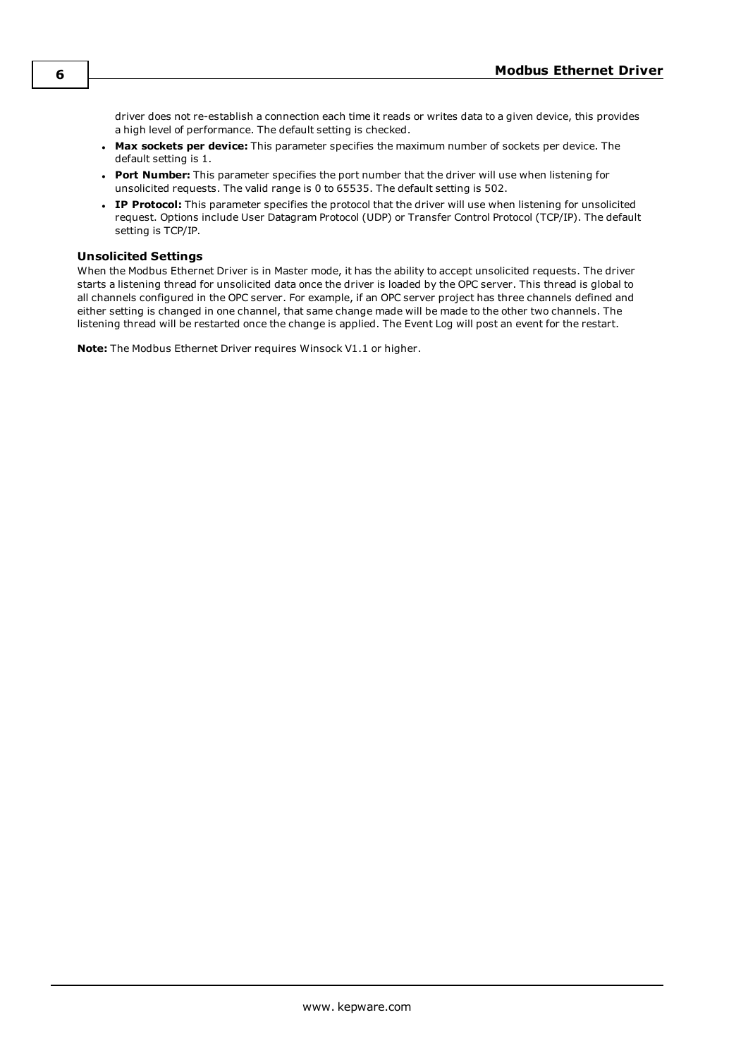driver does not re-establish a connection each time it reads or writes data to a given device, this provides a high level of performance. The default setting is checked.

- **Max sockets per device:** This parameter specifies the maximum number of sockets per device. The default setting is 1.
- **Port Number:** This parameter specifies the port number that the driver will use when listening for unsolicited requests. The valid range is 0 to 65535. The default setting is 502.
- **IP Protocol:** This parameter specifies the protocol that the driver will use when listening for unsolicited request. Options include User Datagram Protocol (UDP) or Transfer Control Protocol (TCP/IP). The default setting is TCP/IP.

### Unsolicited Settings

When the Modbus Ethernet Driver is in Master mode, it has the ability to accept unsolicited requests. The driver starts a listening thread for unsolicited data once the driver is loaded by the OPC server. This thread is global to all channels configured in the OPC server. For example, if an OPC server project has three channels defined and either setting is changed in one channel, that same change made will be made to the other two channels. The listening thread will be restarted once the change is applied. The Event Log will post an event for the restart.

**Note:** The Modbus Ethernet Driver requires Winsock V1.1 or higher.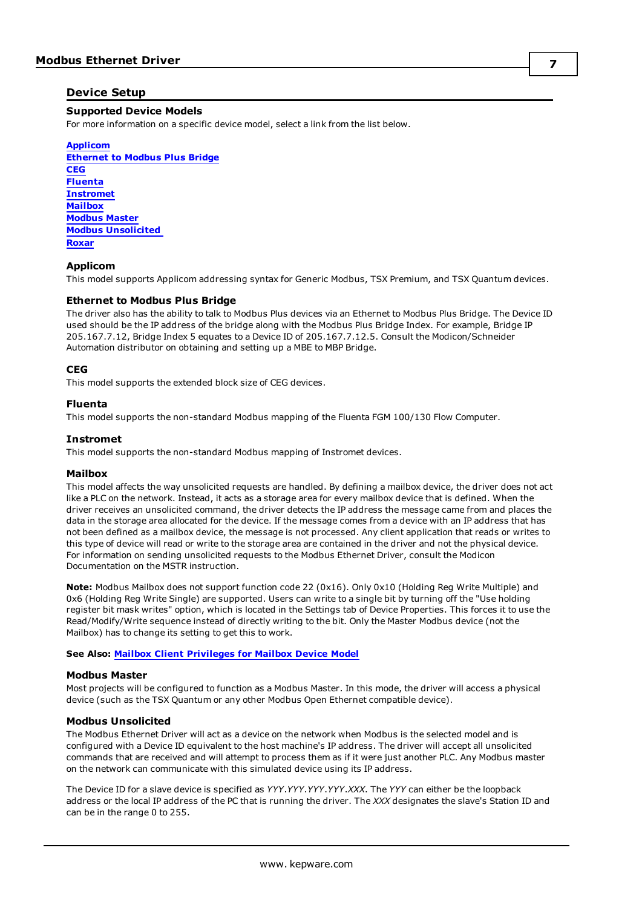## Device Setup

### Supported Device Models

For more information on a specific device model, select a link from the list below.

Applicom
Ethernet to Modbus Plus Bridge
CEG
Fluenta
Instromet
Mailbox
Modbus Master
Modbus Unsolicited
Roxar

### Applicom

This model supports Applicom addressing syntax for Generic Modbus, TSX Premium, and TSX Quantum devices.

### Ethernet to Modbus Plus Bridge

The driver also has the ability to talk to Modbus Plus devices via an Ethernet to Modbus Plus Bridge. The Device ID used should be the IP address of the bridge along with the Modbus Plus Bridge Index. For example, Bridge IP 205.167.7.12, Bridge Index 5 equates to a Device ID of 205.167.7.12.5. Consult the Modicon/Schneider Automation distributor on obtaining and setting up a MBE to MBP Bridge.

### CEG

This model supports the extended block size of CEG devices.

### Fluenta

This model supports the non-standard Modbus mapping of the Fluenta FGM 100/130 Flow Computer.

### Instromet

This model supports the non-standard Modbus mapping of Instromet devices.

### Mailbox

This model affects the way unsolicited requests are handled. By defining a mailbox device, the driver does not act like a PLC on the network. Instead, it acts as a storage area for every mailbox device that is defined. When the driver receives an unsolicited command, the driver detects the IP address the message came from and places the data in the storage area allocated for the device. If the message comes from a device with an IP address that has not been defined as a mailbox device, the message is not processed. Any client application that reads or writes to this type of device will read or write to the storage area are contained in the driver and not the physical device. For information on sending unsolicited requests to the Modbus Ethernet Driver, consult the Modicon Documentation on the MSTR instruction.

**Note:** Modbus Mailbox does not support function code 22 (0x16). Only 0x10 (Holding Reg Write Multiple) and 0x6 (Holding Reg Write Single) are supported. Users can write to a single bit by turning off the "Use holding register bit mask writes" option, which is located in the Settings tab of Device Properties. This forces it to use the Read/Modify/Write sequence instead of directly writing to the bit. Only the Master Modbus device (not the Mailbox) has to change its setting to get this to work.

**See Also:** **Mailbox Client Privileges for Mailbox Device Model**

### Modbus Master

Most projects will be configured to function as a Modbus Master. In this mode, the driver will access a physical device (such as the TSX Quantum or any other Modbus Open Ethernet compatible device).

### Modbus Unsolicited

The Modbus Ethernet Driver will act as a device on the network when Modbus is the selected model and is configured with a Device ID equivalent to the host machine's IP address. The driver will accept all unsolicited commands that are received and will attempt to process them as if it were just another PLC. Any Modbus master on the network can communicate with this simulated device using its IP address.

The Device ID for a slave device is specified as *YYY.YYY.YYY.YYY.XXX*. The *YYY* can either be the loopback address or the local IP address of the PC that is running the driver. The *XXX* designates the slave's Station ID and can be in the range 0 to 255.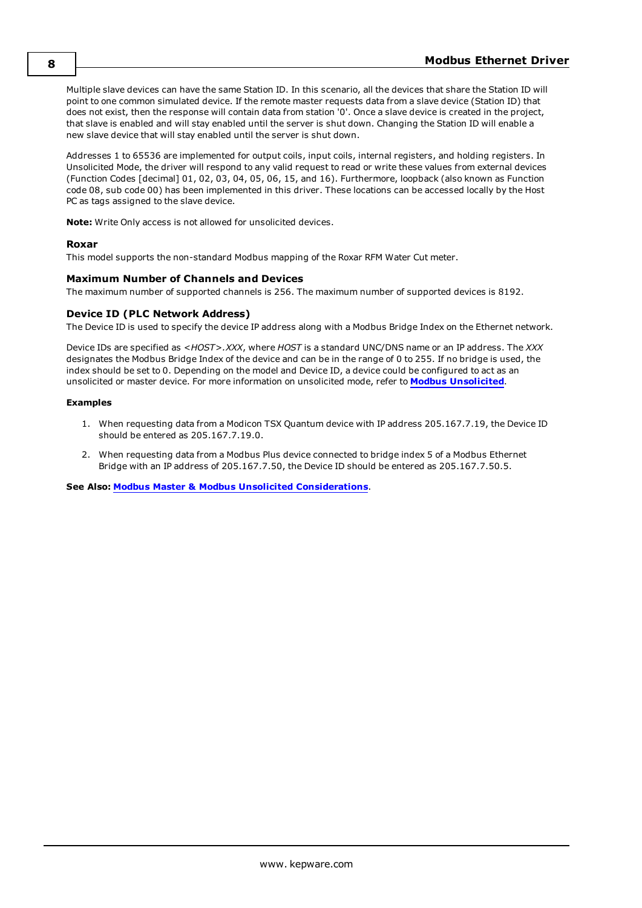Multiple slave devices can have the same Station ID. In this scenario, all the devices that share the Station ID will point to one common simulated device. If the remote master requests data from a slave device (Station ID) that does not exist, then the response will contain data from station '0'. Once a slave device is created in the project, that slave is enabled and will stay enabled until the server is shut down. Changing the Station ID will enable a new slave device that will stay enabled until the server is shut down.

Addresses 1 to 65536 are implemented for output coils, input coils, internal registers, and holding registers. In Unsolicited Mode, the driver will respond to any valid request to read or write these values from external devices (Function Codes [decimal] 01, 02, 03, 04, 05, 06, 15, and 16). Furthermore, loopback (also known as Function code 08, sub code 00) has been implemented in this driver. These locations can be accessed locally by the Host PC as tags assigned to the slave device.

**Note:** Write Only access is not allowed for unsolicited devices.

### Roxar

This model supports the non-standard Modbus mapping of the Roxar RFM Water Cut meter.

### Maximum Number of Channels and Devices

The maximum number of supported channels is 256. The maximum number of supported devices is 8192.

### Device ID (PLC Network Address)

The Device ID is used to specify the device IP address along with a Modbus Bridge Index on the Ethernet network.

Device IDs are specified as *<HOST>.XXX*, where *HOST* is a standard UNC/DNS name or an IP address. The *XXX* designates the Modbus Bridge Index of the device and can be in the range of 0 to 255. If no bridge is used, the index should be set to 0. Depending on the model and Device ID, a device could be configured to act as an unsolicited or master device. For more information on unsolicited mode, refer to **Modbus Unsolicited**.

**Examples**

1. When requesting data from a Modicon TSX Quantum device with IP address 205.167.7.19, the Device ID should be entered as 205.167.7.19.0.
2. When requesting data from a Modbus Plus device connected to bridge index 5 of a Modbus Ethernet Bridge with an IP address of 205.167.7.50, the Device ID should be entered as 205.167.7.50.5.

**See Also: Modbus Master & Modbus Unsolicited Considerations**.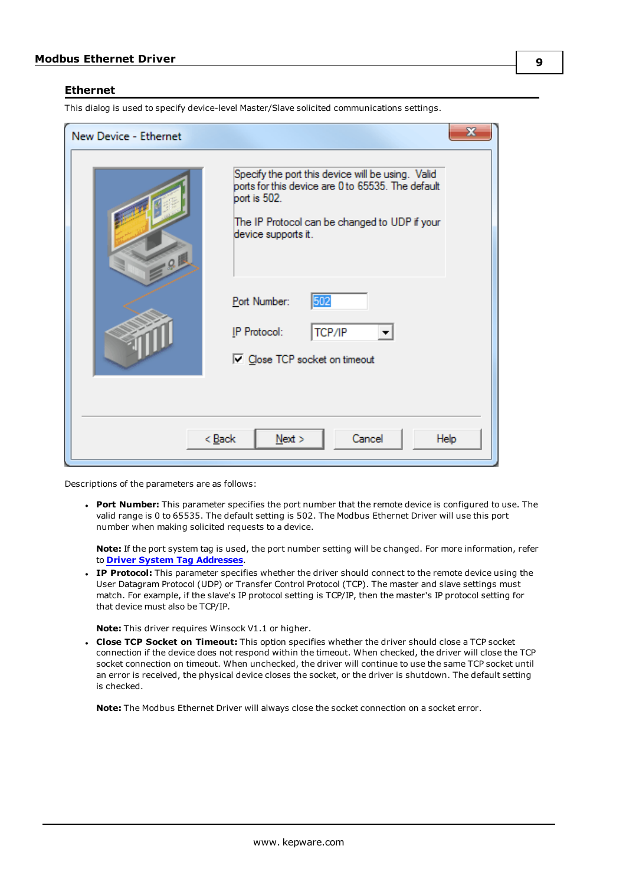## Ethernet

This dialog is used to specify device-level Master/Slave solicited communications settings.

Descriptions of the parameters are as follows:

- **Port Number:** This parameter specifies the port number that the remote device is configured to use. The valid range is 0 to 65535. The default setting is 502. The Modbus Ethernet Driver will use this port number when making solicited requests to a device.

  **Note:** If the port system tag is used, the port number setting will be changed. For more information, refer to **Driver System Tag Addresses**.
- **IP Protocol:** This parameter specifies whether the driver should connect to the remote device using the User Datagram Protocol (UDP) or Transfer Control Protocol (TCP). The master and slave settings must match. For example, if the slave's IP protocol setting is TCP/IP, then the master's IP protocol setting for that device must also be TCP/IP.

  **Note:** This driver requires Winsock V1.1 or higher.
- **Close TCP Socket on Timeout:** This option specifies whether the driver should close a TCP socket connection if the device does not respond within the timeout. When checked, the driver will close the TCP socket connection on timeout. When unchecked, the driver will continue to use the same TCP socket until an error is received, the physical device closes the socket, or the driver is shutdown. The default setting is checked.

  **Note:** The Modbus Ethernet Driver will always close the socket connection on a socket error.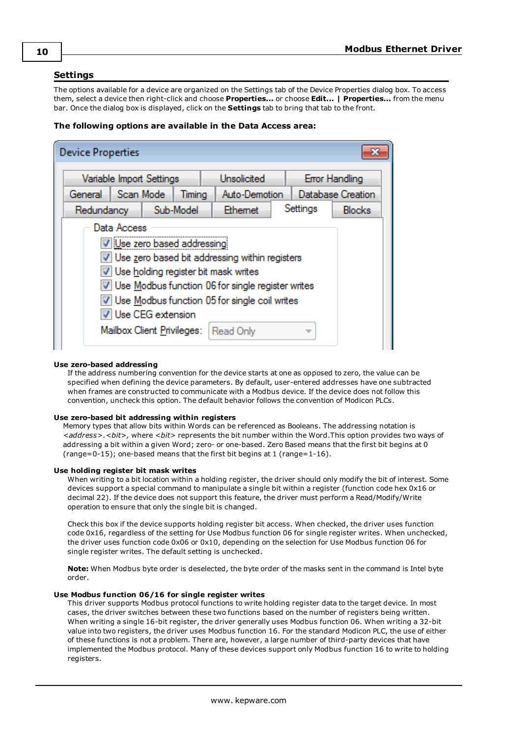## Settings

The options available for a device are organized on the Settings tab of the Device Properties dialog box. To access them, select a device then right-click and choose **Properties...** or choose **Edit... | Properties...** from the menu bar. Once the dialog box is displayed, click on the **Settings** tab to bring that tab to the front.

**The following options are available in the Data Access area:**

**Use zero-based addressing**
If the address numbering convention for the device starts at one as opposed to zero, the value can be specified when defining the device parameters. By default, user-entered addresses have one subtracted when frames are constructed to communicate with a Modbus device. If the device does not follow this convention, uncheck this option. The default behavior follows the convention of Modicon PLCs.

**Use zero-based bit addressing within registers**
Memory types that allow bits within Words can be referenced as Booleans. The addressing notation is *<address>.<bit>*, where *<bit>* represents the bit number within the Word.This option provides two ways of addressing a bit within a given Word; zero- or one-based. Zero Based means that the first bit begins at 0 (range=0-15); one-based means that the first bit begins at 1 (range=1-16).

**Use holding register bit mask writes**
When writing to a bit location within a holding register, the driver should only modify the bit of interest. Some devices support a special command to manipulate a single bit within a register (function code hex 0x16 or decimal 22). If the device does not support this feature, the driver must perform a Read/Modify/Write operation to ensure that only the single bit is changed.

Check this box if the device supports holding register bit access. When checked, the driver uses function code 0x16, regardless of the setting for Use Modbus function 06 for single register writes. When unchecked, the driver uses function code 0x06 or 0x10, depending on the selection for Use Modbus function 06 for single register writes. The default setting is unchecked.

**Note:** When Modbus byte order is deselected, the byte order of the masks sent in the command is Intel byte order.

**Use Modbus function 06/16 for single register writes**
This driver supports Modbus protocol functions to write holding register data to the target device. In most cases, the driver switches between these two functions based on the number of registers being written. When writing a single 16-bit register, the driver generally uses Modbus function 06. When writing a 32-bit value into two registers, the driver uses Modbus function 16. For the standard Modicon PLC, the use of either of these functions is not a problem. There are, however, a large number of third-party devices that have implemented the Modbus protocol. Many of these devices support only Modbus function 16 to write to holding registers.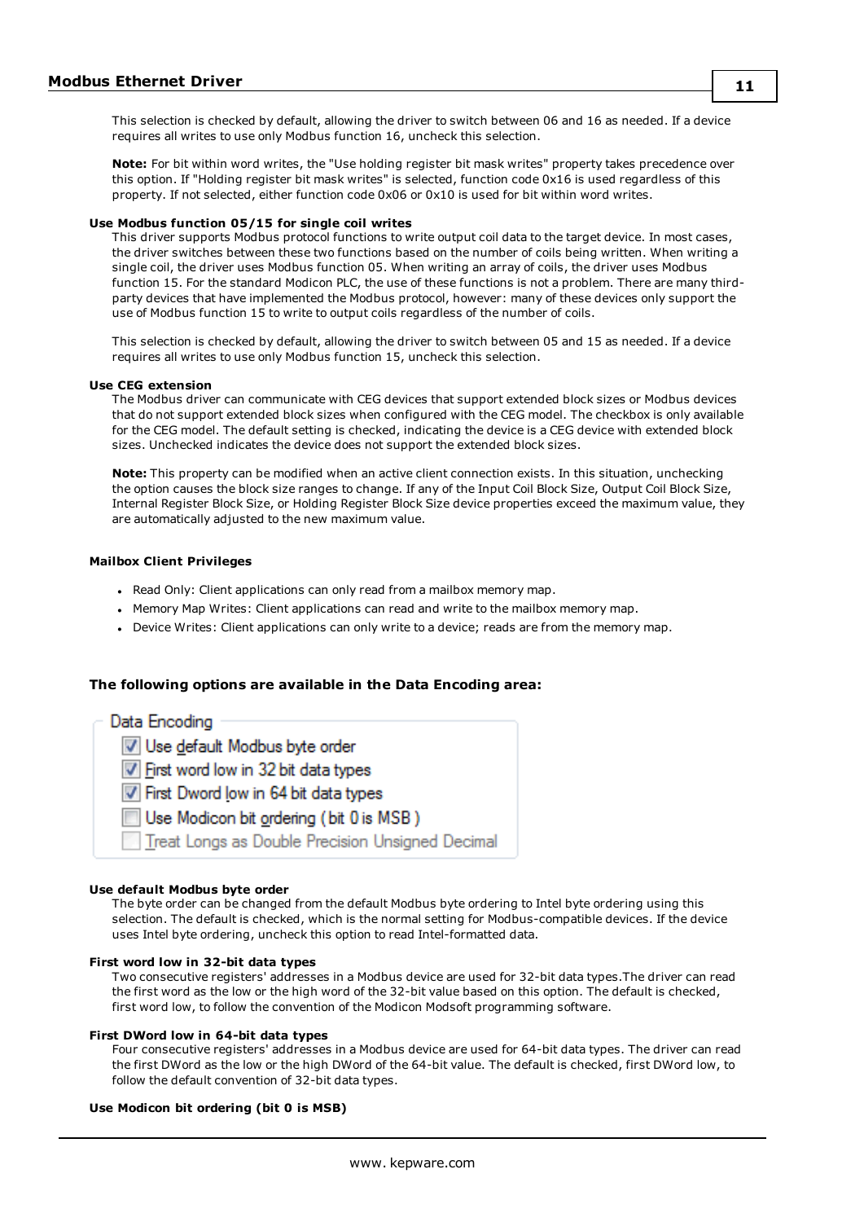This selection is checked by default, allowing the driver to switch between 06 and 16 as needed. If a device requires all writes to use only Modbus function 16, uncheck this selection.

**Note:** For bit within word writes, the "Use holding register bit mask writes" property takes precedence over this option. If "Holding register bit mask writes" is selected, function code 0x16 is used regardless of this property. If not selected, either function code 0x06 or 0x10 is used for bit within word writes.

**Use Modbus function 05/15 for single coil writes**

This driver supports Modbus protocol functions to write output coil data to the target device. In most cases, the driver switches between these two functions based on the number of coils being written. When writing a single coil, the driver uses Modbus function 05. When writing an array of coils, the driver uses Modbus function 15. For the standard Modicon PLC, the use of these functions is not a problem. There are many third-party devices that have implemented the Modbus protocol, however: many of these devices only support the use of Modbus function 15 to write to output coils regardless of the number of coils.

This selection is checked by default, allowing the driver to switch between 05 and 15 as needed. If a device requires all writes to use only Modbus function 15, uncheck this selection.

**Use CEG extension**

The Modbus driver can communicate with CEG devices that support extended block sizes or Modbus devices that do not support extended block sizes when configured with the CEG model. The checkbox is only available for the CEG model. The default setting is checked, indicating the device is a CEG device with extended block sizes. Unchecked indicates the device does not support the extended block sizes.

**Note:** This property can be modified when an active client connection exists. In this situation, unchecking the option causes the block size ranges to change. If any of the Input Coil Block Size, Output Coil Block Size, Internal Register Block Size, or Holding Register Block Size device properties exceed the maximum value, they are automatically adjusted to the new maximum value.

**Mailbox Client Privileges**

- Read Only: Client applications can only read from a mailbox memory map.
- Memory Map Writes: Client applications can read and write to the mailbox memory map.
- Device Writes: Client applications can only write to a device; reads are from the memory map.

### The following options are available in the Data Encoding area:

Data Encoding

- [x] Use default Modbus byte order
- [x] First word low in 32 bit data types
- [x] First Dword low in 64 bit data types
- [ ] Use Modicon bit ordering ( bit 0 is MSB )
- [ ] Treat Longs as Double Precision Unsigned Decimal

**Use default Modbus byte order**

The byte order can be changed from the default Modbus byte ordering to Intel byte ordering using this selection. The default is checked, which is the normal setting for Modbus-compatible devices. If the device uses Intel byte ordering, uncheck this option to read Intel-formatted data.

**First word low in 32-bit data types**

Two consecutive registers' addresses in a Modbus device are used for 32-bit data types.The driver can read the first word as the low or the high word of the 32-bit value based on this option. The default is checked, first word low, to follow the convention of the Modicon Modsoft programming software.

**First DWord low in 64-bit data types**

Four consecutive registers' addresses in a Modbus device are used for 64-bit data types. The driver can read the first DWord as the low or the high DWord of the 64-bit value. The default is checked, first DWord low, to follow the default convention of 32-bit data types.

**Use Modicon bit ordering (bit 0 is MSB)**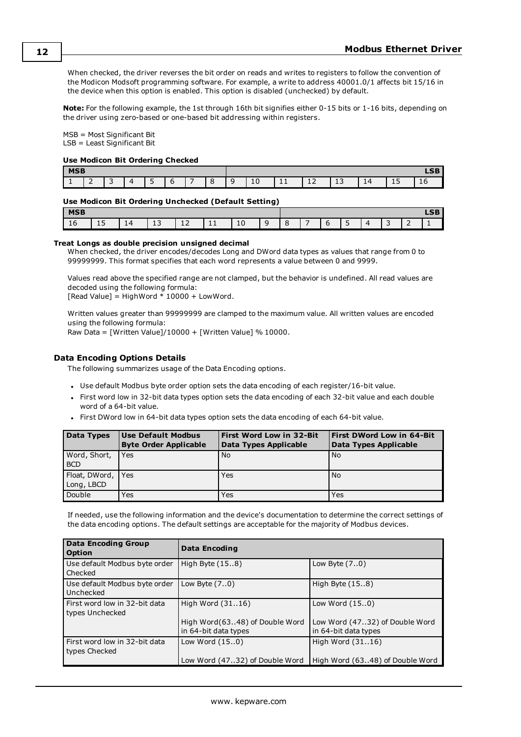When checked, the driver reverses the bit order on reads and writes to registers to follow the convention of the Modicon Modsoft programming software. For example, a write to address 40001.0/1 affects bit 15/16 in the device when this option is enabled. This option is disabled (unchecked) by default.

**Note:** For the following example, the 1st through 16th bit signifies either 0-15 bits or 1-16 bits, depending on the driver using zero-based or one-based bit addressing within registers.

MSB = Most Significant Bit
LSB = Least Significant Bit

**Use Modicon Bit Ordering Checked**

| MSB | | | | | | | | | | | | | | | LSB |
|---|---|---|---|---|---|---|---|---|---|---|---|---|---|---|---|
| 1 | 2 | 3 | 4 | 5 | 6 | 7 | 8 | 9 | 10 | 11 | 12 | 13 | 14 | 15 | 16 |

**Use Modicon Bit Ordering Unchecked (Default Setting)**

| MSB | | | | | | | | | | | | | | | LSB |
|---|---|---|---|---|---|---|---|---|---|---|---|---|---|---|---|
| 16 | 15 | 14 | 13 | 12 | 11 | 10 | 9 | 8 | 7 | 6 | 5 | 4 | 3 | 2 | 1 |

**Treat Longs as double precision unsigned decimal**

When checked, the driver encodes/decodes Long and DWord data types as values that range from 0 to 99999999. This format specifies that each word represents a value between 0 and 9999.

Values read above the specified range are not clamped, but the behavior is undefined. All read values are decoded using the following formula:
[Read Value] = HighWord * 10000 + LowWord.

Written values greater than 99999999 are clamped to the maximum value. All written values are encoded using the following formula:
Raw Data = [Written Value]/10000 + [Written Value] % 10000.

### Data Encoding Options Details

The following summarizes usage of the Data Encoding options.

- Use default Modbus byte order option sets the data encoding of each register/16-bit value.
- First word low in 32-bit data types option sets the data encoding of each 32-bit value and each double word of a 64-bit value.
- First DWord low in 64-bit data types option sets the data encoding of each 64-bit value.

| Data Types | Use Default Modbus Byte Order Applicable | First Word Low in 32-Bit Data Types Applicable | First DWord Low in 64-Bit Data Types Applicable |
|---|---|---|---|
| Word, Short, BCD | Yes | No | No |
| Float, DWord, Long, LBCD | Yes | Yes | No |
| Double | Yes | Yes | Yes |

If needed, use the following information and the device's documentation to determine the correct settings of the data encoding options. The default settings are acceptable for the majority of Modbus devices.

| Data Encoding Group Option | Data Encoding | |
|---|---|---|
| Use default Modbus byte order Checked | High Byte (15..8) | Low Byte (7..0) |
| Use default Modbus byte order Unchecked | Low Byte (7..0) | High Byte (15..8) |
| First word low in 32-bit data types Unchecked | High Word (31..16)<br><br>High Word(63..48) of Double Word in 64-bit data types | Low Word (15..0)<br><br>Low Word (47..32) of Double Word in 64-bit data types |
| First word low in 32-bit data types Checked | Low Word (15..0)<br><br>Low Word (47..32) of Double Word | High Word (31..16)<br><br>High Word (63..48) of Double Word |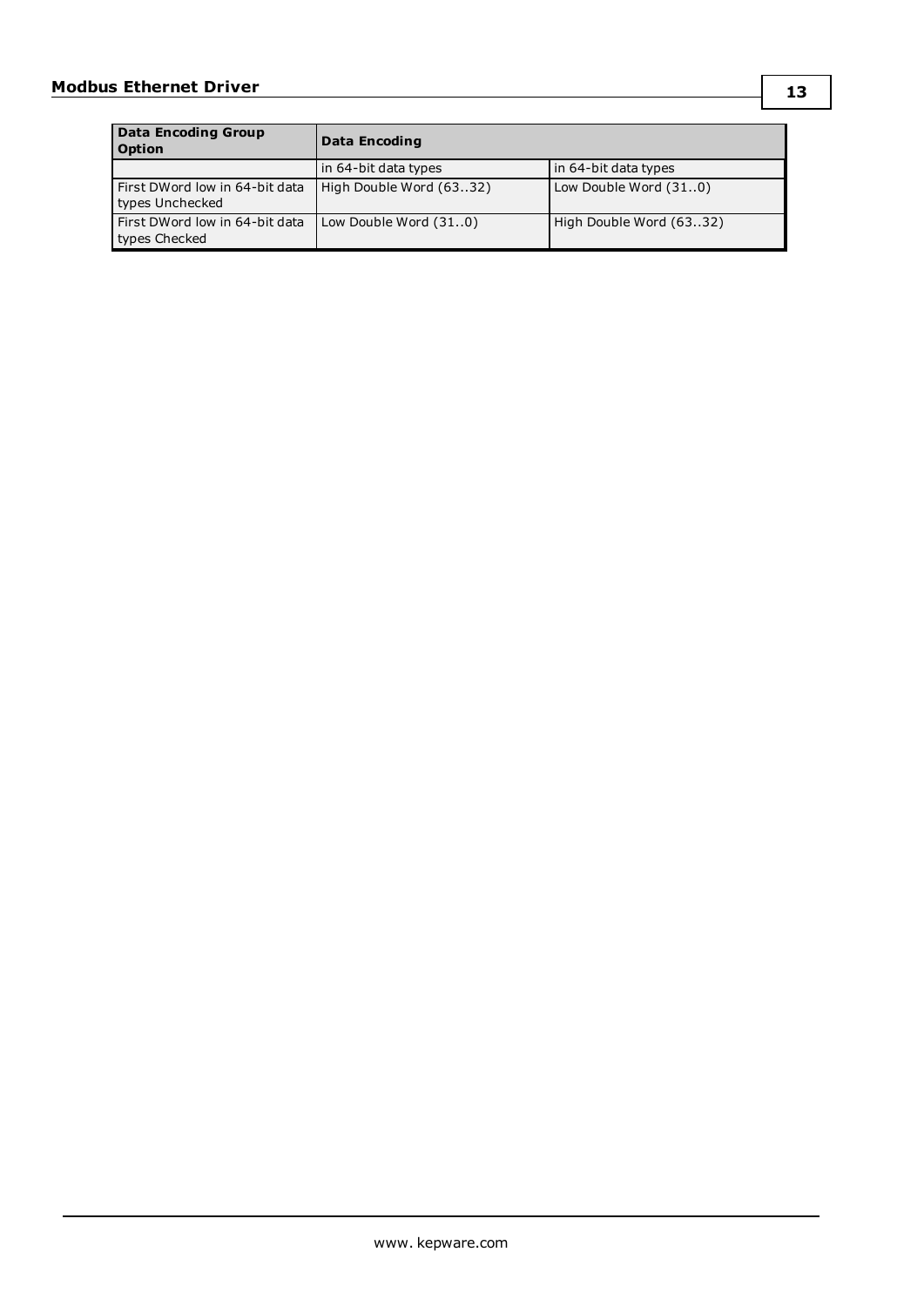| Data Encoding Group Option | Data Encoding | |
|---|---|---|
| | in 64-bit data types | in 64-bit data types |
| First DWord low in 64-bit data types Unchecked | High Double Word (63..32) | Low Double Word (31..0) |
| First DWord low in 64-bit data types Checked | Low Double Word (31..0) | High Double Word (63..32) |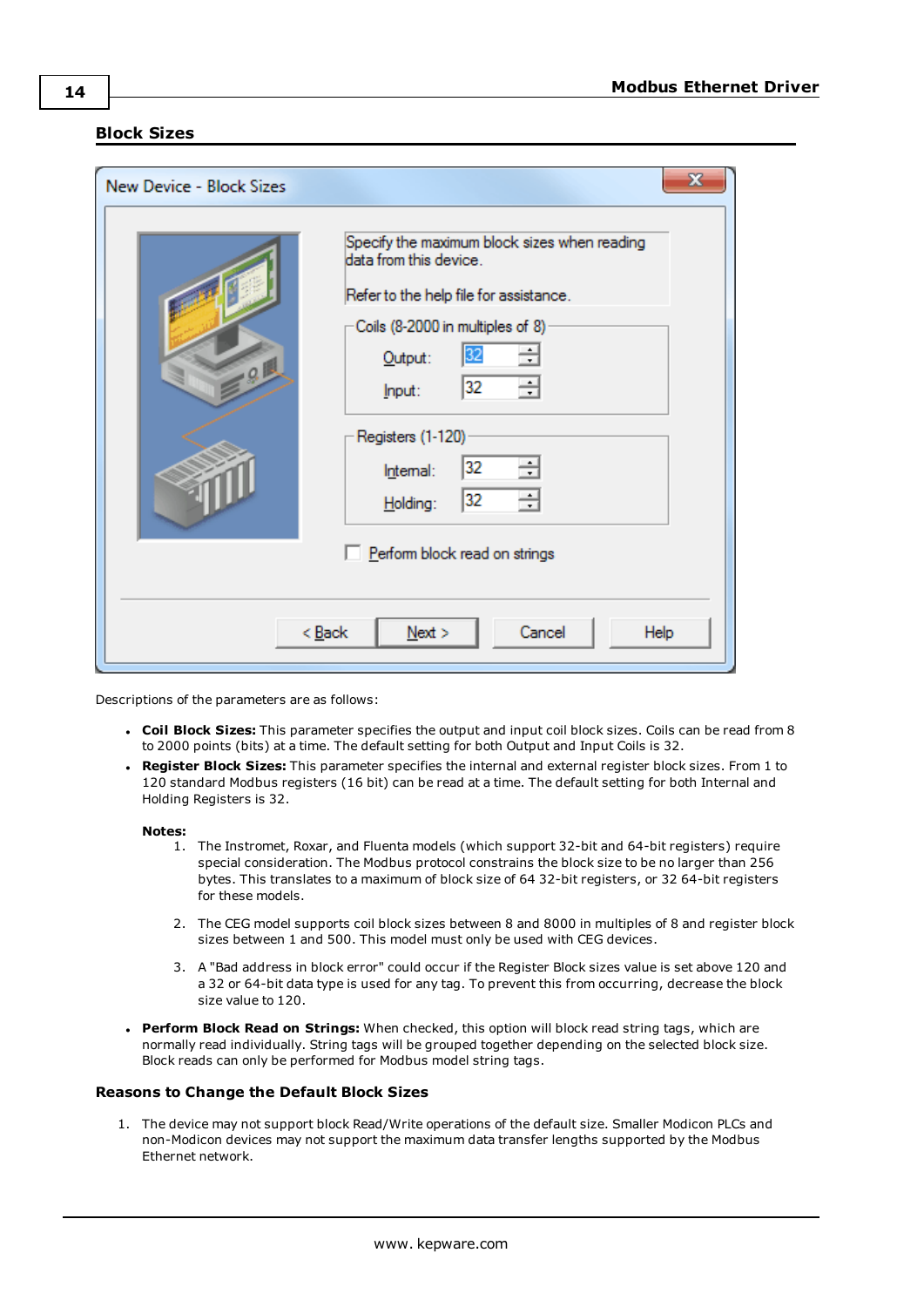## Block Sizes

Descriptions of the parameters are as follows:

- **Coil Block Sizes:** This parameter specifies the output and input coil block sizes. Coils can be read from 8 to 2000 points (bits) at a time. The default setting for both Output and Input Coils is 32.
- **Register Block Sizes:** This parameter specifies the internal and external register block sizes. From 1 to 120 standard Modbus registers (16 bit) can be read at a time. The default setting for both Internal and Holding Registers is 32.

  **Notes:**
  1. The Instromet, Roxar, and Fluenta models (which support 32-bit and 64-bit registers) require special consideration. The Modbus protocol constrains the block size to be no larger than 256 bytes. This translates to a maximum of block size of 64 32-bit registers, or 32 64-bit registers for these models.
  2. The CEG model supports coil block sizes between 8 and 8000 in multiples of 8 and register block sizes between 1 and 500. This model must only be used with CEG devices.
  3. A "Bad address in block error" could occur if the Register Block sizes value is set above 120 and a 32 or 64-bit data type is used for any tag. To prevent this from occurring, decrease the block size value to 120.
- **Perform Block Read on Strings:** When checked, this option will block read string tags, which are normally read individually. String tags will be grouped together depending on the selected block size. Block reads can only be performed for Modbus model string tags.

### Reasons to Change the Default Block Sizes

1. The device may not support block Read/Write operations of the default size. Smaller Modicon PLCs and non-Modicon devices may not support the maximum data transfer lengths supported by the Modbus Ethernet network.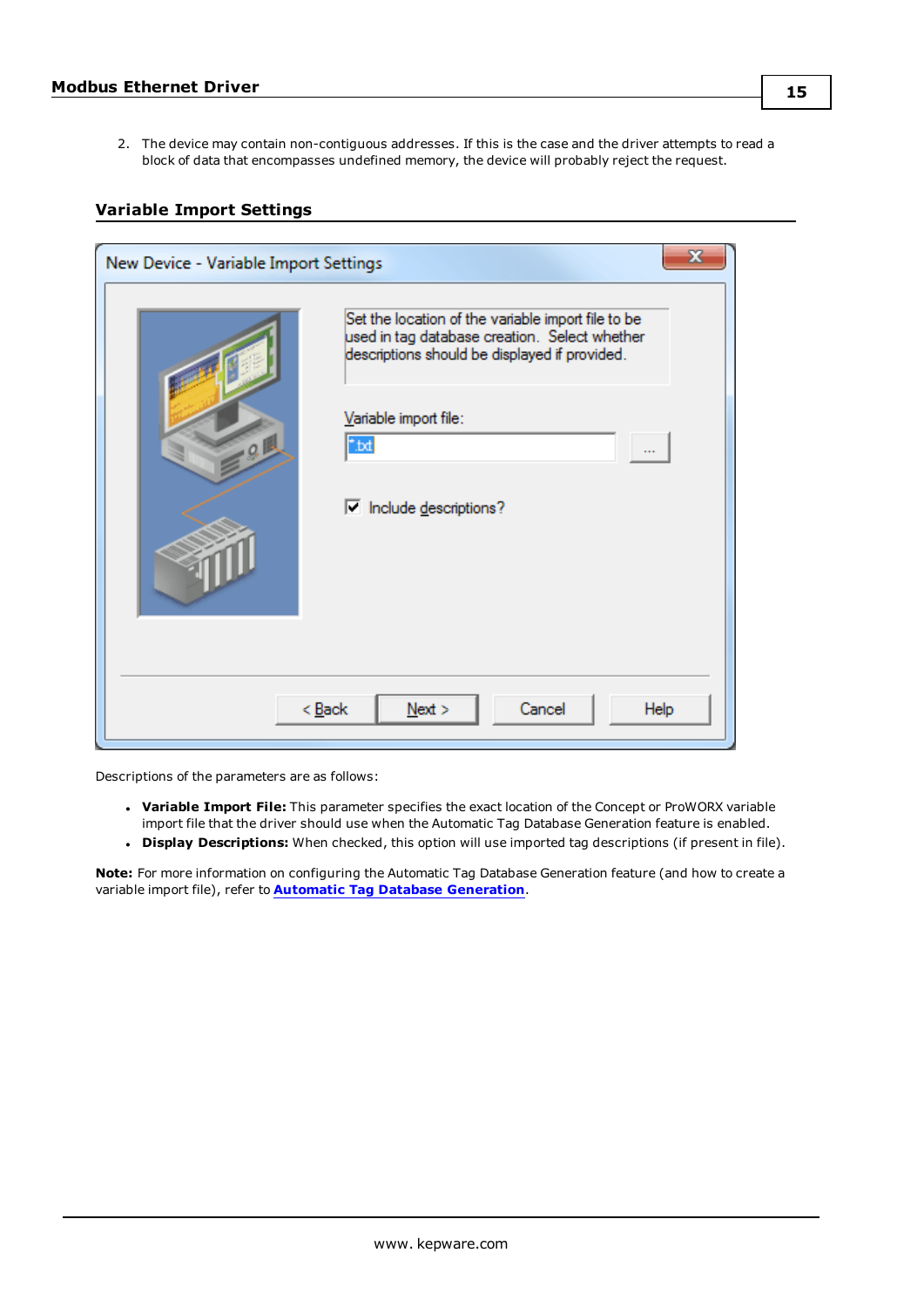2. The device may contain non-contiguous addresses. If this is the case and the driver attempts to read a block of data that encompasses undefined memory, the device will probably reject the request.

## Variable Import Settings

Descriptions of the parameters are as follows:

- **Variable Import File:** This parameter specifies the exact location of the Concept or ProWORX variable import file that the driver should use when the Automatic Tag Database Generation feature is enabled.
- **Display Descriptions:** When checked, this option will use imported tag descriptions (if present in file).

**Note:** For more information on configuring the Automatic Tag Database Generation feature (and how to create a variable import file), refer to **Automatic Tag Database Generation**.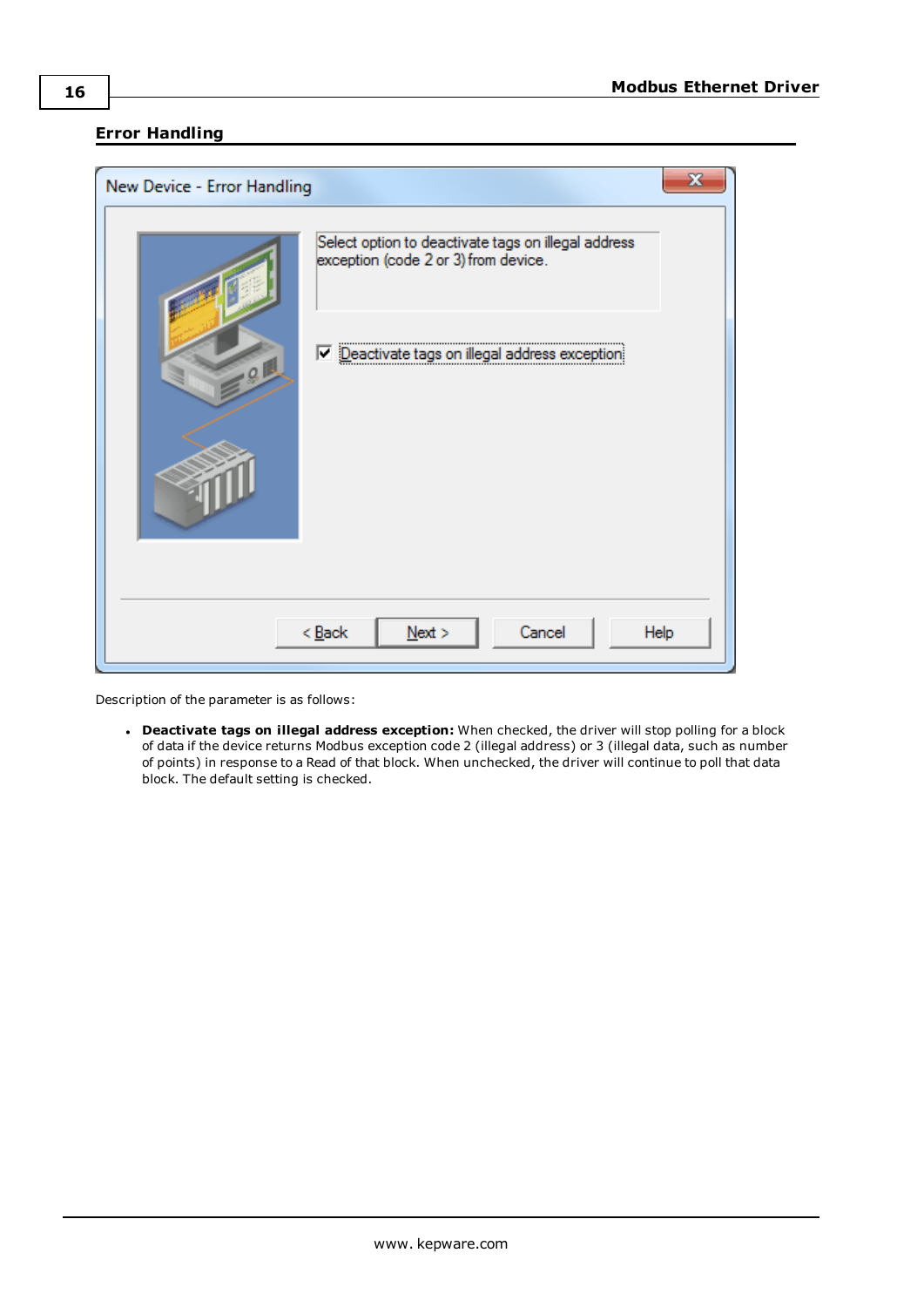## Error Handling

Description of the parameter is as follows:

- **Deactivate tags on illegal address exception:** When checked, the driver will stop polling for a block of data if the device returns Modbus exception code 2 (illegal address) or 3 (illegal data, such as number of points) in response to a Read of that block. When unchecked, the driver will continue to poll that data block. The default setting is checked.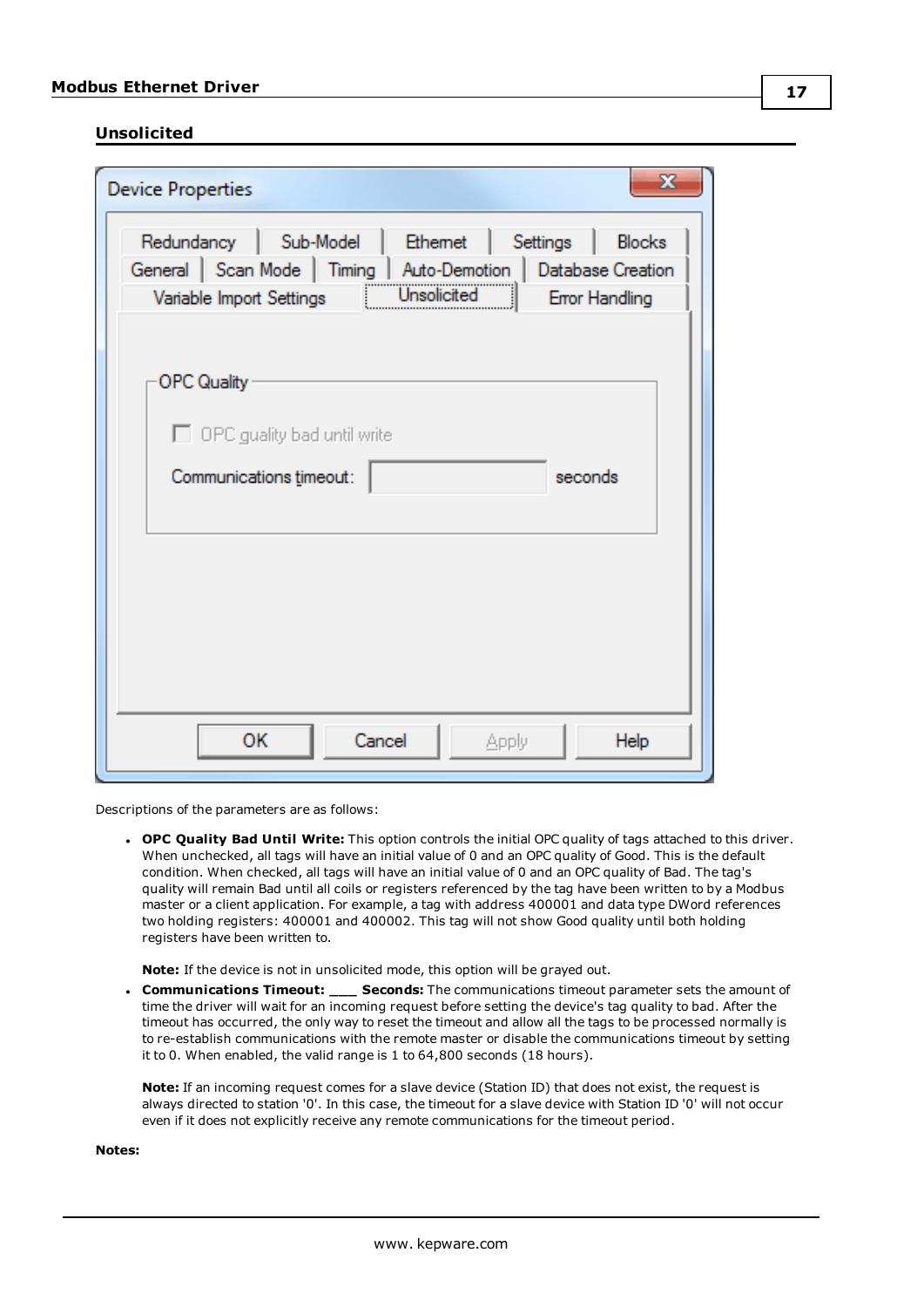## Unsolicited

Descriptions of the parameters are as follows:

- **OPC Quality Bad Until Write:** This option controls the initial OPC quality of tags attached to this driver. When unchecked, all tags will have an initial value of 0 and an OPC quality of Good. This is the default condition. When checked, all tags will have an initial value of 0 and an OPC quality of Bad. The tag's quality will remain Bad until all coils or registers referenced by the tag have been written to by a Modbus master or a client application. For example, a tag with address 400001 and data type DWord references two holding registers: 400001 and 400002. This tag will not show Good quality until both holding registers have been written to.

  **Note:** If the device is not in unsolicited mode, this option will be grayed out.

- **Communications Timeout: ___ Seconds:** The communications timeout parameter sets the amount of time the driver will wait for an incoming request before setting the device's tag quality to bad. After the timeout has occurred, the only way to reset the timeout and allow all the tags to be processed normally is to re-establish communications with the remote master or disable the communications timeout by setting it to 0. When enabled, the valid range is 1 to 64,800 seconds (18 hours).

  **Note:** If an incoming request comes for a slave device (Station ID) that does not exist, the request is always directed to station '0'. In this case, the timeout for a slave device with Station ID '0' will not occur even if it does not explicitly receive any remote communications for the timeout period.

**Notes:**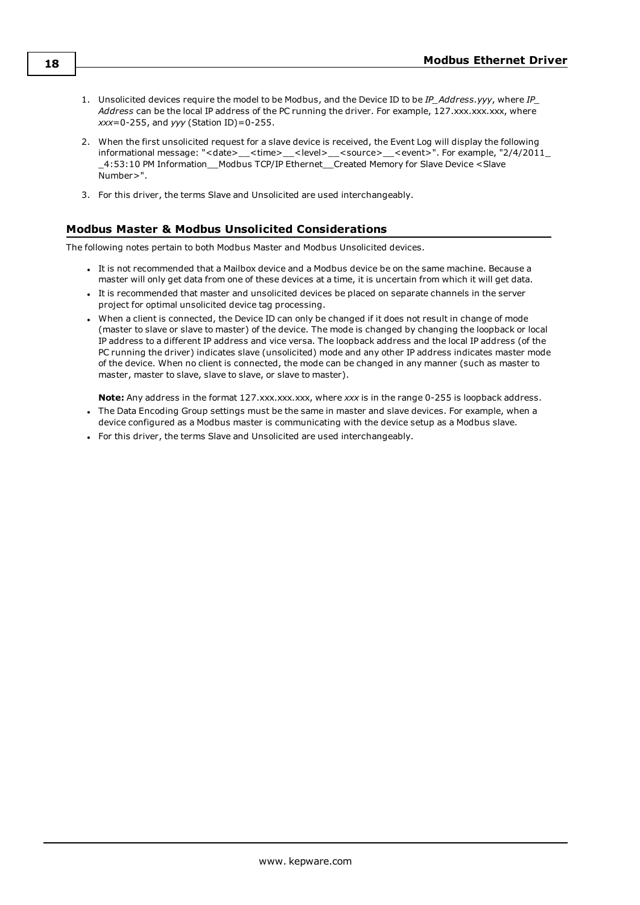1. Unsolicited devices require the model to be Modbus, and the Device ID to be *IP_Address.yyy*, where *IP_Address* can be the local IP address of the PC running the driver. For example, 127.xxx.xxx.xxx, where *xxx*=0-255, and *yyy* (Station ID)=0-255.
2. When the first unsolicited request for a slave device is received, the Event Log will display the following informational message: "<date>__<time>__<level>__<source>__<event>". For example, "2/4/2011__4:53:10 PM Information__Modbus TCP/IP Ethernet__Created Memory for Slave Device <Slave Number>".
3. For this driver, the terms Slave and Unsolicited are used interchangeably.

### Modbus Master & Modbus Unsolicited Considerations

The following notes pertain to both Modbus Master and Modbus Unsolicited devices.

- It is not recommended that a Mailbox device and a Modbus device be on the same machine. Because a master will only get data from one of these devices at a time, it is uncertain from which it will get data.
- It is recommended that master and unsolicited devices be placed on separate channels in the server project for optimal unsolicited device tag processing.
- When a client is connected, the Device ID can only be changed if it does not result in change of mode (master to slave or slave to master) of the device. The mode is changed by changing the loopback or local IP address to a different IP address and vice versa. The loopback address and the local IP address (of the PC running the driver) indicates slave (unsolicited) mode and any other IP address indicates master mode of the device. When no client is connected, the mode can be changed in any manner (such as master to master, master to slave, slave to slave, or slave to master).

  **Note:** Any address in the format 127.xxx.xxx.xxx, where *xxx* is in the range 0-255 is loopback address.
- The Data Encoding Group settings must be the same in master and slave devices. For example, when a device configured as a Modbus master is communicating with the device setup as a Modbus slave.
- For this driver, the terms Slave and Unsolicited are used interchangeably.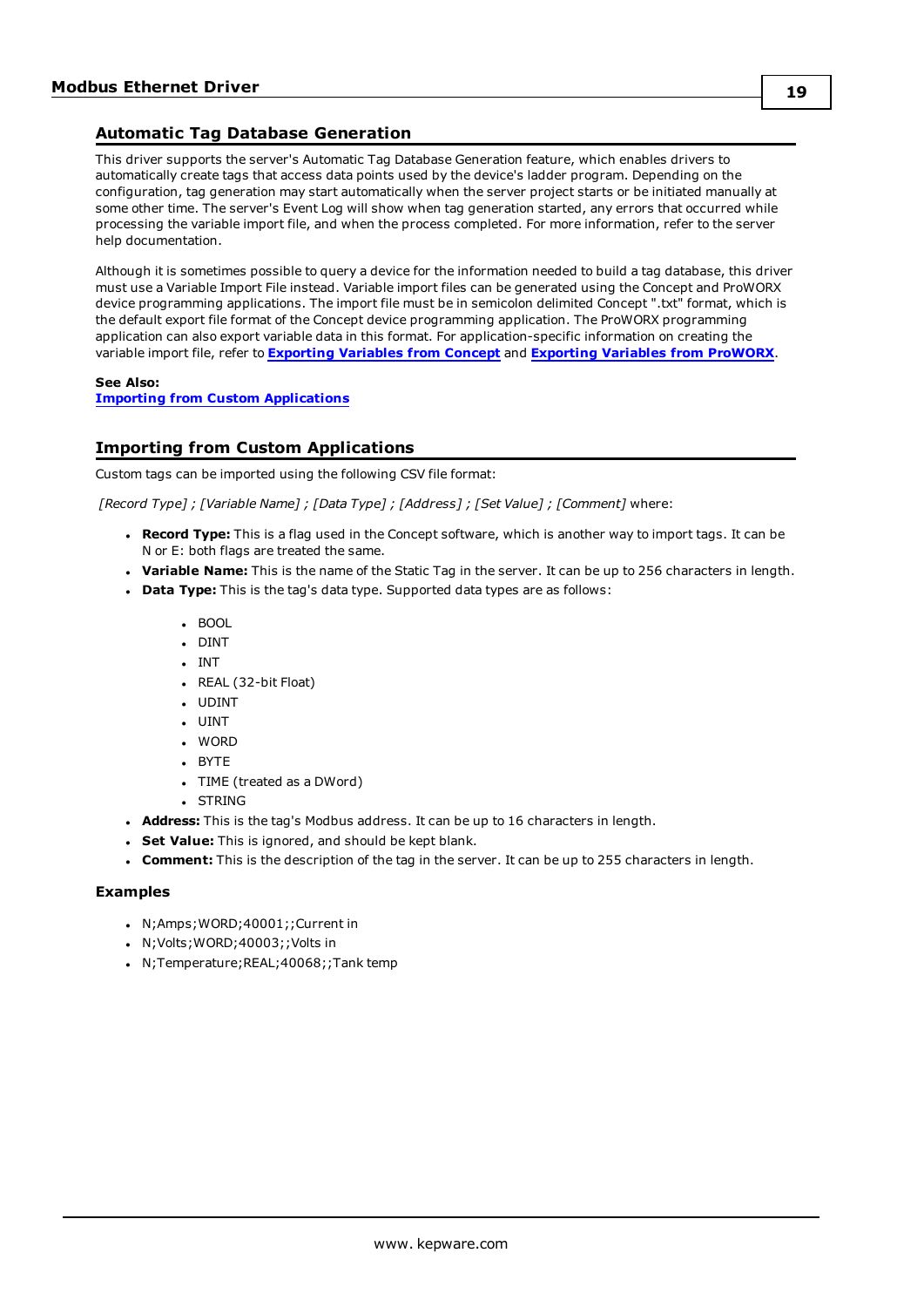## Automatic Tag Database Generation

This driver supports the server's Automatic Tag Database Generation feature, which enables drivers to automatically create tags that access data points used by the device's ladder program. Depending on the configuration, tag generation may start automatically when the server project starts or be initiated manually at some other time. The server's Event Log will show when tag generation started, any errors that occurred while processing the variable import file, and when the process completed. For more information, refer to the server help documentation.

Although it is sometimes possible to query a device for the information needed to build a tag database, this driver must use a Variable Import File instead. Variable import files can be generated using the Concept and ProWORX device programming applications. The import file must be in semicolon delimited Concept ".txt" format, which is the default export file format of the Concept device programming application. The ProWORX programming application can also export variable data in this format. For application-specific information on creating the variable import file, refer to **Exporting Variables from Concept** and **Exporting Variables from ProWORX**.

**See Also:**
**Importing from Custom Applications**

## Importing from Custom Applications

Custom tags can be imported using the following CSV file format:

*[Record Type] ; [Variable Name] ; [Data Type] ; [Address] ; [Set Value] ; [Comment]* where:

- **Record Type:** This is a flag used in the Concept software, which is another way to import tags. It can be N or E: both flags are treated the same.
- **Variable Name:** This is the name of the Static Tag in the server. It can be up to 256 characters in length.
- **Data Type:** This is the tag's data type. Supported data types are as follows:
  - BOOL
  - DINT
  - INT
  - REAL (32-bit Float)
  - UDINT
  - UINT
  - WORD
  - BYTE
  - TIME (treated as a DWord)
  - STRING
- **Address:** This is the tag's Modbus address. It can be up to 16 characters in length.
- **Set Value:** This is ignored, and should be kept blank.
- **Comment:** This is the description of the tag in the server. It can be up to 255 characters in length.

### Examples

- N;Amps;WORD;40001;;Current in
- N;Volts;WORD;40003;;Volts in
- N;Temperature;REAL;40068;;Tank temp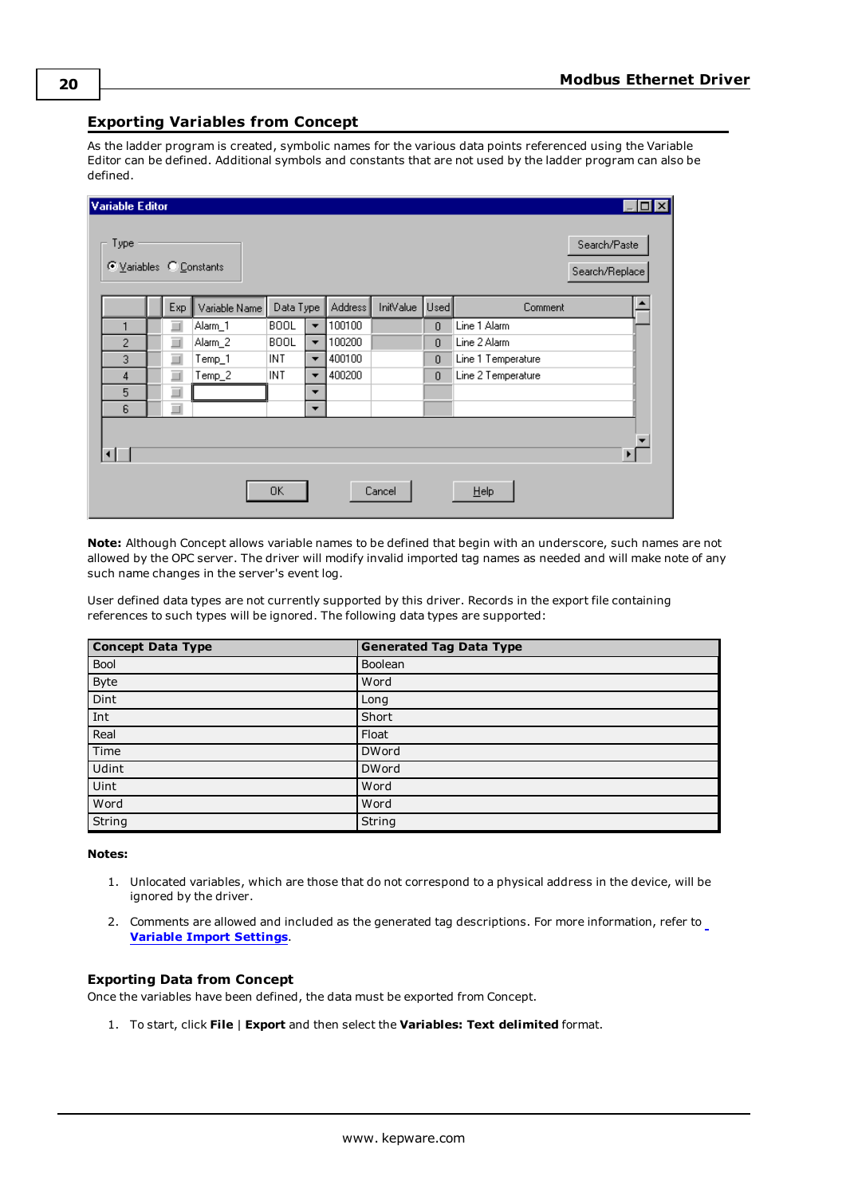## Exporting Variables from Concept

As the ladder program is created, symbolic names for the various data points referenced using the Variable Editor can be defined. Additional symbols and constants that are not used by the ladder program can also be defined.

**Note:** Although Concept allows variable names to be defined that begin with an underscore, such names are not allowed by the OPC server. The driver will modify invalid imported tag names as needed and will make note of any such name changes in the server's event log.

User defined data types are not currently supported by this driver. Records in the export file containing references to such types will be ignored. The following data types are supported:

| Concept Data Type | Generated Tag Data Type |
| --- | --- |
| Bool | Boolean |
| Byte | Word |
| Dint | Long |
| Int | Short |
| Real | Float |
| Time | DWord |
| Udint | DWord |
| Uint | Word |
| Word | Word |
| String | String |

**Notes:**

1. Unlocated variables, which are those that do not correspond to a physical address in the device, will be ignored by the driver.
2. Comments are allowed and included as the generated tag descriptions. For more information, refer to **Variable Import Settings**.

### Exporting Data from Concept

Once the variables have been defined, the data must be exported from Concept.

1. To start, click **File** | **Export** and then select the **Variables: Text delimited** format.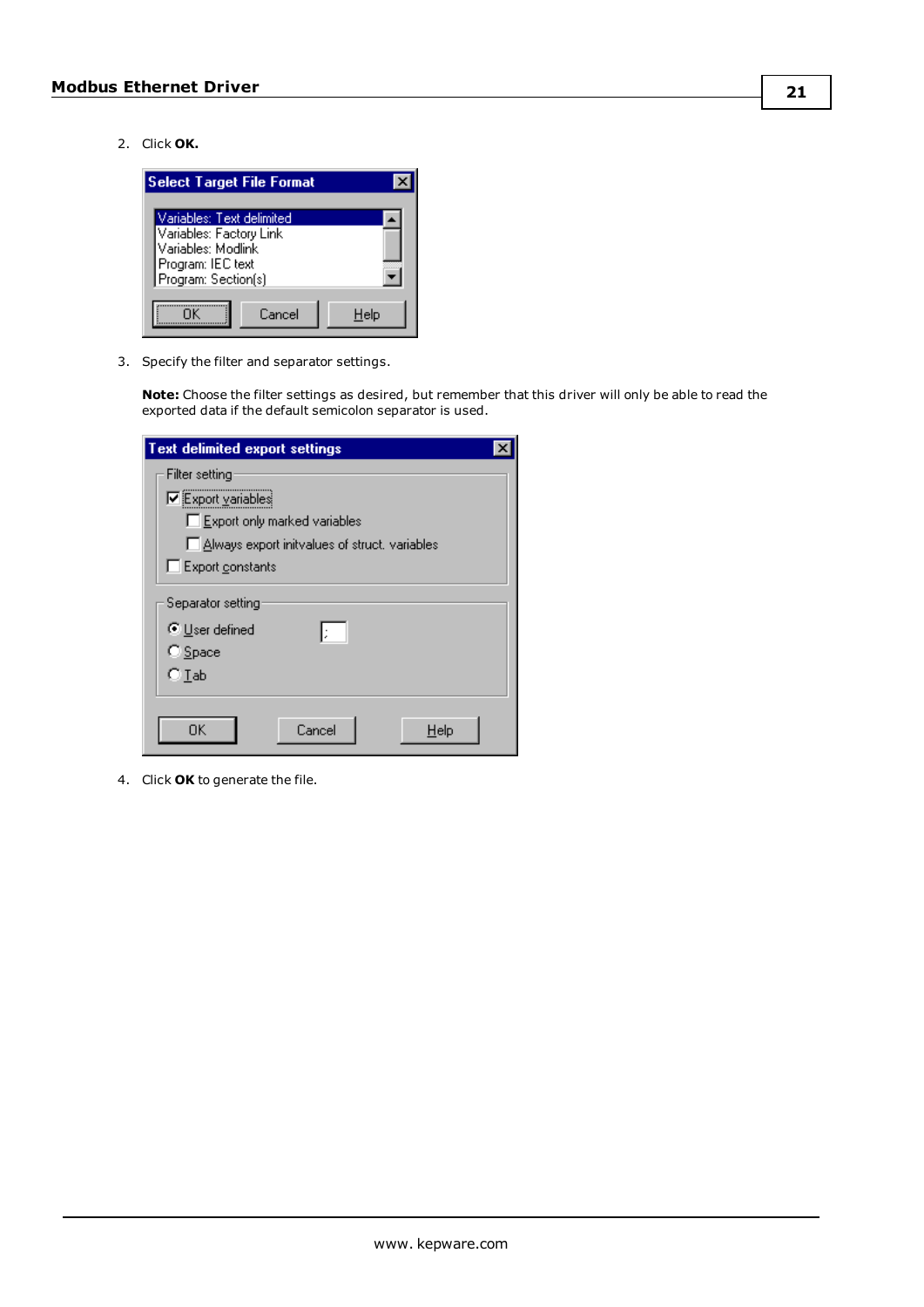2. Click **OK.**

3. Specify the filter and separator settings.

   **Note:** Choose the filter settings as desired, but remember that this driver will only be able to read the exported data if the default semicolon separator is used.

4. Click **OK** to generate the file.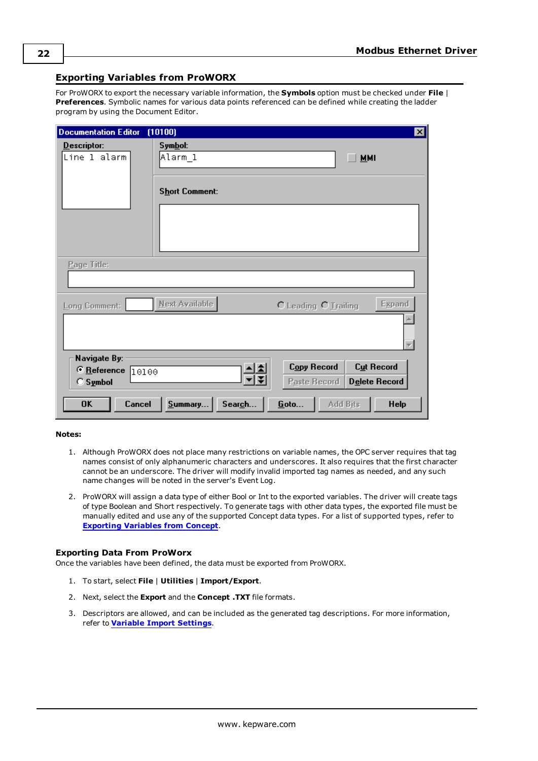## Exporting Variables from ProWORX

For ProWORX to export the necessary variable information, the **Symbols** option must be checked under **File** | **Preferences**. Symbolic names for various data points referenced can be defined while creating the ladder program by using the Document Editor.

**Notes:**

1. Although ProWORX does not place many restrictions on variable names, the OPC server requires that tag names consist of only alphanumeric characters and underscores. It also requires that the first character cannot be an underscore. The driver will modify invalid imported tag names as needed, and any such name changes will be noted in the server's Event Log.
2. ProWORX will assign a data type of either Bool or Int to the exported variables. The driver will create tags of type Boolean and Short respectively. To generate tags with other data types, the exported file must be manually edited and use any of the supported Concept data types. For a list of supported types, refer to **Exporting Variables from Concept**.

### Exporting Data From ProWorx

Once the variables have been defined, the data must be exported from ProWORX.

1. To start, select **File** | **Utilities** | **Import/Export**.
2. Next, select the **Export** and the **Concept .TXT** file formats.
3. Descriptors are allowed, and can be included as the generated tag descriptions. For more information, refer to **Variable Import Settings**.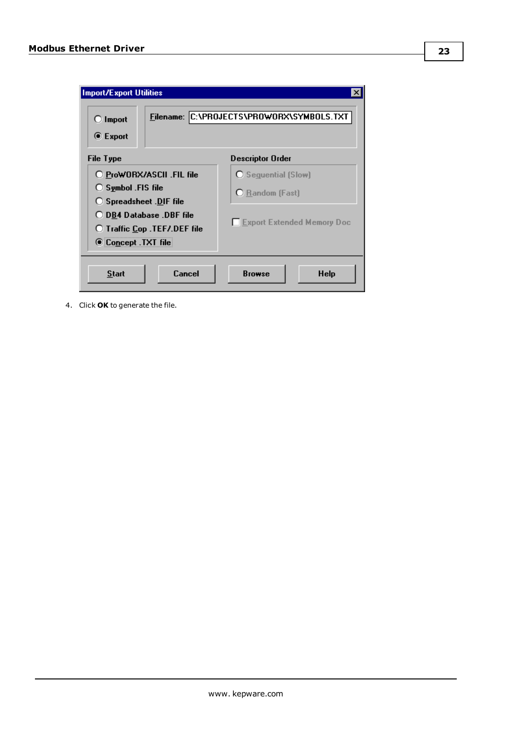4. Click **OK** to generate the file.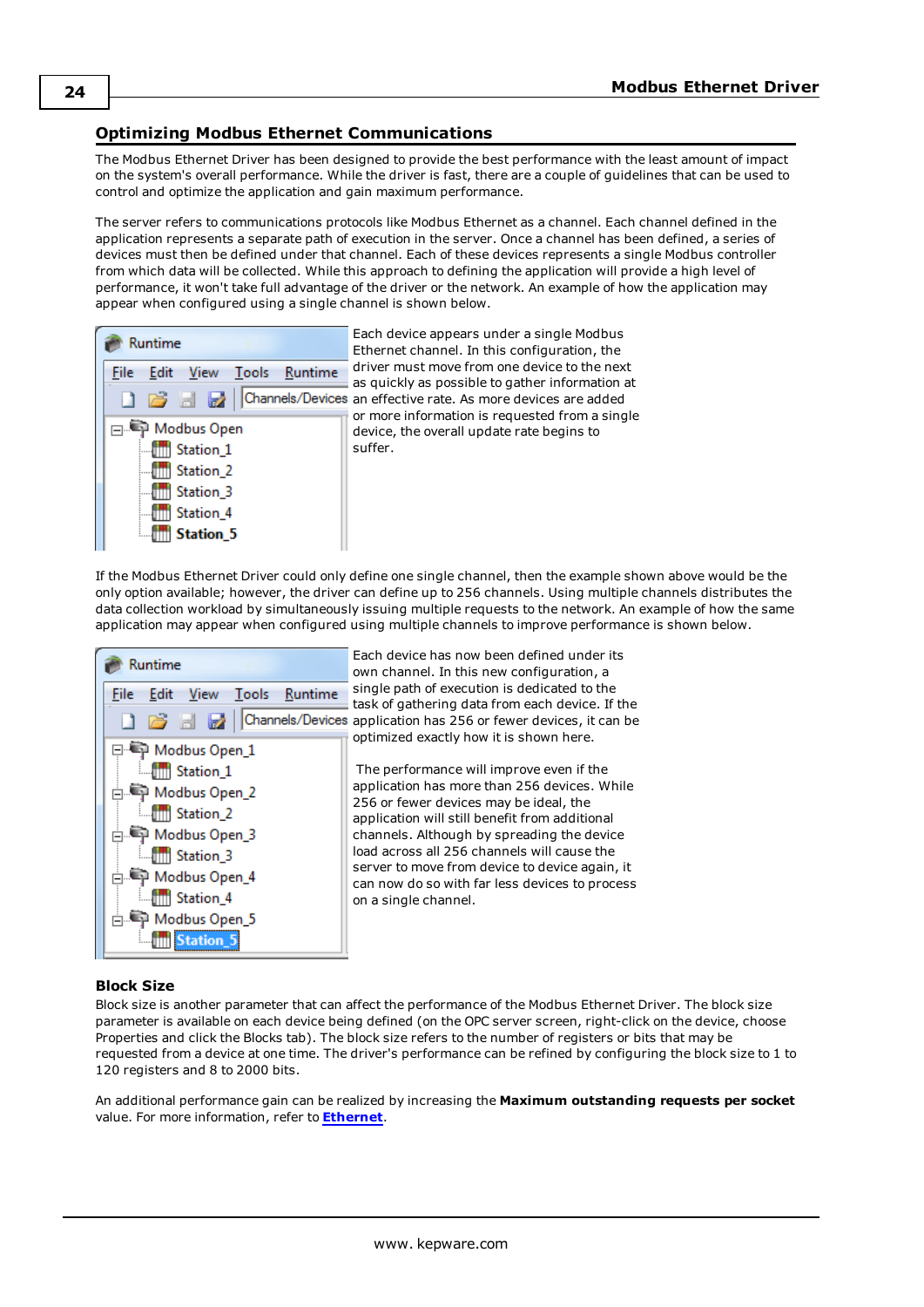## Optimizing Modbus Ethernet Communications

The Modbus Ethernet Driver has been designed to provide the best performance with the least amount of impact on the system's overall performance. While the driver is fast, there are a couple of guidelines that can be used to control and optimize the application and gain maximum performance.

The server refers to communications protocols like Modbus Ethernet as a channel. Each channel defined in the application represents a separate path of execution in the server. Once a channel has been defined, a series of devices must then be defined under that channel. Each of these devices represents a single Modbus controller from which data will be collected. While this approach to defining the application will provide a high level of performance, it won't take full advantage of the driver or the network. An example of how the application may appear when configured using a single channel is shown below.

Each device appears under a single Modbus Ethernet channel. In this configuration, the driver must move from one device to the next as quickly as possible to gather information at an effective rate. As more devices are added or more information is requested from a single device, the overall update rate begins to suffer.

If the Modbus Ethernet Driver could only define one single channel, then the example shown above would be the only option available; however, the driver can define up to 256 channels. Using multiple channels distributes the data collection workload by simultaneously issuing multiple requests to the network. An example of how the same application may appear when configured using multiple channels to improve performance is shown below.

Each device has now been defined under its own channel. In this new configuration, a single path of execution is dedicated to the task of gathering data from each device. If the application has 256 or fewer devices, it can be optimized exactly how it is shown here.

The performance will improve even if the application has more than 256 devices. While 256 or fewer devices may be ideal, the application will still benefit from additional channels. Although by spreading the device load across all 256 channels will cause the server to move from device to device again, it can now do so with far less devices to process on a single channel.

### Block Size

Block size is another parameter that can affect the performance of the Modbus Ethernet Driver. The block size parameter is available on each device being defined (on the OPC server screen, right-click on the device, choose Properties and click the Blocks tab). The block size refers to the number of registers or bits that may be requested from a device at one time. The driver's performance can be refined by configuring the block size to 1 to 120 registers and 8 to 2000 bits.

An additional performance gain can be realized by increasing the **Maximum outstanding requests per socket** value. For more information, refer to **Ethernet**.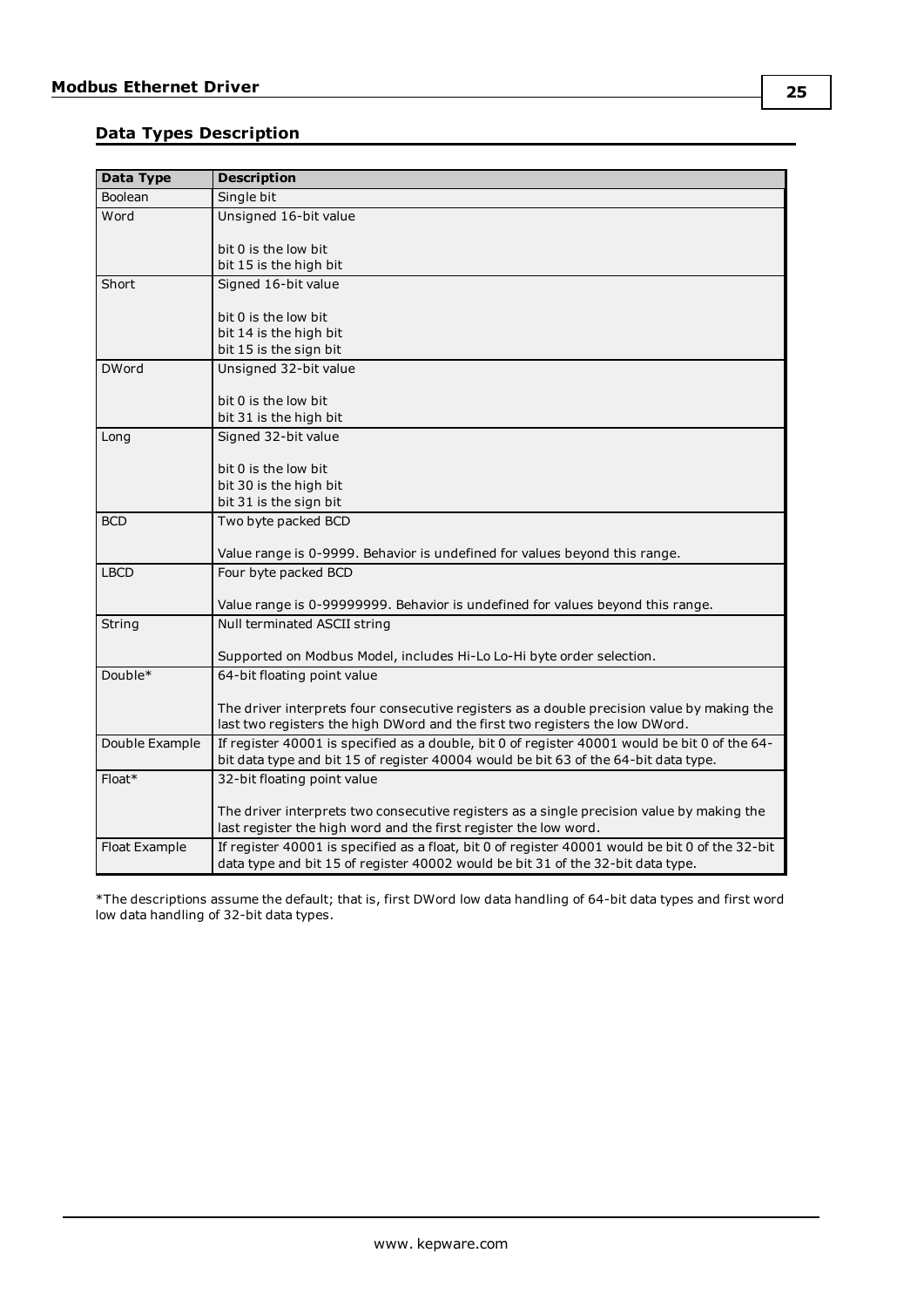## Data Types Description

| Data Type | Description |
|---|---|
| Boolean | Single bit |
| Word | Unsigned 16-bit value<br><br>bit 0 is the low bit<br>bit 15 is the high bit |
| Short | Signed 16-bit value<br><br>bit 0 is the low bit<br>bit 14 is the high bit<br>bit 15 is the sign bit |
| DWord | Unsigned 32-bit value<br><br>bit 0 is the low bit<br>bit 31 is the high bit |
| Long | Signed 32-bit value<br><br>bit 0 is the low bit<br>bit 30 is the high bit<br>bit 31 is the sign bit |
| BCD | Two byte packed BCD<br><br>Value range is 0-9999. Behavior is undefined for values beyond this range. |
| LBCD | Four byte packed BCD<br><br>Value range is 0-99999999. Behavior is undefined for values beyond this range. |
| String | Null terminated ASCII string<br><br>Supported on Modbus Model, includes Hi-Lo Lo-Hi byte order selection. |
| Double* | 64-bit floating point value<br><br>The driver interprets four consecutive registers as a double precision value by making the last two registers the high DWord and the first two registers the low DWord. |
| Double Example | If register 40001 is specified as a double, bit 0 of register 40001 would be bit 0 of the 64-bit data type and bit 15 of register 40004 would be bit 63 of the 64-bit data type. |
| Float* | 32-bit floating point value<br><br>The driver interprets two consecutive registers as a single precision value by making the last register the high word and the first register the low word. |
| Float Example | If register 40001 is specified as a float, bit 0 of register 40001 would be bit 0 of the 32-bit data type and bit 15 of register 40002 would be bit 31 of the 32-bit data type. |

*The descriptions assume the default; that is, first DWord low data handling of 64-bit data types and first word low data handling of 32-bit data types.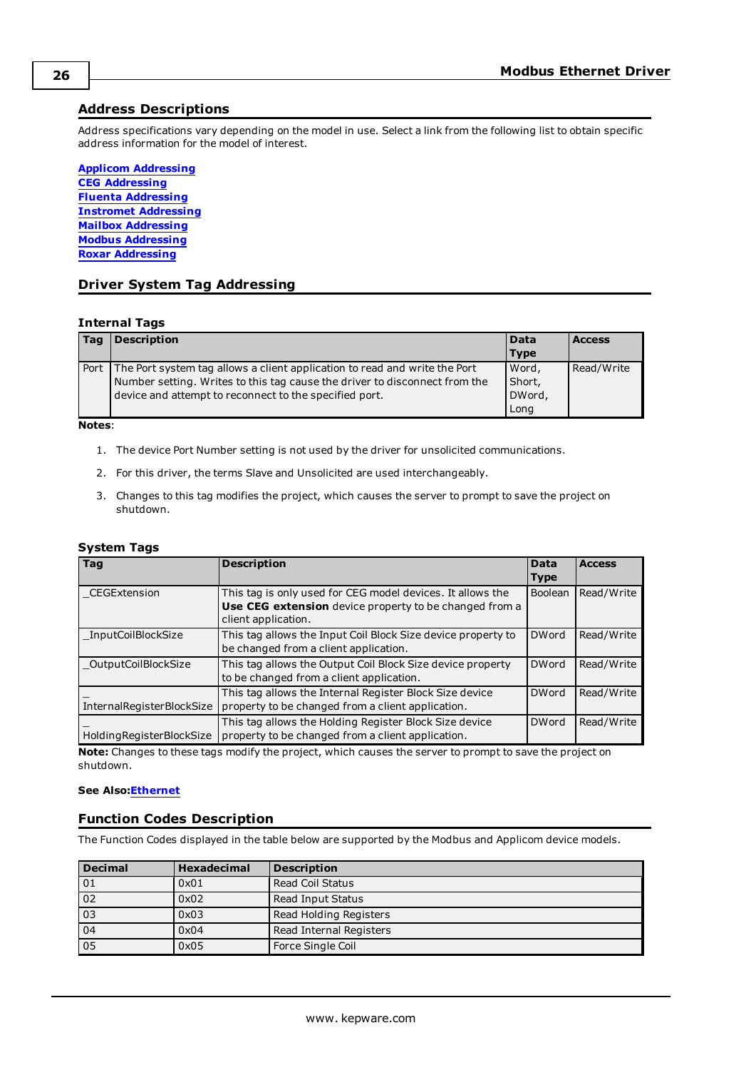## Address Descriptions

Address specifications vary depending on the model in use. Select a link from the following list to obtain specific address information for the model of interest.

**Applicom Addressing**
**CEG Addressing**
**Fluenta Addressing**
**Instromet Addressing**
**Mailbox Addressing**
**Modbus Addressing**
**Roxar Addressing**

## Driver System Tag Addressing

### Internal Tags

| Tag | Description | Data Type | Access |
|---|---|---|---|
| Port | The Port system tag allows a client application to read and write the Port Number setting. Writes to this tag cause the driver to disconnect from the device and attempt to reconnect to the specified port. | Word, Short, DWord, Long | Read/Write |

**Notes**:

1. The device Port Number setting is not used by the driver for unsolicited communications.
2. For this driver, the terms Slave and Unsolicited are used interchangeably.
3. Changes to this tag modifies the project, which causes the server to prompt to save the project on shutdown.

### System Tags

| Tag | Description | Data Type | Access |
|---|---|---|---|
| _CEGExtension | This tag is only used for CEG model devices. It allows the **Use CEG extension** device property to be changed from a client application. | Boolean | Read/Write |
| _InputCoilBlockSize | This tag allows the Input Coil Block Size device property to be changed from a client application. | DWord | Read/Write |
| _OutputCoilBlockSize | This tag allows the Output Coil Block Size device property to be changed from a client application. | DWord | Read/Write |
| _InternalRegisterBlockSize | This tag allows the Internal Register Block Size device property to be changed from a client application. | DWord | Read/Write |
| _HoldingRegisterBlockSize | This tag allows the Holding Register Block Size device property to be changed from a client application. | DWord | Read/Write |

**Note:** Changes to these tags modify the project, which causes the server to prompt to save the project on shutdown.

**See Also:** **Ethernet**

## Function Codes Description

The Function Codes displayed in the table below are supported by the Modbus and Applicom device models.

| Decimal | Hexadecimal | Description |
|---|---|---|
| 01 | 0x01 | Read Coil Status |
| 02 | 0x02 | Read Input Status |
| 03 | 0x03 | Read Holding Registers |
| 04 | 0x04 | Read Internal Registers |
| 05 | 0x05 | Force Single Coil |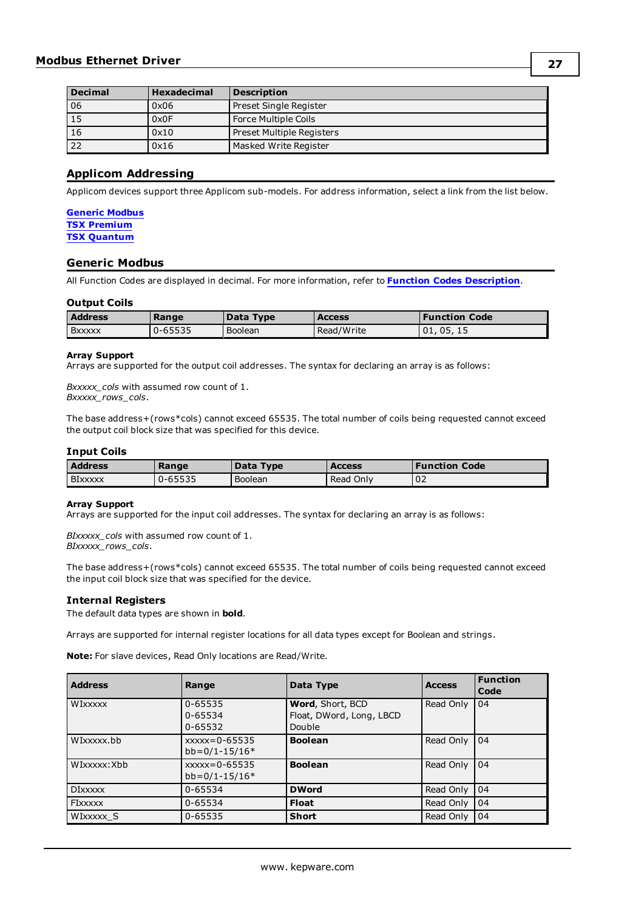| Decimal | Hexadecimal | Description |
|---|---|---|
| 06 | 0x06 | Preset Single Register |
| 15 | 0x0F | Force Multiple Coils |
| 16 | 0x10 | Preset Multiple Registers |
| 22 | 0x16 | Masked Write Register |

## Applicom Addressing

Applicom devices support three Applicom sub-models. For address information, select a link from the list below.

**Generic Modbus**
**TSX Premium**
**TSX Quantum**

## Generic Modbus

All Function Codes are displayed in decimal. For more information, refer to **Function Codes Description**.

### Output Coils

| Address | Range | Data Type | Access | Function Code |
|---|---|---|---|---|
| Bxxxxx | 0-65535 | Boolean | Read/Write | 01, 05, 15 |

**Array Support**
Arrays are supported for the output coil addresses. The syntax for declaring an array is as follows:

*Bxxxxx_cols* with assumed row count of 1.
*Bxxxxx_rows_cols*.

The base address+(rows*cols) cannot exceed 65535. The total number of coils being requested cannot exceed the output coil block size that was specified for this device.

### Input Coils

| Address | Range | Data Type | Access | Function Code |
|---|---|---|---|---|
| BIxxxxx | 0-65535 | Boolean | Read Only | 02 |

**Array Support**
Arrays are supported for the input coil addresses. The syntax for declaring an array is as follows:

*BIxxxxx_cols* with assumed row count of 1.
*BIxxxxx_rows_cols*.

The base address+(rows*cols) cannot exceed 65535. The total number of coils being requested cannot exceed the input coil block size that was specified for the device.

### Internal Registers

The default data types are shown in **bold**.

Arrays are supported for internal register locations for all data types except for Boolean and strings.

**Note:** For slave devices, Read Only locations are Read/Write.

| Address | Range | Data Type | Access | Function Code |
|---|---|---|---|---|
| WIxxxxx | 0-65535<br>0-65534<br>0-65532 | **Word**, Short, BCD<br>Float, DWord, Long, LBCD<br>Double | Read Only | 04 |
| WIxxxxx.bb | xxxxx=0-65535<br>bb=0/1-15/16* | **Boolean** | Read Only | 04 |
| WIxxxxx:Xbb | xxxxx=0-65535<br>bb=0/1-15/16* | **Boolean** | Read Only | 04 |
| DIxxxxx | 0-65534 | **DWord** | Read Only | 04 |
| FIxxxxx | 0-65534 | **Float** | Read Only | 04 |
| WIxxxxx_S | 0-65535 | **Short** | Read Only | 04 |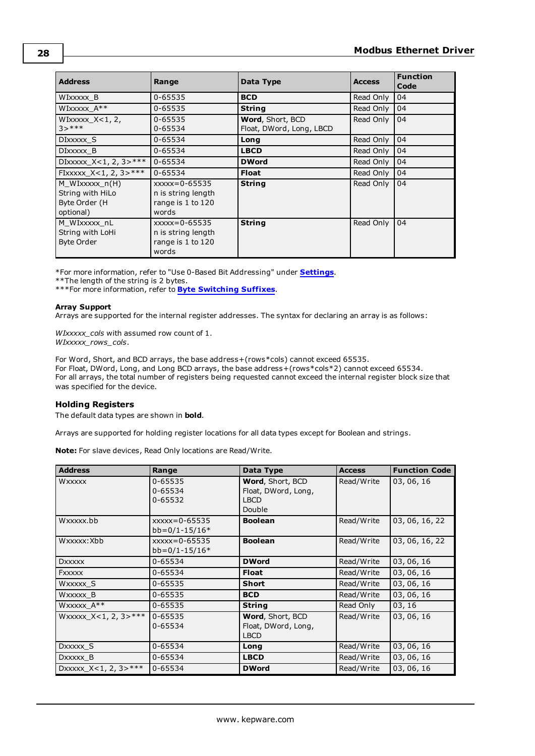| Address | Range | Data Type | Access | Function Code |
|---|---|---|---|---|
| WIxxxxx_B | 0-65535 | **BCD** | Read Only | 04 |
| WIxxxxx_A** | 0-65535 | **String** | Read Only | 04 |
| WIxxxxx_X<1, 2, 3>*** | 0-65535<br>0-65534 | **Word**, Short, BCD<br>Float, DWord, Long, LBCD | Read Only | 04 |
| DIxxxxx_S | 0-65534 | **Long** | Read Only | 04 |
| DIxxxxx_B | 0-65534 | **LBCD** | Read Only | 04 |
| DIxxxxx_X<1, 2, 3>*** | 0-65534 | **DWord** | Read Only | 04 |
| FIxxxxx_X<1, 2, 3>*** | 0-65534 | **Float** | Read Only | 04 |
| M_WIxxxxx_n(H)<br>String with HiLo Byte Order (H optional) | xxxxx=0-65535<br>n is string length range is 1 to 120 words | **String** | Read Only | 04 |
| M_WIxxxxx_nL<br>String with LoHi Byte Order | xxxxx=0-65535<br>n is string length range is 1 to 120 words | **String** | Read Only | 04 |

*For more information, refer to "Use 0-Based Bit Addressing" under **Settings**.
**The length of the string is 2 bytes.
***For more information, refer to **Byte Switching Suffixes**.

**Array Support**
Arrays are supported for the internal register addresses. The syntax for declaring an array is as follows:

*WIxxxxx_cols* with assumed row count of 1.
*WIxxxxx_rows_cols*.

For Word, Short, and BCD arrays, the base address+(rows*cols) cannot exceed 65535.
For Float, DWord, Long, and Long BCD arrays, the base address+(rows*cols*2) cannot exceed 65534.
For all arrays, the total number of registers being requested cannot exceed the internal register block size that was specified for the device.

### Holding Registers

The default data types are shown in **bold**.

Arrays are supported for holding register locations for all data types except for Boolean and strings.

**Note:** For slave devices, Read Only locations are Read/Write.

| Address | Range | Data Type | Access | Function Code |
|---|---|---|---|---|
| Wxxxxx | 0-65535<br>0-65534<br>0-65532 | **Word**, Short, BCD<br>Float, DWord, Long, LBCD<br>Double | Read/Write | 03, 06, 16 |
| Wxxxxx.bb | xxxxx=0-65535<br>bb=0/1-15/16* | **Boolean** | Read/Write | 03, 06, 16, 22 |
| Wxxxxx:Xbb | xxxxx=0-65535<br>bb=0/1-15/16* | **Boolean** | Read/Write | 03, 06, 16, 22 |
| Dxxxxx | 0-65534 | **DWord** | Read/Write | 03, 06, 16 |
| Fxxxxx | 0-65534 | **Float** | Read/Write | 03, 06, 16 |
| Wxxxxx_S | 0-65535 | **Short** | Read/Write | 03, 06, 16 |
| Wxxxxx_B | 0-65535 | **BCD** | Read/Write | 03, 06, 16 |
| Wxxxxx_A** | 0-65535 | **String** | Read Only | 03, 16 |
| Wxxxxx_X<1, 2, 3>*** | 0-65535<br>0-65534 | **Word**, Short, BCD<br>Float, DWord, Long, LBCD | Read/Write | 03, 06, 16 |
| Dxxxxx_S | 0-65534 | **Long** | Read/Write | 03, 06, 16 |
| Dxxxxx_B | 0-65534 | **LBCD** | Read/Write | 03, 06, 16 |
| Dxxxxx_X<1, 2, 3>*** | 0-65534 | **DWord** | Read/Write | 03, 06, 16 |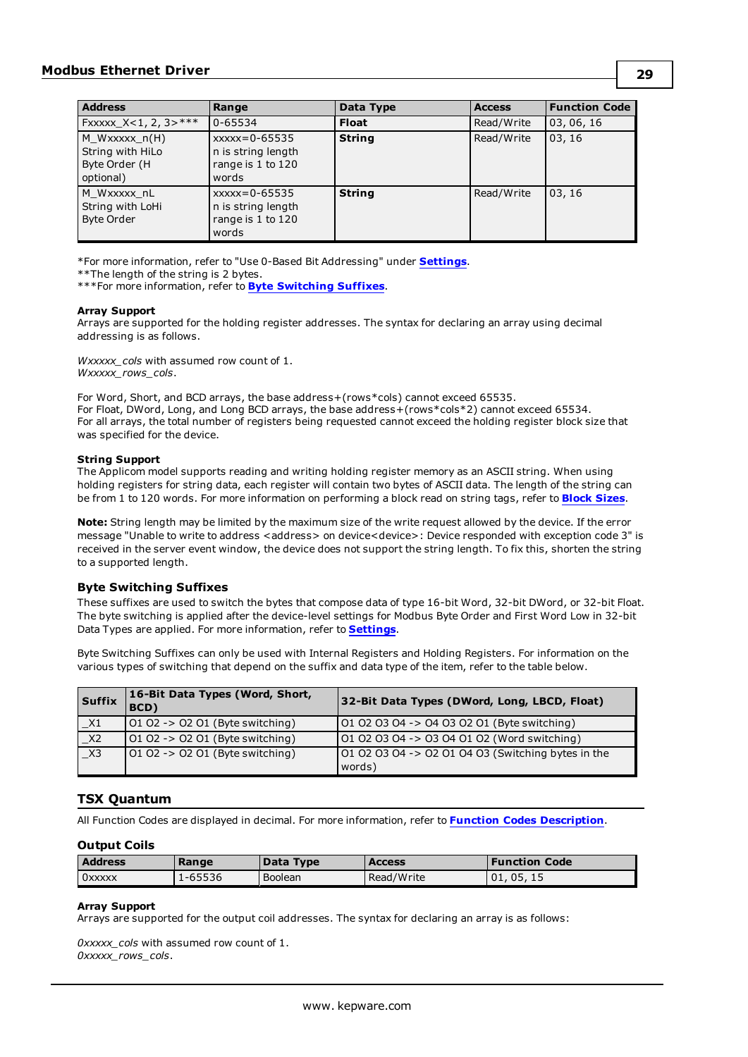| Address | Range | Data Type | Access | Function Code |
|---|---|---|---|---|
| Fxxxxx_X<1, 2, 3>*** | 0-65534 | **Float** | Read/Write | 03, 06, 16 |
| M_Wxxxxx_n(H) String with HiLo Byte Order (H optional) | xxxxx=0-65535 n is string length range is 1 to 120 words | **String** | Read/Write | 03, 16 |
| M_Wxxxxx_nL String with LoHi Byte Order | xxxxx=0-65535 n is string length range is 1 to 120 words | **String** | Read/Write | 03, 16 |

*For more information, refer to "Use 0-Based Bit Addressing" under **Settings**.
**The length of the string is 2 bytes.
***For more information, refer to **Byte Switching Suffixes**.

**Array Support**
Arrays are supported for the holding register addresses. The syntax for declaring an array using decimal addressing is as follows.

*Wxxxxx_cols* with assumed row count of 1.
*Wxxxxx_rows_cols*.

For Word, Short, and BCD arrays, the base address+(rows*cols) cannot exceed 65535.
For Float, DWord, Long, and Long BCD arrays, the base address+(rows*cols*2) cannot exceed 65534.
For all arrays, the total number of registers being requested cannot exceed the holding register block size that was specified for the device.

**String Support**
The Applicom model supports reading and writing holding register memory as an ASCII string. When using holding registers for string data, each register will contain two bytes of ASCII data. The length of the string can be from 1 to 120 words. For more information on performing a block read on string tags, refer to **Block Sizes**.

**Note:** String length may be limited by the maximum size of the write request allowed by the device. If the error message "Unable to write to address <address> on device<device>: Device responded with exception code 3" is received in the server event window, the device does not support the string length. To fix this, shorten the string to a supported length.

### Byte Switching Suffixes

These suffixes are used to switch the bytes that compose data of type 16-bit Word, 32-bit DWord, or 32-bit Float. The byte switching is applied after the device-level settings for Modbus Byte Order and First Word Low in 32-bit Data Types are applied. For more information, refer to **Settings**.

Byte Switching Suffixes can only be used with Internal Registers and Holding Registers. For information on the various types of switching that depend on the suffix and data type of the item, refer to the table below.

| Suffix | 16-Bit Data Types (Word, Short, BCD) | 32-Bit Data Types (DWord, Long, LBCD, Float) |
|---|---|---|
| _X1 | 01 02 -> 02 01 (Byte switching) | 01 02 03 04 -> 04 03 02 01 (Byte switching) |
| _X2 | 01 02 -> 02 01 (Byte switching) | 01 02 03 04 -> 03 04 01 02 (Word switching) |
| _X3 | 01 02 -> 02 01 (Byte switching) | 01 02 03 04 -> 02 01 04 03 (Switching bytes in the words) |

## TSX Quantum

All Function Codes are displayed in decimal. For more information, refer to **Function Codes Description**.

### Output Coils

| Address | Range | Data Type | Access | Function Code |
|---|---|---|---|---|
| 0xxxxx | 1-65536 | Boolean | Read/Write | 01, 05, 15 |

**Array Support**
Arrays are supported for the output coil addresses. The syntax for declaring an array is as follows:

*0xxxxx_cols* with assumed row count of 1.
*0xxxxx_rows_cols*.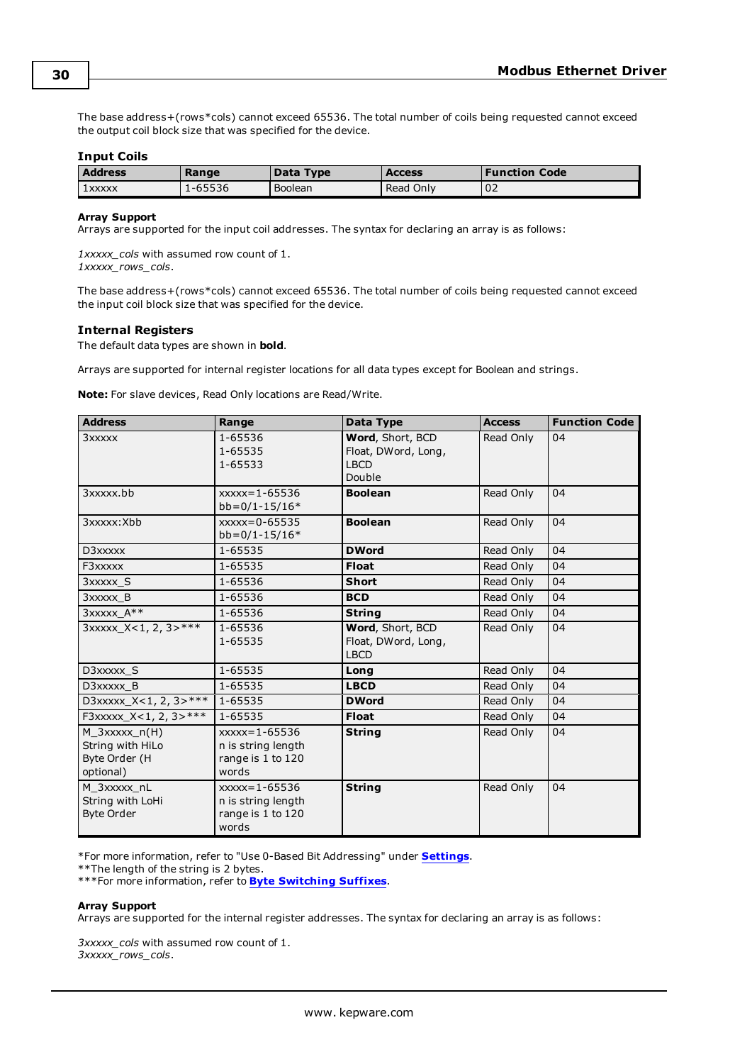The base address+(rows*cols) cannot exceed 65536. The total number of coils being requested cannot exceed the output coil block size that was specified for the device.

### Input Coils

| Address | Range | Data Type | Access | Function Code |
|---|---|---|---|---|
| 1xxxxx | 1-65536 | Boolean | Read Only | 02 |

**Array Support**
Arrays are supported for the input coil addresses. The syntax for declaring an array is as follows:

*1xxxxx_cols* with assumed row count of 1.
*1xxxxx_rows_cols*.

The base address+(rows*cols) cannot exceed 65536. The total number of coils being requested cannot exceed the input coil block size that was specified for the device.

### Internal Registers

The default data types are shown in **bold**.

Arrays are supported for internal register locations for all data types except for Boolean and strings.

**Note:** For slave devices, Read Only locations are Read/Write.

| Address | Range | Data Type | Access | Function Code |
|---|---|---|---|---|
| 3xxxxx | 1-65536<br>1-65535<br>1-65533 | **Word**, Short, BCD<br>Float, DWord, Long, LBCD<br>Double | Read Only | 04 |
| 3xxxxx.bb | xxxxx=1-65536<br>bb=0/1-15/16* | **Boolean** | Read Only | 04 |
| 3xxxxx:Xbb | xxxxx=0-65535<br>bb=0/1-15/16* | **Boolean** | Read Only | 04 |
| D3xxxxx | 1-65535 | **DWord** | Read Only | 04 |
| F3xxxxx | 1-65535 | **Float** | Read Only | 04 |
| 3xxxxx_S | 1-65536 | **Short** | Read Only | 04 |
| 3xxxxx_B | 1-65536 | **BCD** | Read Only | 04 |
| 3xxxxx_A** | 1-65536 | **String** | Read Only | 04 |
| 3xxxxx_X<1, 2, 3>*** | 1-65536<br>1-65535 | **Word**, Short, BCD<br>Float, DWord, Long, LBCD | Read Only | 04 |
| D3xxxxx_S | 1-65535 | **Long** | Read Only | 04 |
| D3xxxxx_B | 1-65535 | **LBCD** | Read Only | 04 |
| D3xxxxx_X<1, 2, 3>*** | 1-65535 | **DWord** | Read Only | 04 |
| F3xxxxx_X<1, 2, 3>*** | 1-65535 | **Float** | Read Only | 04 |
| M_3xxxxx_n(H)<br>String with HiLo Byte Order (H optional) | xxxxx=1-65536<br>n is string length range is 1 to 120 words | **String** | Read Only | 04 |
| M_3xxxxx_nL<br>String with LoHi Byte Order | xxxxx=1-65536<br>n is string length range is 1 to 120 words | **String** | Read Only | 04 |

*For more information, refer to "Use 0-Based Bit Addressing" under **Settings**.
**The length of the string is 2 bytes.
***For more information, refer to **Byte Switching Suffixes**.

**Array Support**
Arrays are supported for the internal register addresses. The syntax for declaring an array is as follows:

*3xxxxx_cols* with assumed row count of 1.
*3xxxxx_rows_cols*.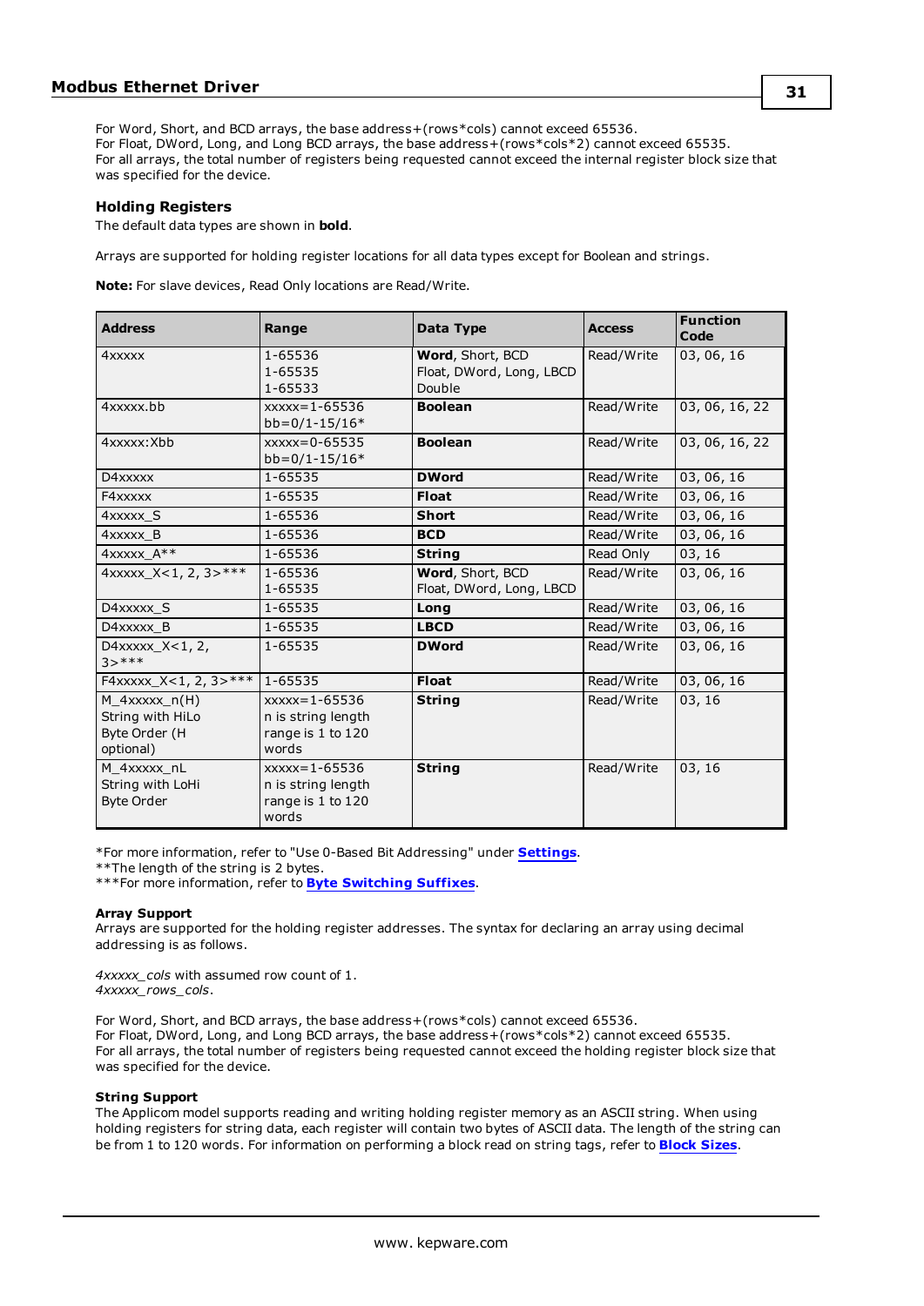For Word, Short, and BCD arrays, the base address+(rows*cols) cannot exceed 65536.
For Float, DWord, Long, and Long BCD arrays, the base address+(rows*cols*2) cannot exceed 65535.
For all arrays, the total number of registers being requested cannot exceed the internal register block size that was specified for the device.

### Holding Registers

The default data types are shown in **bold**.

Arrays are supported for holding register locations for all data types except for Boolean and strings.

**Note:** For slave devices, Read Only locations are Read/Write.

| Address | Range | Data Type | Access | Function Code |
|---|---|---|---|---|
| 4xxxxx | 1-65536<br>1-65535<br>1-65533 | **Word**, Short, BCD<br>Float, DWord, Long, LBCD<br>Double | Read/Write | 03, 06, 16 |
| 4xxxxx.bb | xxxxx=1-65536<br>bb=0/1-15/16* | **Boolean** | Read/Write | 03, 06, 16, 22 |
| 4xxxxx:Xbb | xxxxx=0-65535<br>bb=0/1-15/16* | **Boolean** | Read/Write | 03, 06, 16, 22 |
| D4xxxxx | 1-65535 | **DWord** | Read/Write | 03, 06, 16 |
| F4xxxxx | 1-65535 | **Float** | Read/Write | 03, 06, 16 |
| 4xxxxx_S | 1-65536 | **Short** | Read/Write | 03, 06, 16 |
| 4xxxxx_B | 1-65536 | **BCD** | Read/Write | 03, 06, 16 |
| 4xxxxx_A** | 1-65536 | **String** | Read Only | 03, 16 |
| 4xxxxx_X<1, 2, 3>*** | 1-65536<br>1-65535 | **Word**, Short, BCD<br>Float, DWord, Long, LBCD | Read/Write | 03, 06, 16 |
| D4xxxxx_S | 1-65535 | **Long** | Read/Write | 03, 06, 16 |
| D4xxxxx_B | 1-65535 | **LBCD** | Read/Write | 03, 06, 16 |
| D4xxxxx_X<1, 2, 3>*** | 1-65535 | **DWord** | Read/Write | 03, 06, 16 |
| F4xxxxx_X<1, 2, 3>*** | 1-65535 | **Float** | Read/Write | 03, 06, 16 |
| M_4xxxxx_n(H)<br>String with HiLo Byte Order (H optional) | xxxxx=1-65536<br>n is string length range is 1 to 120 words | **String** | Read/Write | 03, 16 |
| M_4xxxxx_nL<br>String with LoHi Byte Order | xxxxx=1-65536<br>n is string length range is 1 to 120 words | **String** | Read/Write | 03, 16 |

*For more information, refer to "Use 0-Based Bit Addressing" under **Settings**.
**The length of the string is 2 bytes.
***For more information, refer to **Byte Switching Suffixes**.

#### Array Support

Arrays are supported for the holding register addresses. The syntax for declaring an array using decimal addressing is as follows.

*4xxxxx_cols* with assumed row count of 1.
*4xxxxx_rows_cols*.

For Word, Short, and BCD arrays, the base address+(rows*cols) cannot exceed 65536.
For Float, DWord, Long, and Long BCD arrays, the base address+(rows*cols*2) cannot exceed 65535.
For all arrays, the total number of registers being requested cannot exceed the holding register block size that was specified for the device.

#### String Support

The Applicom model supports reading and writing holding register memory as an ASCII string. When using holding registers for string data, each register will contain two bytes of ASCII data. The length of the string can be from 1 to 120 words. For information on performing a block read on string tags, refer to **Block Sizes**.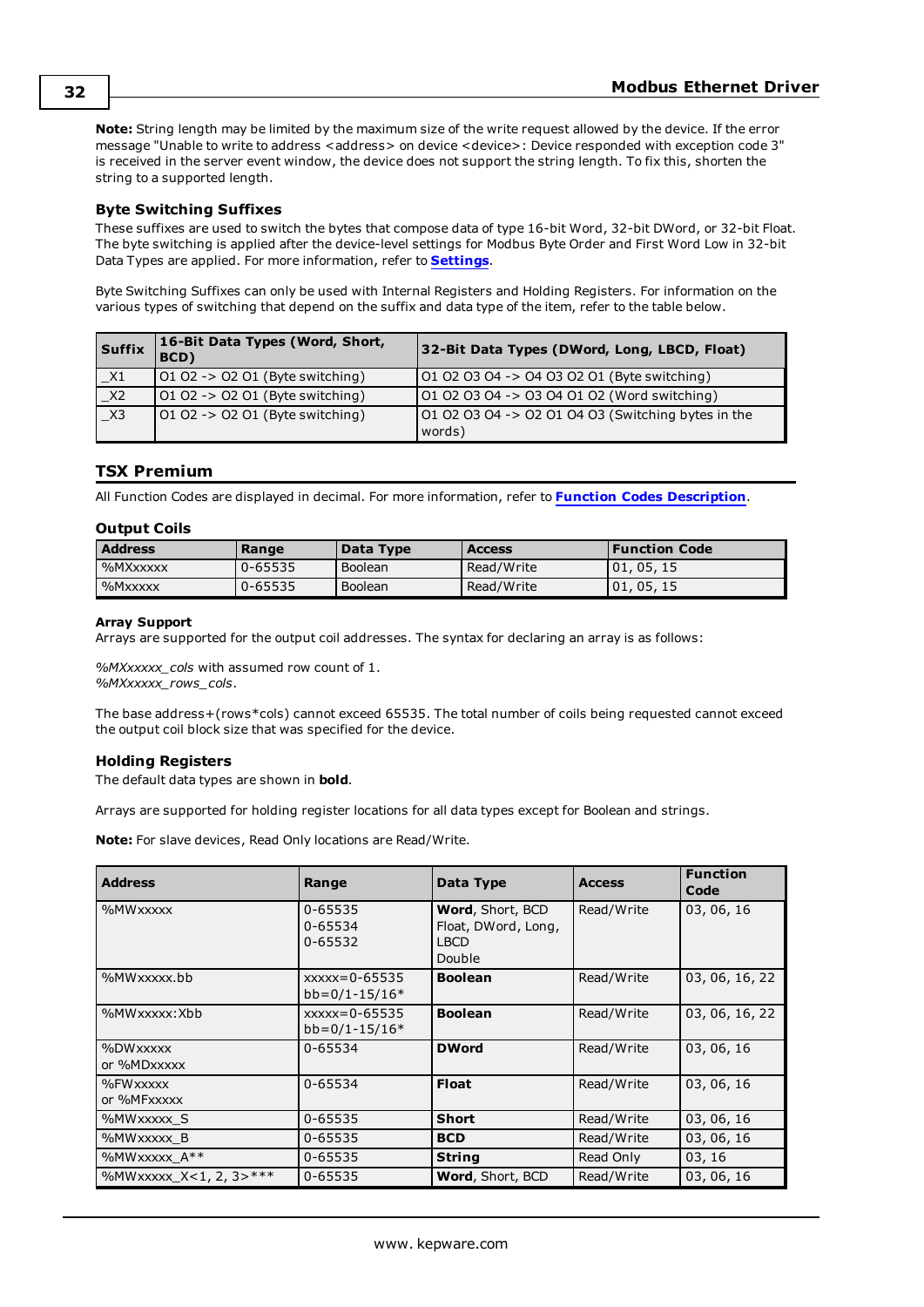**Note:** String length may be limited by the maximum size of the write request allowed by the device. If the error message "Unable to write to address <address> on device <device>: Device responded with exception code 3" is received in the server event window, the device does not support the string length. To fix this, shorten the string to a supported length.

### Byte Switching Suffixes

These suffixes are used to switch the bytes that compose data of type 16-bit Word, 32-bit DWord, or 32-bit Float. The byte switching is applied after the device-level settings for Modbus Byte Order and First Word Low in 32-bit Data Types are applied. For more information, refer to **Settings**.

Byte Switching Suffixes can only be used with Internal Registers and Holding Registers. For information on the various types of switching that depend on the suffix and data type of the item, refer to the table below.

| Suffix | 16-Bit Data Types (Word, Short, BCD) | 32-Bit Data Types (DWord, Long, LBCD, Float) |
|---|---|---|
| _X1 | O1 O2 -> O2 O1 (Byte switching) | O1 O2 O3 O4 -> O4 O3 O2 O1 (Byte switching) |
| _X2 | O1 O2 -> O2 O1 (Byte switching) | O1 O2 O3 O4 -> O3 O4 O1 O2 (Word switching) |
| _X3 | O1 O2 -> O2 O1 (Byte switching) | O1 O2 O3 O4 -> O2 O1 O4 O3 (Switching bytes in the words) |

## TSX Premium

All Function Codes are displayed in decimal. For more information, refer to **Function Codes Description**.

### Output Coils

| Address | Range | Data Type | Access | Function Code |
|---|---|---|---|---|
| %MXxxxxx | 0-65535 | Boolean | Read/Write | 01, 05, 15 |
| %Mxxxxx | 0-65535 | Boolean | Read/Write | 01, 05, 15 |

**Array Support**
Arrays are supported for the output coil addresses. The syntax for declaring an array is as follows:

*%MXxxxxx_cols* with assumed row count of 1.
*%MXxxxxx_rows_cols*.

The base address+(rows*cols) cannot exceed 65535. The total number of coils being requested cannot exceed the output coil block size that was specified for the device.

### Holding Registers

The default data types are shown in **bold**.

Arrays are supported for holding register locations for all data types except for Boolean and strings.

**Note:** For slave devices, Read Only locations are Read/Write.

| Address | Range | Data Type | Access | Function Code |
|---|---|---|---|---|
| %MWxxxxx | 0-65535<br>0-65534<br>0-65532 | **Word**, Short, BCD<br>Float, DWord, Long, LBCD<br>Double | Read/Write | 03, 06, 16 |
| %MWxxxxx.bb | xxxxx=0-65535<br>bb=0/1-15/16* | **Boolean** | Read/Write | 03, 06, 16, 22 |
| %MWxxxxx:Xbb | xxxxx=0-65535<br>bb=0/1-15/16* | **Boolean** | Read/Write | 03, 06, 16, 22 |
| %DWxxxxx<br>or %MDxxxxx | 0-65534 | **DWord** | Read/Write | 03, 06, 16 |
| %FWxxxxx<br>or %MFxxxxx | 0-65534 | **Float** | Read/Write | 03, 06, 16 |
| %MWxxxxx_S | 0-65535 | **Short** | Read/Write | 03, 06, 16 |
| %MWxxxxx_B | 0-65535 | **BCD** | Read/Write | 03, 06, 16 |
| %MWxxxxx_A** | 0-65535 | **String** | Read Only | 03, 16 |
| %MWxxxxx_X<1, 2, 3>*** | 0-65535 | **Word**, Short, BCD | Read/Write | 03, 06, 16 |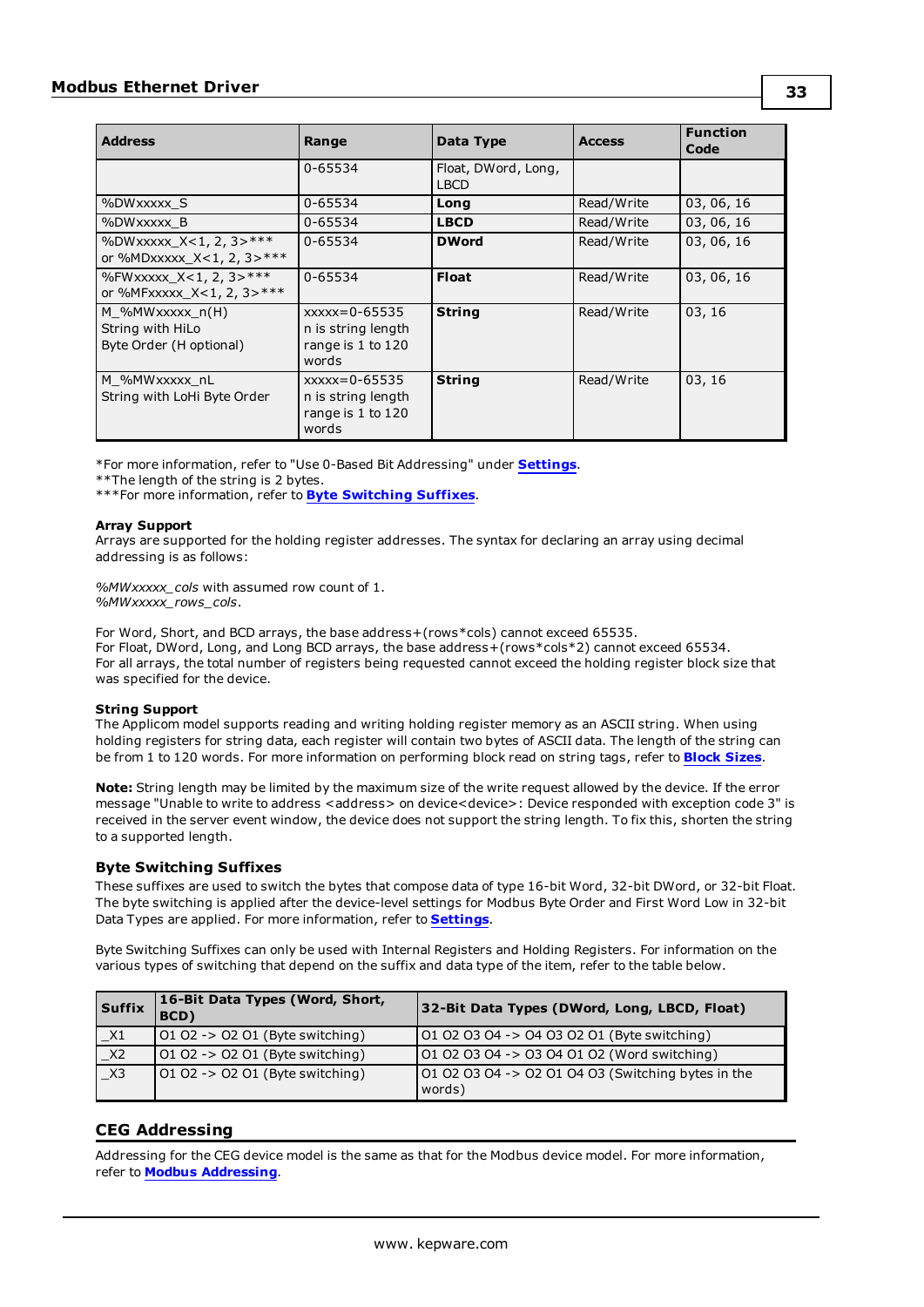| Address | Range | Data Type | Access | Function Code |
|---|---|---|---|---|
| | 0-65534 | Float, DWord, Long, LBCD | | |
| %DWxxxxx_S | 0-65534 | **Long** | Read/Write | 03, 06, 16 |
| %DWxxxxx_B | 0-65534 | **LBCD** | Read/Write | 03, 06, 16 |
| %DWxxxxx_X<1, 2, 3>*** or %MDxxxxx_X<1, 2, 3>*** | 0-65534 | **DWord** | Read/Write | 03, 06, 16 |
| %FWxxxxx_X<1, 2, 3>*** or %MFxxxxx_X<1, 2, 3>*** | 0-65534 | **Float** | Read/Write | 03, 06, 16 |
| M_%MWxxxxx_n(H) String with HiLo Byte Order (H optional) | xxxxx=0-65535 n is string length range is 1 to 120 words | **String** | Read/Write | 03, 16 |
| M_%MWxxxxx_nL String with LoHi Byte Order | xxxxx=0-65535 n is string length range is 1 to 120 words | **String** | Read/Write | 03, 16 |

*For more information, refer to "Use 0-Based Bit Addressing" under **Settings**.
**The length of the string is 2 bytes.
***For more information, refer to **Byte Switching Suffixes**.

**Array Support**
Arrays are supported for the holding register addresses. The syntax for declaring an array using decimal addressing is as follows:

*%MWxxxxx_cols* with assumed row count of 1.
*%MWxxxxx_rows_cols*.

For Word, Short, and BCD arrays, the base address+(rows*cols) cannot exceed 65535.
For Float, DWord, Long, and Long BCD arrays, the base address+(rows*cols*2) cannot exceed 65534.
For all arrays, the total number of registers being requested cannot exceed the holding register block size that was specified for the device.

**String Support**
The Applicom model supports reading and writing holding register memory as an ASCII string. When using holding registers for string data, each register will contain two bytes of ASCII data. The length of the string can be from 1 to 120 words. For more information on performing block read on string tags, refer to **Block Sizes**.

**Note:** String length may be limited by the maximum size of the write request allowed by the device. If the error message "Unable to write to address <address> on device<device>: Device responded with exception code 3" is received in the server event window, the device does not support the string length. To fix this, shorten the string to a supported length.

### Byte Switching Suffixes

These suffixes are used to switch the bytes that compose data of type 16-bit Word, 32-bit DWord, or 32-bit Float. The byte switching is applied after the device-level settings for Modbus Byte Order and First Word Low in 32-bit Data Types are applied. For more information, refer to **Settings**.

Byte Switching Suffixes can only be used with Internal Registers and Holding Registers. For information on the various types of switching that depend on the suffix and data type of the item, refer to the table below.

| Suffix | 16-Bit Data Types (Word, Short, BCD) | 32-Bit Data Types (DWord, Long, LBCD, Float) |
|---|---|---|
| _X1 | O1 O2 -> O2 O1 (Byte switching) | O1 O2 O3 O4 -> O4 O3 O2 O1 (Byte switching) |
| _X2 | O1 O2 -> O2 O1 (Byte switching) | O1 O2 O3 O4 -> O3 O4 O1 O2 (Word switching) |
| _X3 | O1 O2 -> O2 O1 (Byte switching) | O1 O2 O3 O4 -> O2 O1 O4 O3 (Switching bytes in the words) |

## CEG Addressing

Addressing for the CEG device model is the same as that for the Modbus device model. For more information, refer to **Modbus Addressing**.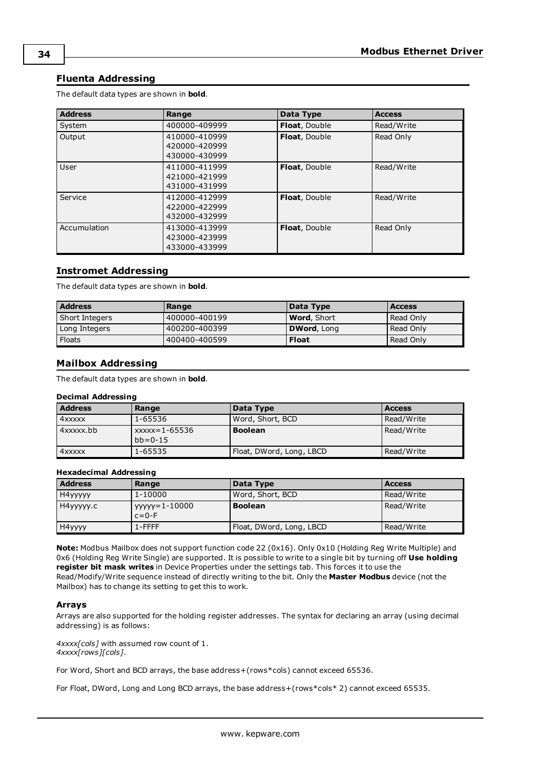## Fluenta Addressing

The default data types are shown in **bold**.

| Address | Range | Data Type | Access |
|---|---|---|---|
| System | 400000-409999 | **Float**, Double | Read/Write |
| Output | 410000-410999<br>420000-420999<br>430000-430999 | **Float**, Double | Read Only |
| User | 411000-411999<br>421000-421999<br>431000-431999 | **Float**, Double | Read/Write |
| Service | 412000-412999<br>422000-422999<br>432000-432999 | **Float**, Double | Read/Write |
| Accumulation | 413000-413999<br>423000-423999<br>433000-433999 | **Float**, Double | Read Only |

## Instromet Addressing

The default data types are shown in **bold**.

| Address | Range | Data Type | Access |
|---|---|---|---|
| Short Integers | 400000-400199 | **Word**, Short | Read Only |
| Long Integers | 400200-400399 | **DWord**, Long | Read Only |
| Floats | 400400-400599 | **Float** | Read Only |

## Mailbox Addressing

The default data types are shown in **bold**.

**Decimal Addressing**

| Address | Range | Data Type | Access |
|---|---|---|---|
| 4xxxxx | 1-65536 | Word, Short, BCD | Read/Write |
| 4xxxxx.bb | xxxxx=1-65536<br>bb=0-15 | **Boolean** | Read/Write |
| 4xxxxx | 1-65535 | Float, DWord, Long, LBCD | Read/Write |

**Hexadecimal Addressing**

| Address | Range | Data Type | Access |
|---|---|---|---|
| H4yyyyy | 1-10000 | Word, Short, BCD | Read/Write |
| H4yyyyy.c | yyyyy=1-10000<br>c=0-F | **Boolean** | Read/Write |
| H4yyyy | 1-FFFF | Float, DWord, Long, LBCD | Read/Write |

**Note:** Modbus Mailbox does not support function code 22 (0x16). Only 0x10 (Holding Reg Write Multiple) and 0x6 (Holding Reg Write Single) are supported. It is possible to write to a single bit by turning off **Use holding register bit mask writes** in Device Properties under the settings tab. This forces it to use the Read/Modify/Write sequence instead of directly writing to the bit. Only the **Master Modbus** device (not the Mailbox) has to change its setting to get this to work.

### Arrays

Arrays are also supported for the holding register addresses. The syntax for declaring an array (using decimal addressing) is as follows:

*4xxxx[cols]* with assumed row count of 1.
*4xxxx[rows][cols]*.

For Word, Short and BCD arrays, the base address+(rows*cols) cannot exceed 65536.

For Float, DWord, Long and Long BCD arrays, the base address+(rows*cols* 2) cannot exceed 65535.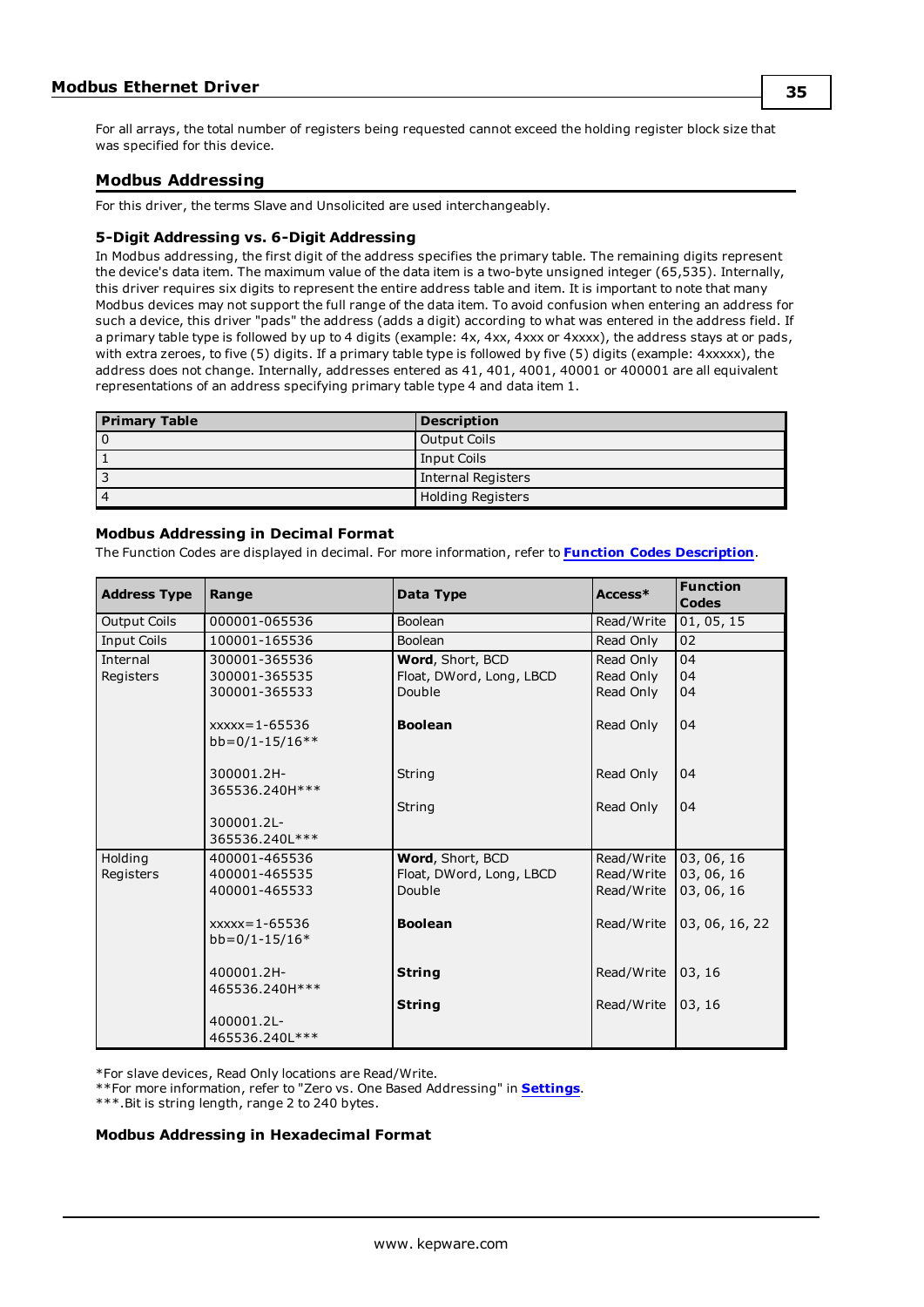For all arrays, the total number of registers being requested cannot exceed the holding register block size that was specified for this device.

## Modbus Addressing

For this driver, the terms Slave and Unsolicited are used interchangeably.

### 5-Digit Addressing vs. 6-Digit Addressing

In Modbus addressing, the first digit of the address specifies the primary table. The remaining digits represent the device's data item. The maximum value of the data item is a two-byte unsigned integer (65,535). Internally, this driver requires six digits to represent the entire address table and item. It is important to note that many Modbus devices may not support the full range of the data item. To avoid confusion when entering an address for such a device, this driver "pads" the address (adds a digit) according to what was entered in the address field. If a primary table type is followed by up to 4 digits (example: 4x, 4xx, 4xxx or 4xxxx), the address stays at or pads, with extra zeroes, to five (5) digits. If a primary table type is followed by five (5) digits (example: 4xxxxx), the address does not change. Internally, addresses entered as 41, 401, 4001, 40001 or 400001 are all equivalent representations of an address specifying primary table type 4 and data item 1.

| Primary Table | Description |
|---|---|
| 0 | Output Coils |
| 1 | Input Coils |
| 3 | Internal Registers |
| 4 | Holding Registers |

### Modbus Addressing in Decimal Format

The Function Codes are displayed in decimal. For more information, refer to **Function Codes Description**.

| Address Type | Range | Data Type | Access* | Function Codes |
|---|---|---|---|---|
| Output Coils | 000001-065536 | Boolean | Read/Write | 01, 05, 15 |
| Input Coils | 100001-165536 | Boolean | Read Only | 02 |
| Internal Registers | 300001-365536<br>300001-365535<br>300001-365533<br><br>xxxxx=1-65536<br>bb=0/1-15/16**<br><br>300001.2H-365536.240H***<br><br>300001.2L-365536.240L*** | **Word**, Short, BCD<br>Float, DWord, Long, LBCD<br>Double<br><br>**Boolean**<br><br>String<br><br>String | Read Only<br>Read Only<br>Read Only<br><br>Read Only<br><br>Read Only<br><br>Read Only | 04<br>04<br>04<br><br>04<br><br>04<br><br>04 |
| Holding Registers | 400001-465536<br>400001-465535<br>400001-465533<br><br>xxxxx=1-65536<br>bb=0/1-15/16*<br><br>400001.2H-465536.240H***<br><br>400001.2L-465536.240L*** | **Word**, Short, BCD<br>Float, DWord, Long, LBCD<br>Double<br><br>**Boolean**<br><br>**String**<br><br>**String** | Read/Write<br>Read/Write<br>Read/Write<br><br>Read/Write<br><br>Read/Write<br><br>Read/Write | 03, 06, 16<br>03, 06, 16<br>03, 06, 16<br><br>03, 06, 16, 22<br><br>03, 16<br><br>03, 16 |

*For slave devices, Read Only locations are Read/Write.
**For more information, refer to "Zero vs. One Based Addressing" in **Settings**.
***.Bit is string length, range 2 to 240 bytes.

### Modbus Addressing in Hexadecimal Format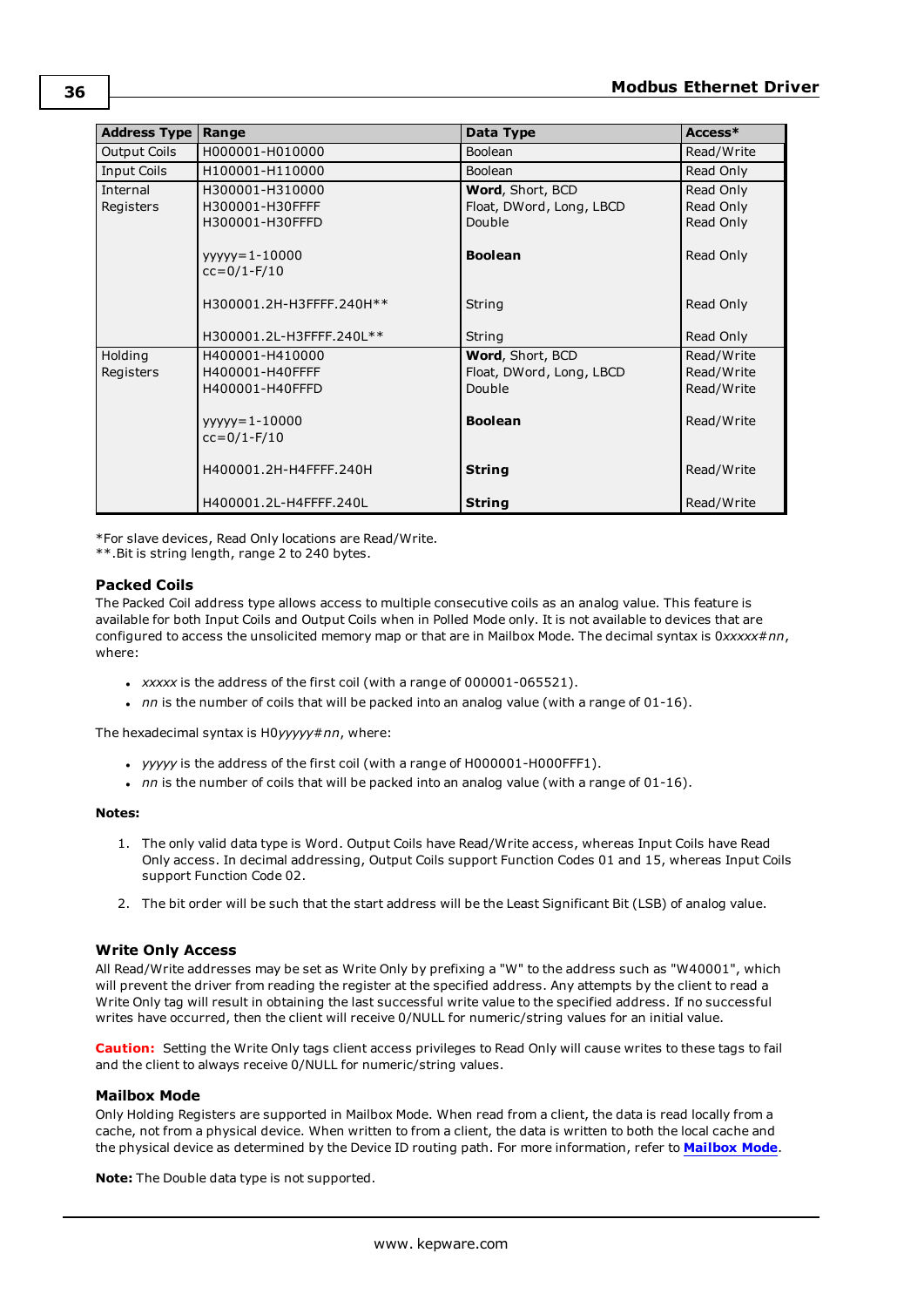| Address Type | Range | Data Type | Access* |
|---|---|---|---|
| Output Coils | H000001-H010000 | Boolean | Read/Write |
| Input Coils | H100001-H110000 | Boolean | Read Only |
| Internal Registers | H300001-H310000<br>H300001-H30FFFF<br>H300001-H30FFFD<br><br>yyyyy=1-10000<br>cc=0/1-F/10<br><br>H300001.2H-H3FFFF.240H**<br><br>H300001.2L-H3FFFF.240L** | **Word**, Short, BCD<br>Float, DWord, Long, LBCD<br>Double<br><br>**Boolean**<br><br><br>String<br><br>String | Read Only<br>Read Only<br>Read Only<br><br>Read Only<br><br><br>Read Only<br><br>Read Only |
| Holding Registers | H400001-H410000<br>H400001-H40FFFF<br>H400001-H40FFFD<br><br>yyyyy=1-10000<br>cc=0/1-F/10<br><br>H400001.2H-H4FFFF.240H<br><br>H400001.2L-H4FFFF.240L | **Word**, Short, BCD<br>Float, DWord, Long, LBCD<br>Double<br><br>**Boolean**<br><br><br>**String**<br><br>**String** | Read/Write<br>Read/Write<br>Read/Write<br><br>Read/Write<br><br><br>Read/Write<br><br>Read/Write |

*For slave devices, Read Only locations are Read/Write.
**.Bit is string length, range 2 to 240 bytes.

### Packed Coils

The Packed Coil address type allows access to multiple consecutive coils as an analog value. This feature is available for both Input Coils and Output Coils when in Polled Mode only. It is not available to devices that are configured to access the unsolicited memory map or that are in Mailbox Mode. The decimal syntax is 0*xxxxx*#*nn*, where:

- *xxxxx* is the address of the first coil (with a range of 000001-065521).
- *nn* is the number of coils that will be packed into an analog value (with a range of 01-16).

The hexadecimal syntax is H0*yyyyy*#*nn*, where:

- *yyyyy* is the address of the first coil (with a range of H000001-H000FFF1).
- *nn* is the number of coils that will be packed into an analog value (with a range of 01-16).

**Notes:**

1. The only valid data type is Word. Output Coils have Read/Write access, whereas Input Coils have Read Only access. In decimal addressing, Output Coils support Function Codes 01 and 15, whereas Input Coils support Function Code 02.
2. The bit order will be such that the start address will be the Least Significant Bit (LSB) of analog value.

### Write Only Access

All Read/Write addresses may be set as Write Only by prefixing a "W" to the address such as "W40001", which will prevent the driver from reading the register at the specified address. Any attempts by the client to read a Write Only tag will result in obtaining the last successful write value to the specified address. If no successful writes have occurred, then the client will receive 0/NULL for numeric/string values for an initial value.

**Caution:** Setting the Write Only tags client access privileges to Read Only will cause writes to these tags to fail and the client to always receive 0/NULL for numeric/string values.

### Mailbox Mode

Only Holding Registers are supported in Mailbox Mode. When read from a client, the data is read locally from a cache, not from a physical device. When written to from a client, the data is written to both the local cache and the physical device as determined by the Device ID routing path. For more information, refer to **Mailbox Mode**.

**Note:** The Double data type is not supported.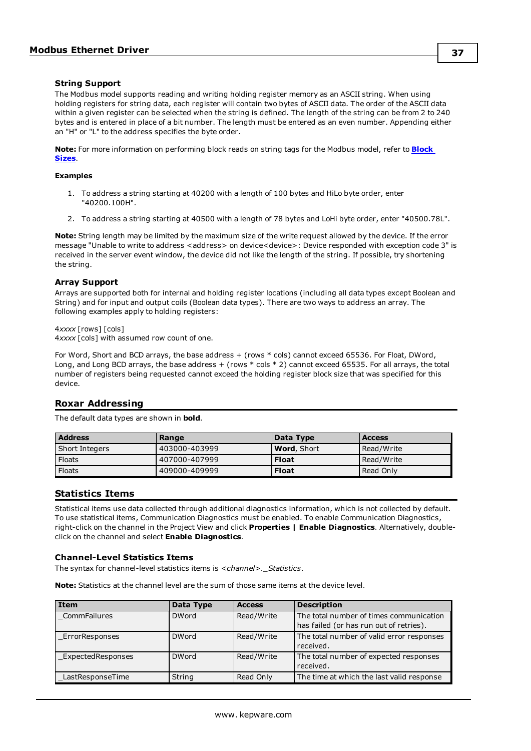### String Support

The Modbus model supports reading and writing holding register memory as an ASCII string. When using holding registers for string data, each register will contain two bytes of ASCII data. The order of the ASCII data within a given register can be selected when the string is defined. The length of the string can be from 2 to 240 bytes and is entered in place of a bit number. The length must be entered as an even number. Appending either an "H" or "L" to the address specifies the byte order.

**Note:** For more information on performing block reads on string tags for the Modbus model, refer to **Block Sizes**.

**Examples**

1. To address a string starting at 40200 with a length of 100 bytes and HiLo byte order, enter "40200.100H".
2. To address a string starting at 40500 with a length of 78 bytes and LoHi byte order, enter "40500.78L".

**Note:** String length may be limited by the maximum size of the write request allowed by the device. If the error message "Unable to write to address <address> on device<device>: Device responded with exception code 3" is received in the server event window, the device did not like the length of the string. If possible, try shortening the string.

### Array Support

Arrays are supported both for internal and holding register locations (including all data types except Boolean and String) and for input and output coils (Boolean data types). There are two ways to address an array. The following examples apply to holding registers:

4*xxxx* [rows] [cols]
4*xxxx* [cols] with assumed row count of one.

For Word, Short and BCD arrays, the base address + (rows * cols) cannot exceed 65536. For Float, DWord, Long, and Long BCD arrays, the base address + (rows * cols * 2) cannot exceed 65535. For all arrays, the total number of registers being requested cannot exceed the holding register block size that was specified for this device.

## Roxar Addressing

The default data types are shown in **bold**.

| Address | Range | Data Type | Access |
|---|---|---|---|
| Short Integers | 403000-403999 | **Word**, Short | Read/Write |
| Floats | 407000-407999 | **Float** | Read/Write |
| Floats | 409000-409999 | **Float** | Read Only |

## Statistics Items

Statistical items use data collected through additional diagnostics information, which is not collected by default. To use statistical items, Communication Diagnostics must be enabled. To enable Communication Diagnostics, right-click on the channel in the Project View and click **Properties | Enable Diagnostics**. Alternatively, double-click on the channel and select **Enable Diagnostics**.

### Channel-Level Statistics Items

The syntax for channel-level statistics items is *<channel>._Statistics*.

**Note:** Statistics at the channel level are the sum of those same items at the device level.

| Item | Data Type | Access | Description |
|---|---|---|---|
| _CommFailures | DWord | Read/Write | The total number of times communication has failed (or has run out of retries). |
| _ErrorResponses | DWord | Read/Write | The total number of valid error responses received. |
| _ExpectedResponses | DWord | Read/Write | The total number of expected responses received. |
| _LastResponseTime | String | Read Only | The time at which the last valid response |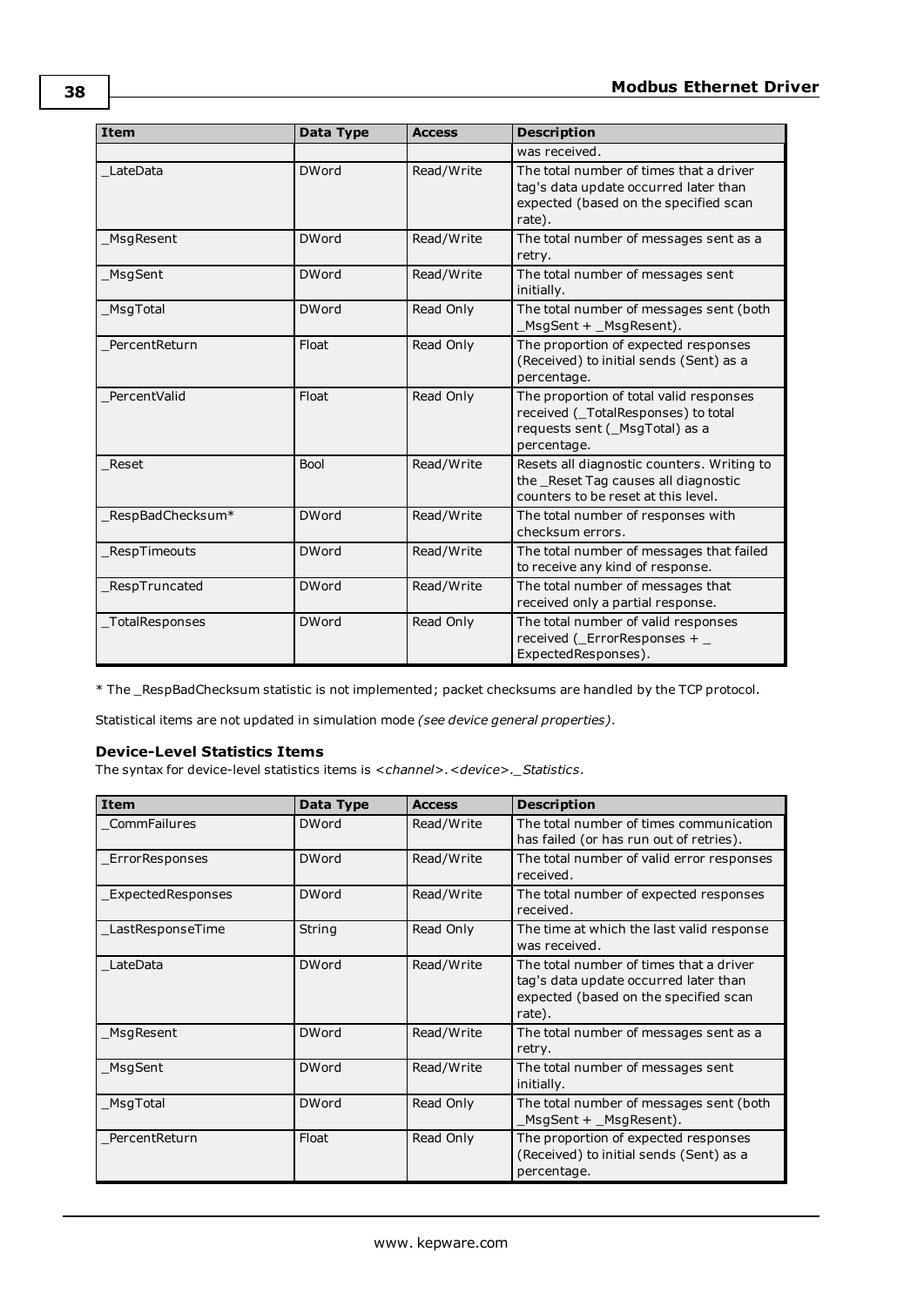| Item | Data Type | Access | Description |
|---|---|---|---|
| | | | was received. |
| _LateData | DWord | Read/Write | The total number of times that a driver tag's data update occurred later than expected (based on the specified scan rate). |
| _MsgResent | DWord | Read/Write | The total number of messages sent as a retry. |
| _MsgSent | DWord | Read/Write | The total number of messages sent initially. |
| _MsgTotal | DWord | Read Only | The total number of messages sent (both _MsgSent + _MsgResent). |
| _PercentReturn | Float | Read Only | The proportion of expected responses (Received) to initial sends (Sent) as a percentage. |
| _PercentValid | Float | Read Only | The proportion of total valid responses received (_TotalResponses) to total requests sent (_MsgTotal) as a percentage. |
| _Reset | Bool | Read/Write | Resets all diagnostic counters. Writing to the _Reset Tag causes all diagnostic counters to be reset at this level. |
| _RespBadChecksum* | DWord | Read/Write | The total number of responses with checksum errors. |
| _RespTimeouts | DWord | Read/Write | The total number of messages that failed to receive any kind of response. |
| _RespTruncated | DWord | Read/Write | The total number of messages that received only a partial response. |
| _TotalResponses | DWord | Read Only | The total number of valid responses received (_ErrorResponses + _ExpectedResponses). |

* The _RespBadChecksum statistic is not implemented; packet checksums are handled by the TCP protocol.

Statistical items are not updated in simulation mode *(see device general properties)*.

### Device-Level Statistics Items

The syntax for device-level statistics items is *<channel>.<device>._Statistics*.

| Item | Data Type | Access | Description |
|---|---|---|---|
| _CommFailures | DWord | Read/Write | The total number of times communication has failed (or has run out of retries). |
| _ErrorResponses | DWord | Read/Write | The total number of valid error responses received. |
| _ExpectedResponses | DWord | Read/Write | The total number of expected responses received. |
| _LastResponseTime | String | Read Only | The time at which the last valid response was received. |
| _LateData | DWord | Read/Write | The total number of times that a driver tag's data update occurred later than expected (based on the specified scan rate). |
| _MsgResent | DWord | Read/Write | The total number of messages sent as a retry. |
| _MsgSent | DWord | Read/Write | The total number of messages sent initially. |
| _MsgTotal | DWord | Read Only | The total number of messages sent (both _MsgSent + _MsgResent). |
| _PercentReturn | Float | Read Only | The proportion of expected responses (Received) to initial sends (Sent) as a percentage. |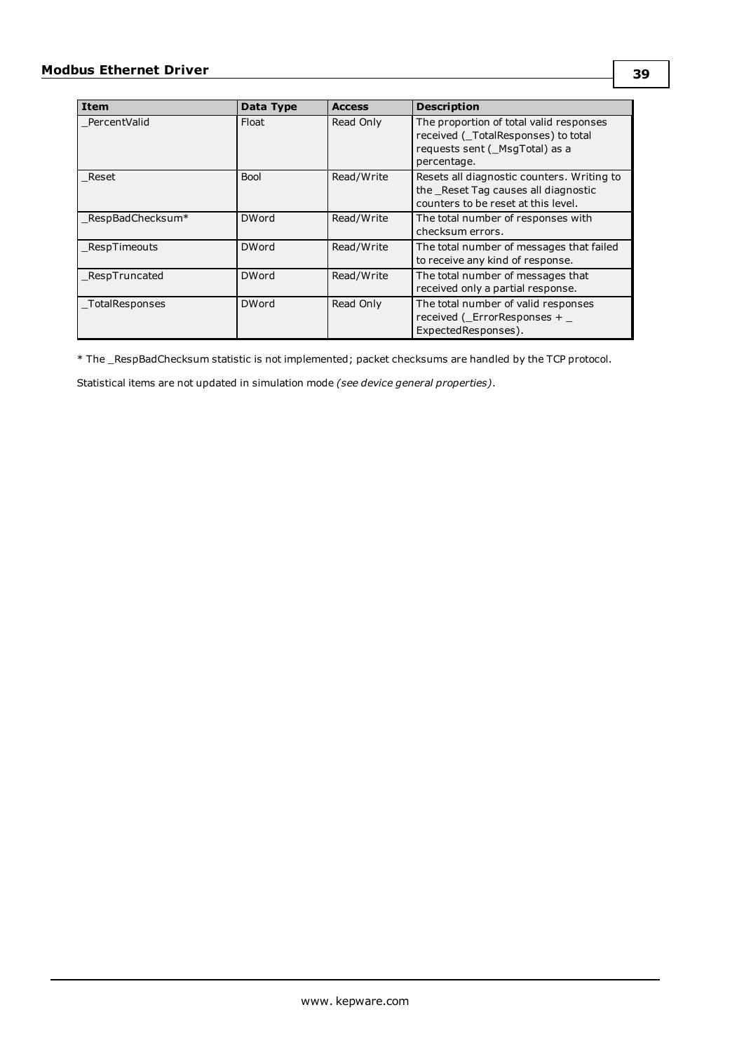| Item | Data Type | Access | Description |
| --- | --- | --- | --- |
| _PercentValid | Float | Read Only | The proportion of total valid responses received (_TotalResponses) to total requests sent (_MsgTotal) as a percentage. |
| _Reset | Bool | Read/Write | Resets all diagnostic counters. Writing to the _Reset Tag causes all diagnostic counters to be reset at this level. |
| _RespBadChecksum* | DWord | Read/Write | The total number of responses with checksum errors. |
| _RespTimeouts | DWord | Read/Write | The total number of messages that failed to receive any kind of response. |
| _RespTruncated | DWord | Read/Write | The total number of messages that received only a partial response. |
| _TotalResponses | DWord | Read Only | The total number of valid responses received (_ErrorResponses + _ ExpectedResponses). |

* The _RespBadChecksum statistic is not implemented; packet checksums are handled by the TCP protocol.

Statistical items are not updated in simulation mode *(see device general properties)*.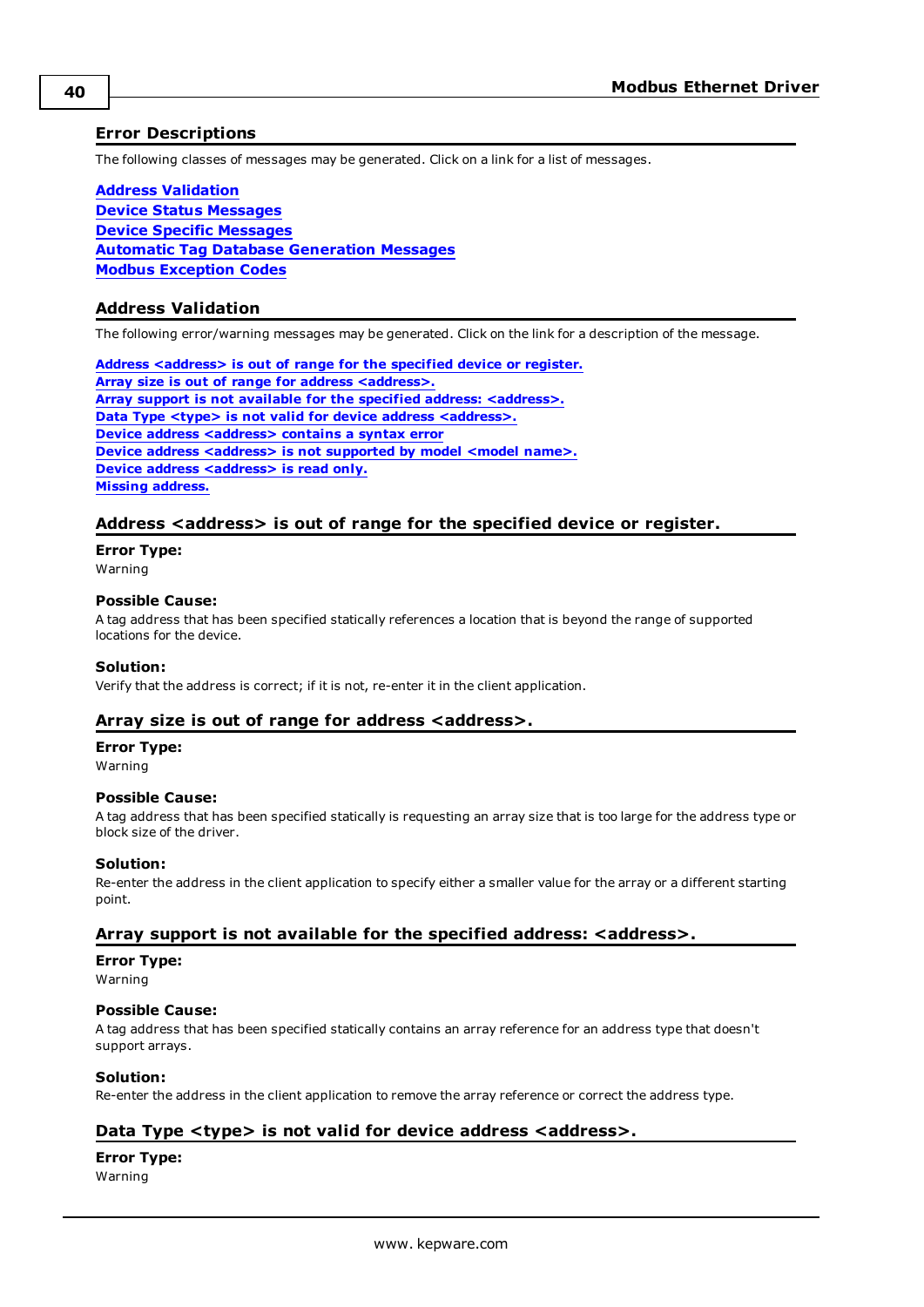## Error Descriptions

The following classes of messages may be generated. Click on a link for a list of messages.

**Address Validation**
**Device Status Messages**
**Device Specific Messages**
**Automatic Tag Database Generation Messages**
**Modbus Exception Codes**

## Address Validation

The following error/warning messages may be generated. Click on the link for a description of the message.

**Address <address> is out of range for the specified device or register.**
**Array size is out of range for address <address>.**
**Array support is not available for the specified address: <address>.**
**Data Type <type> is not valid for device address <address>.**
**Device address <address> contains a syntax error**
**Device address <address> is not supported by model <model name>.**
**Device address <address> is read only.**
**Missing address.**

### Address <address> is out of range for the specified device or register.

**Error Type:**
Warning

**Possible Cause:**
A tag address that has been specified statically references a location that is beyond the range of supported locations for the device.

**Solution:**
Verify that the address is correct; if it is not, re-enter it in the client application.

### Array size is out of range for address <address>.

**Error Type:**
Warning

**Possible Cause:**
A tag address that has been specified statically is requesting an array size that is too large for the address type or block size of the driver.

**Solution:**
Re-enter the address in the client application to specify either a smaller value for the array or a different starting point.

### Array support is not available for the specified address: <address>.

**Error Type:**
Warning

**Possible Cause:**
A tag address that has been specified statically contains an array reference for an address type that doesn't support arrays.

**Solution:**
Re-enter the address in the client application to remove the array reference or correct the address type.

### Data Type <type> is not valid for device address <address>.

**Error Type:**
Warning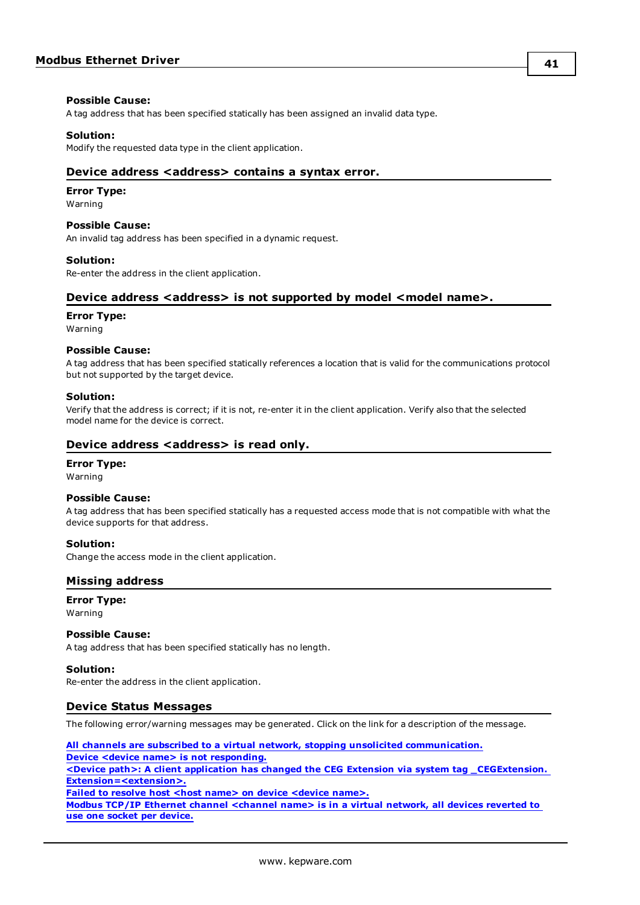**Possible Cause:**
A tag address that has been specified statically has been assigned an invalid data type.

**Solution:**
Modify the requested data type in the client application.

### Device address <address> contains a syntax error.

**Error Type:**
Warning

**Possible Cause:**
An invalid tag address has been specified in a dynamic request.

**Solution:**
Re-enter the address in the client application.

### Device address <address> is not supported by model <model name>.

**Error Type:**
Warning

**Possible Cause:**
A tag address that has been specified statically references a location that is valid for the communications protocol but not supported by the target device.

**Solution:**
Verify that the address is correct; if it is not, re-enter it in the client application. Verify also that the selected model name for the device is correct.

### Device address <address> is read only.

**Error Type:**
Warning

**Possible Cause:**
A tag address that has been specified statically has a requested access mode that is not compatible with what the device supports for that address.

**Solution:**
Change the access mode in the client application.

### Missing address

**Error Type:**
Warning

**Possible Cause:**
A tag address that has been specified statically has no length.

**Solution:**
Re-enter the address in the client application.

## Device Status Messages

The following error/warning messages may be generated. Click on the link for a description of the message.

**All channels are subscribed to a virtual network, stopping unsolicited communication.**
**Device <device name> is not responding.**
**<Device path>: A client application has changed the CEG Extension via system tag _CEGExtension. Extension=<extension>.**
**Failed to resolve host <host name> on device <device name>.**
**Modbus TCP/IP Ethernet channel <channel name> is in a virtual network, all devices reverted to use one socket per device.**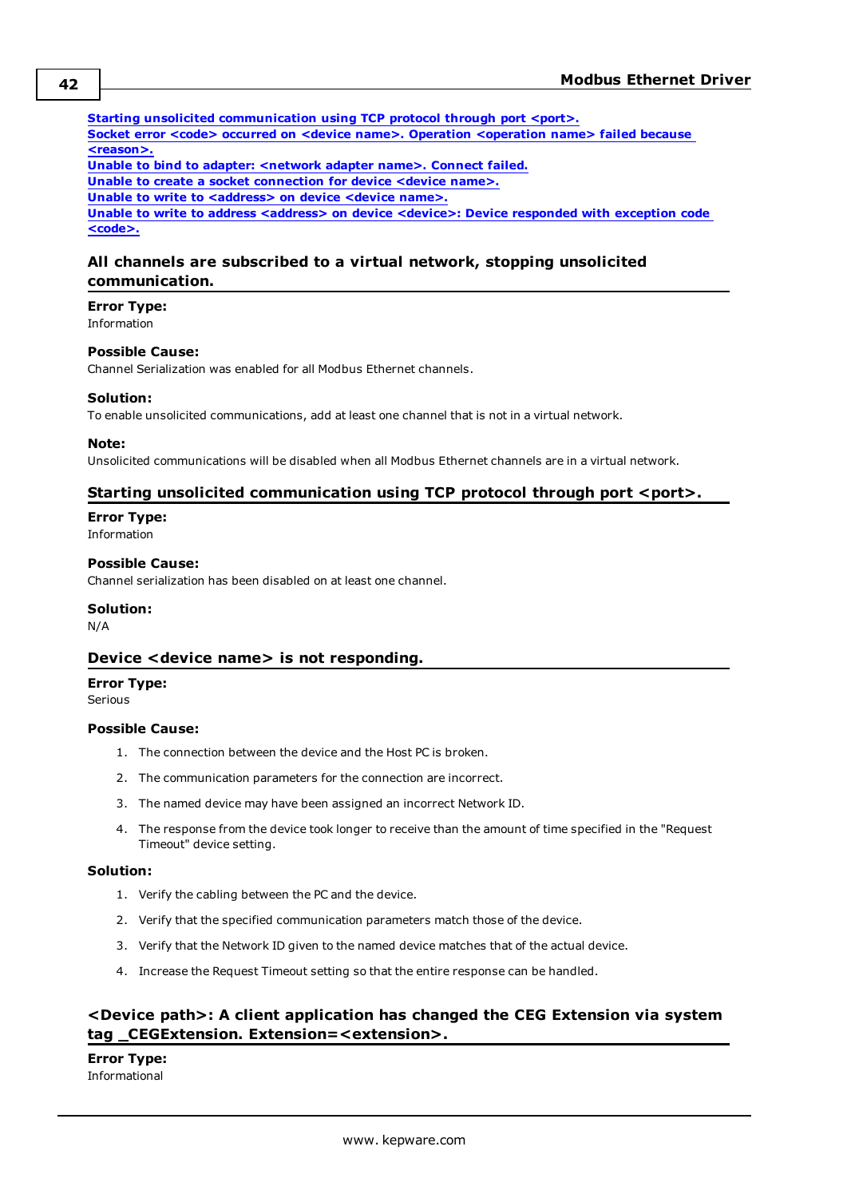**Starting unsolicited communication using TCP protocol through port <port>.**
**Socket error <code> occurred on <device name>. Operation <operation name> failed because <reason>.**
**Unable to bind to adapter: <network adapter name>. Connect failed.**
**Unable to create a socket connection for device <device name>.**
**Unable to write to <address> on device <device name>.**
**Unable to write to address <address> on device <device>: Device responded with exception code <code>.**

### All channels are subscribed to a virtual network, stopping unsolicited communication.

**Error Type:**
Information

**Possible Cause:**
Channel Serialization was enabled for all Modbus Ethernet channels.

**Solution:**
To enable unsolicited communications, add at least one channel that is not in a virtual network.

**Note:**
Unsolicited communications will be disabled when all Modbus Ethernet channels are in a virtual network.

### Starting unsolicited communication using TCP protocol through port <port>.

**Error Type:**
Information

**Possible Cause:**
Channel serialization has been disabled on at least one channel.

**Solution:**
N/A

### Device <device name> is not responding.

**Error Type:**
Serious

**Possible Cause:**

1. The connection between the device and the Host PC is broken.
2. The communication parameters for the connection are incorrect.
3. The named device may have been assigned an incorrect Network ID.
4. The response from the device took longer to receive than the amount of time specified in the "Request Timeout" device setting.

**Solution:**

1. Verify the cabling between the PC and the device.
2. Verify that the specified communication parameters match those of the device.
3. Verify that the Network ID given to the named device matches that of the actual device.
4. Increase the Request Timeout setting so that the entire response can be handled.

### <Device path>: A client application has changed the CEG Extension via system tag _CEGExtension. Extension=<extension>.

**Error Type:**
Informational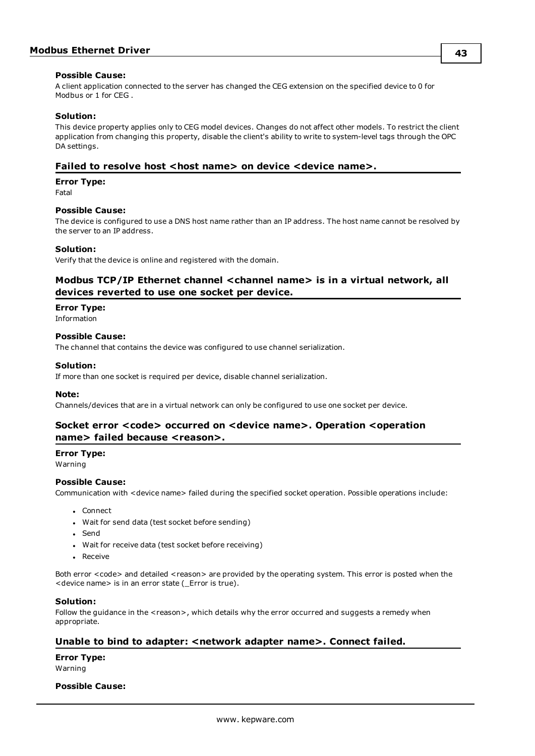#### Possible Cause:

A client application connected to the server has changed the CEG extension on the specified device to 0 for Modbus or 1 for CEG .

#### Solution:

This device property applies only to CEG model devices. Changes do not affect other models. To restrict the client application from changing this property, disable the client's ability to write to system-level tags through the OPC DA settings.

### Failed to resolve host <host name> on device <device name>.

#### Error Type:

Fatal

#### Possible Cause:

The device is configured to use a DNS host name rather than an IP address. The host name cannot be resolved by the server to an IP address.

#### Solution:

Verify that the device is online and registered with the domain.

### Modbus TCP/IP Ethernet channel <channel name> is in a virtual network, all devices reverted to use one socket per device.

#### Error Type:

Information

#### Possible Cause:

The channel that contains the device was configured to use channel serialization.

#### Solution:

If more than one socket is required per device, disable channel serialization.

#### Note:

Channels/devices that are in a virtual network can only be configured to use one socket per device.

### Socket error <code> occurred on <device name>. Operation <operation name> failed because <reason>.

#### Error Type:

Warning

#### Possible Cause:

Communication with <device name> failed during the specified socket operation. Possible operations include:

- Connect
- Wait for send data (test socket before sending)
- Send
- Wait for receive data (test socket before receiving)
- Receive

Both error <code> and detailed <reason> are provided by the operating system. This error is posted when the <device name> is in an error state (_Error is true).

#### Solution:

Follow the guidance in the <reason>, which details why the error occurred and suggests a remedy when appropriate.

### Unable to bind to adapter: <network adapter name>. Connect failed.

#### Error Type:

Warning

#### Possible Cause: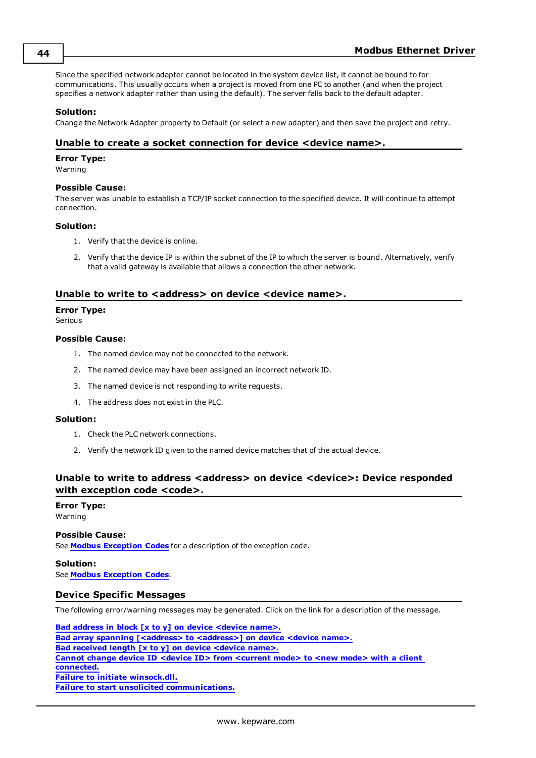Since the specified network adapter cannot be located in the system device list, it cannot be bound to for communications. This usually occurs when a project is moved from one PC to another (and when the project specifies a network adapter rather than using the default). The server falls back to the default adapter.

**Solution:**
Change the Network Adapter property to Default (or select a new adapter) and then save the project and retry.

## Unable to create a socket connection for device <device name>.

**Error Type:**
Warning

**Possible Cause:**
The server was unable to establish a TCP/IP socket connection to the specified device. It will continue to attempt connection.

**Solution:**

1. Verify that the device is online.
2. Verify that the device IP is within the subnet of the IP to which the server is bound. Alternatively, verify that a valid gateway is available that allows a connection the other network.

## Unable to write to <address> on device <device name>.

**Error Type:**
Serious

**Possible Cause:**

1. The named device may not be connected to the network.
2. The named device may have been assigned an incorrect network ID.
3. The named device is not responding to write requests.
4. The address does not exist in the PLC.

**Solution:**

1. Check the PLC network connections.
2. Verify the network ID given to the named device matches that of the actual device.

## Unable to write to address <address> on device <device>: Device responded with exception code <code>.

**Error Type:**
Warning

**Possible Cause:**
See **Modbus Exception Codes** for a description of the exception code.

**Solution:**
See **Modbus Exception Codes**.

## Device Specific Messages

The following error/warning messages may be generated. Click on the link for a description of the message.

**Bad address in block [x to y] on device <device name>.**
**Bad array spanning [<address> to <address>] on device <device name>.**
**Bad received length [x to y] on device <device name>.**
**Cannot change device ID <device ID> from <current mode> to <new mode> with a client connected.**
**Failure to initiate winsock.dll.**
**Failure to start unsolicited communications.**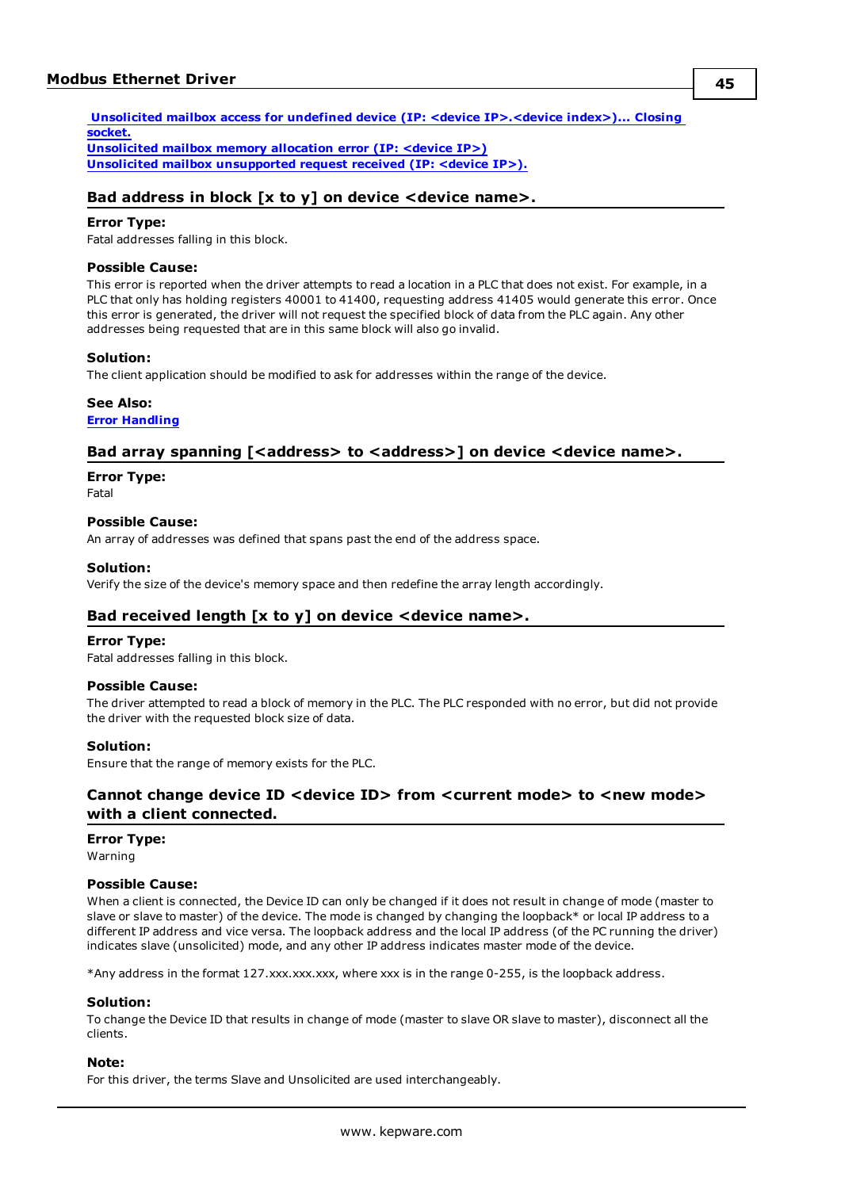[Unsolicited mailbox access for undefined device (IP: <device IP>.<device index>)... Closing socket.](#)
[Unsolicited mailbox memory allocation error (IP: <device IP>)](#)
[Unsolicited mailbox unsupported request received (IP: <device IP>).](#)

### Bad address in block [x to y] on device <device name>.

**Error Type:**
Fatal addresses falling in this block.

**Possible Cause:**
This error is reported when the driver attempts to read a location in a PLC that does not exist. For example, in a PLC that only has holding registers 40001 to 41400, requesting address 41405 would generate this error. Once this error is generated, the driver will not request the specified block of data from the PLC again. Any other addresses being requested that are in this same block will also go invalid.

**Solution:**
The client application should be modified to ask for addresses within the range of the device.

**See Also:**
[Error Handling](#)

### Bad array spanning [<address> to <address>] on device <device name>.

**Error Type:**
Fatal

**Possible Cause:**
An array of addresses was defined that spans past the end of the address space.

**Solution:**
Verify the size of the device's memory space and then redefine the array length accordingly.

### Bad received length [x to y] on device <device name>.

**Error Type:**
Fatal addresses falling in this block.

**Possible Cause:**
The driver attempted to read a block of memory in the PLC. The PLC responded with no error, but did not provide the driver with the requested block size of data.

**Solution:**
Ensure that the range of memory exists for the PLC.

### Cannot change device ID <device ID> from <current mode> to <new mode> with a client connected.

**Error Type:**
Warning

**Possible Cause:**
When a client is connected, the Device ID can only be changed if it does not result in change of mode (master to slave or slave to master) of the device. The mode is changed by changing the loopback* or local IP address to a different IP address and vice versa. The loopback address and the local IP address (of the PC running the driver) indicates slave (unsolicited) mode, and any other IP address indicates master mode of the device.

*Any address in the format 127.xxx.xxx.xxx, where xxx is in the range 0-255, is the loopback address.

**Solution:**
To change the Device ID that results in change of mode (master to slave OR slave to master), disconnect all the clients.

**Note:**
For this driver, the terms Slave and Unsolicited are used interchangeably.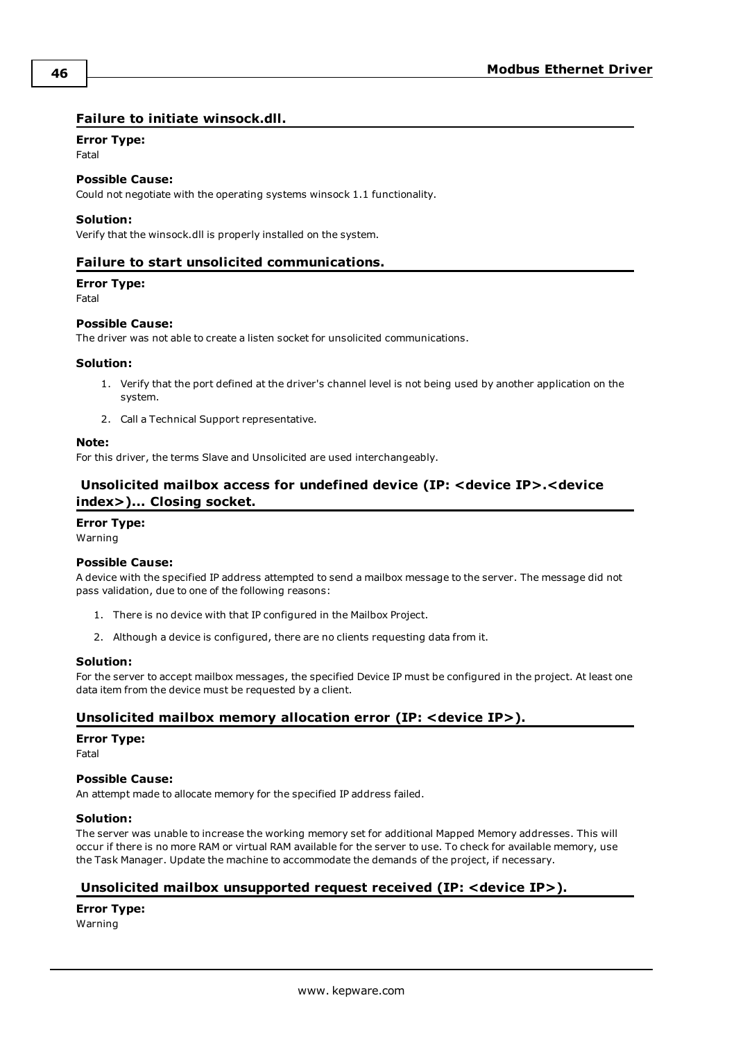### Failure to initiate winsock.dll.

**Error Type:**
Fatal

**Possible Cause:**
Could not negotiate with the operating systems winsock 1.1 functionality.

**Solution:**
Verify that the winsock.dll is properly installed on the system.

### Failure to start unsolicited communications.

**Error Type:**
Fatal

**Possible Cause:**
The driver was not able to create a listen socket for unsolicited communications.

**Solution:**

1. Verify that the port defined at the driver's channel level is not being used by another application on the system.
2. Call a Technical Support representative.

**Note:**
For this driver, the terms Slave and Unsolicited are used interchangeably.

### Unsolicited mailbox access for undefined device (IP: <device IP>.<device index>)... Closing socket.

**Error Type:**
Warning

**Possible Cause:**
A device with the specified IP address attempted to send a mailbox message to the server. The message did not pass validation, due to one of the following reasons:

1. There is no device with that IP configured in the Mailbox Project.
2. Although a device is configured, there are no clients requesting data from it.

**Solution:**
For the server to accept mailbox messages, the specified Device IP must be configured in the project. At least one data item from the device must be requested by a client.

### Unsolicited mailbox memory allocation error (IP: <device IP>).

**Error Type:**
Fatal

**Possible Cause:**
An attempt made to allocate memory for the specified IP address failed.

**Solution:**
The server was unable to increase the working memory set for additional Mapped Memory addresses. This will occur if there is no more RAM or virtual RAM available for the server to use. To check for available memory, use the Task Manager. Update the machine to accommodate the demands of the project, if necessary.

### Unsolicited mailbox unsupported request received (IP: <device IP>).

**Error Type:**
Warning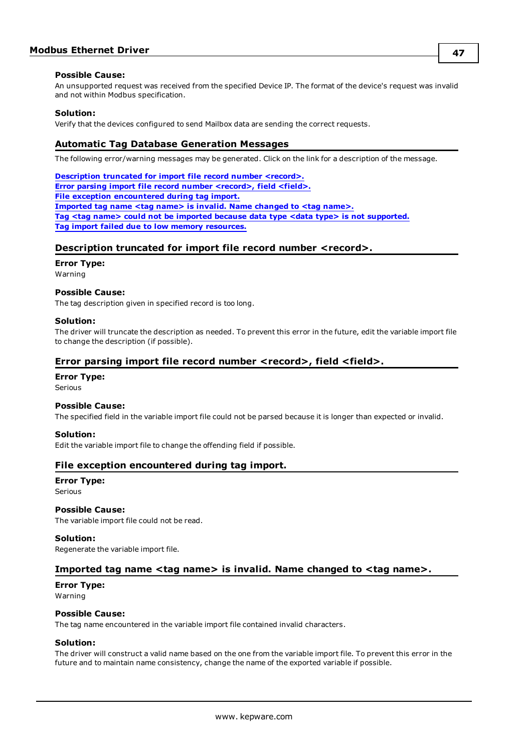**Possible Cause:**
An unsupported request was received from the specified Device IP. The format of the device's request was invalid and not within Modbus specification.

**Solution:**
Verify that the devices configured to send Mailbox data are sending the correct requests.

## Automatic Tag Database Generation Messages

The following error/warning messages may be generated. Click on the link for a description of the message.

**Description truncated for import file record number <record>.**
**Error parsing import file record number <record>, field <field>.**
**File exception encountered during tag import.**
**Imported tag name <tag name> is invalid. Name changed to <tag name>.**
**Tag <tag name> could not be imported because data type <data type> is not supported.**
**Tag import failed due to low memory resources.**

### Description truncated for import file record number <record>.

**Error Type:**
Warning

**Possible Cause:**
The tag description given in specified record is too long.

**Solution:**
The driver will truncate the description as needed. To prevent this error in the future, edit the variable import file to change the description (if possible).

### Error parsing import file record number <record>, field <field>.

**Error Type:**
Serious

**Possible Cause:**
The specified field in the variable import file could not be parsed because it is longer than expected or invalid.

**Solution:**
Edit the variable import file to change the offending field if possible.

### File exception encountered during tag import.

**Error Type:**
Serious

**Possible Cause:**
The variable import file could not be read.

**Solution:**
Regenerate the variable import file.

### Imported tag name <tag name> is invalid. Name changed to <tag name>.

**Error Type:**
Warning

**Possible Cause:**
The tag name encountered in the variable import file contained invalid characters.

**Solution:**
The driver will construct a valid name based on the one from the variable import file. To prevent this error in the future and to maintain name consistency, change the name of the exported variable if possible.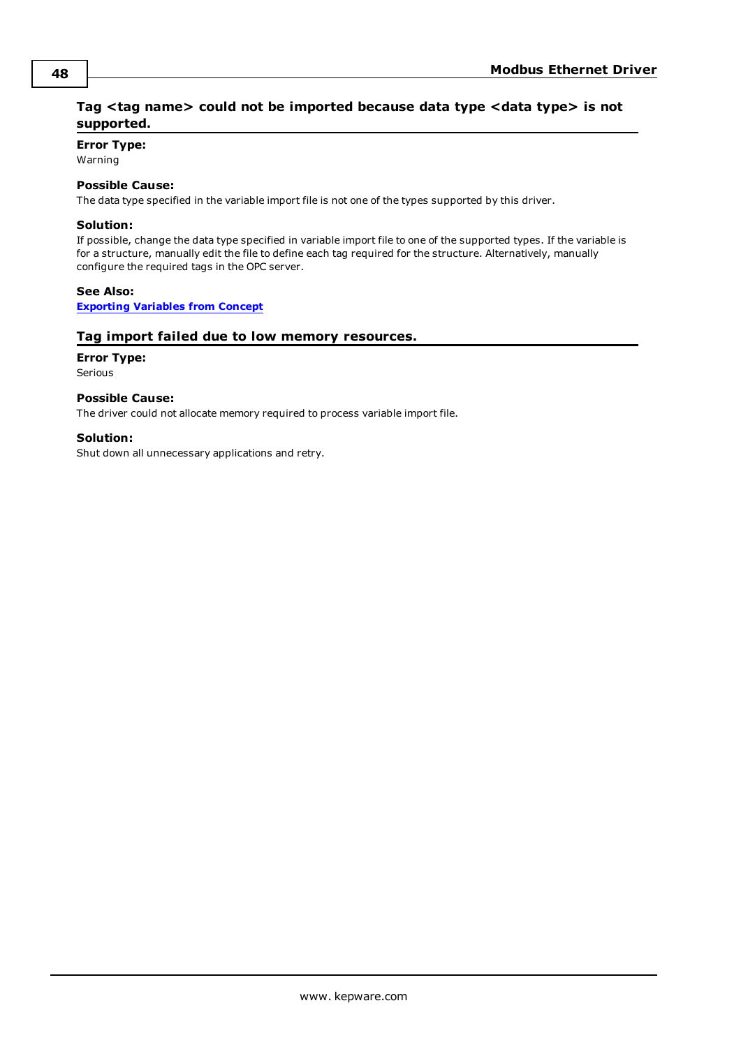### Tag <tag name> could not be imported because data type <data type> is not supported.

**Error Type:**
Warning

**Possible Cause:**
The data type specified in the variable import file is not one of the types supported by this driver.

**Solution:**
If possible, change the data type specified in variable import file to one of the supported types. If the variable is for a structure, manually edit the file to define each tag required for the structure. Alternatively, manually configure the required tags in the OPC server.

**See Also:**
Exporting Variables from Concept

### Tag import failed due to low memory resources.

**Error Type:**
Serious

**Possible Cause:**
The driver could not allocate memory required to process variable import file.

**Solution:**
Shut down all unnecessary applications and retry.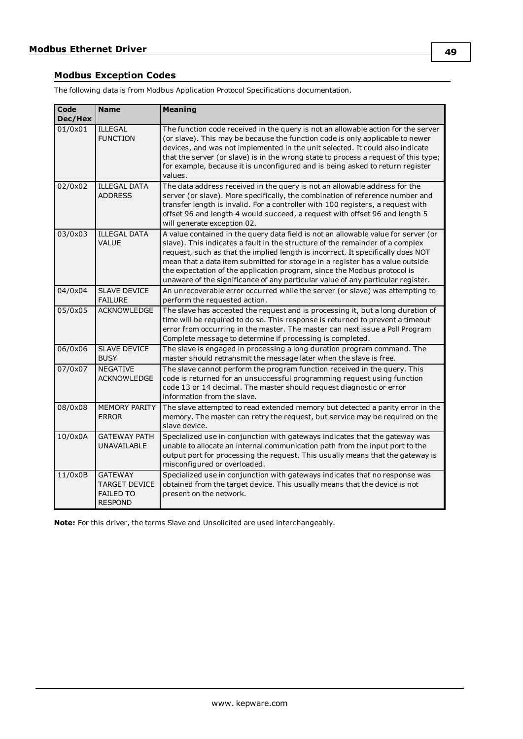## Modbus Exception Codes

The following data is from Modbus Application Protocol Specifications documentation.

| Code Dec/Hex | Name | Meaning |
|---|---|---|
| 01/0x01 | ILLEGAL FUNCTION | The function code received in the query is not an allowable action for the server (or slave). This may be because the function code is only applicable to newer devices, and was not implemented in the unit selected. It could also indicate that the server (or slave) is in the wrong state to process a request of this type; for example, because it is unconfigured and is being asked to return register values. |
| 02/0x02 | ILLEGAL DATA ADDRESS | The data address received in the query is not an allowable address for the server (or slave). More specifically, the combination of reference number and transfer length is invalid. For a controller with 100 registers, a request with offset 96 and length 4 would succeed, a request with offset 96 and length 5 will generate exception 02. |
| 03/0x03 | ILLEGAL DATA VALUE | A value contained in the query data field is not an allowable value for server (or slave). This indicates a fault in the structure of the remainder of a complex request, such as that the implied length is incorrect. It specifically does NOT mean that a data item submitted for storage in a register has a value outside the expectation of the application program, since the Modbus protocol is unaware of the significance of any particular value of any particular register. |
| 04/0x04 | SLAVE DEVICE FAILURE | An unrecoverable error occurred while the server (or slave) was attempting to perform the requested action. |
| 05/0x05 | ACKNOWLEDGE | The slave has accepted the request and is processing it, but a long duration of time will be required to do so. This response is returned to prevent a timeout error from occurring in the master. The master can next issue a Poll Program Complete message to determine if processing is completed. |
| 06/0x06 | SLAVE DEVICE BUSY | The slave is engaged in processing a long duration program command. The master should retransmit the message later when the slave is free. |
| 07/0x07 | NEGATIVE ACKNOWLEDGE | The slave cannot perform the program function received in the query. This code is returned for an unsuccessful programming request using function code 13 or 14 decimal. The master should request diagnostic or error information from the slave. |
| 08/0x08 | MEMORY PARITY ERROR | The slave attempted to read extended memory but detected a parity error in the memory. The master can retry the request, but service may be required on the slave device. |
| 10/0x0A | GATEWAY PATH UNAVAILABLE | Specialized use in conjunction with gateways indicates that the gateway was unable to allocate an internal communication path from the input port to the output port for processing the request. This usually means that the gateway is misconfigured or overloaded. |
| 11/0x0B | GATEWAY TARGET DEVICE FAILED TO RESPOND | Specialized use in conjunction with gateways indicates that no response was obtained from the target device. This usually means that the device is not present on the network. |

**Note:** For this driver, the terms Slave and Unsolicited are used interchangeably.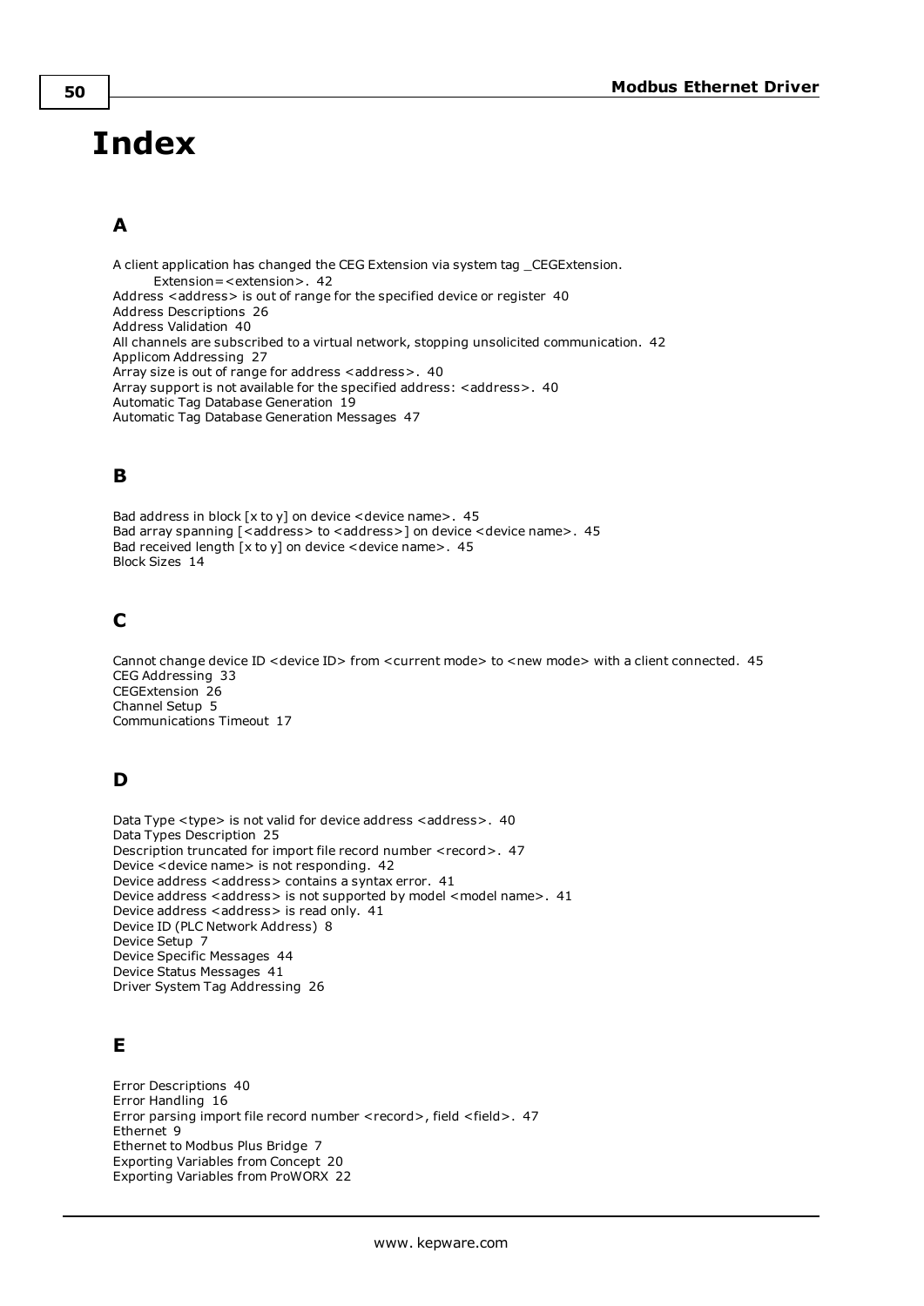# Index

## A

A client application has changed the CEG Extension via system tag _CEGExtension. Extension=<extension>. 42
Address <address> is out of range for the specified device or register 40
Address Descriptions 26
Address Validation 40
All channels are subscribed to a virtual network, stopping unsolicited communication. 42
Applicom Addressing 27
Array size is out of range for address <address>. 40
Array support is not available for the specified address: <address>. 40
Automatic Tag Database Generation 19
Automatic Tag Database Generation Messages 47

## B

Bad address in block [x to y] on device <device name>. 45
Bad array spanning [<address> to <address>] on device <device name>. 45
Bad received length [x to y] on device <device name>. 45
Block Sizes 14

## C

Cannot change device ID <device ID> from <current mode> to <new mode> with a client connected. 45
CEG Addressing 33
CEGExtension 26
Channel Setup 5
Communications Timeout 17

## D

Data Type <type> is not valid for device address <address>. 40
Data Types Description 25
Description truncated for import file record number <record>. 47
Device <device name> is not responding. 42
Device address <address> contains a syntax error. 41
Device address <address> is not supported by model <model name>. 41
Device address <address> is read only. 41
Device ID (PLC Network Address) 8
Device Setup 7
Device Specific Messages 44
Device Status Messages 41
Driver System Tag Addressing 26

## E

Error Descriptions 40
Error Handling 16
Error parsing import file record number <record>, field <field>. 47
Ethernet 9
Ethernet to Modbus Plus Bridge 7
Exporting Variables from Concept 20
Exporting Variables from ProWORX 22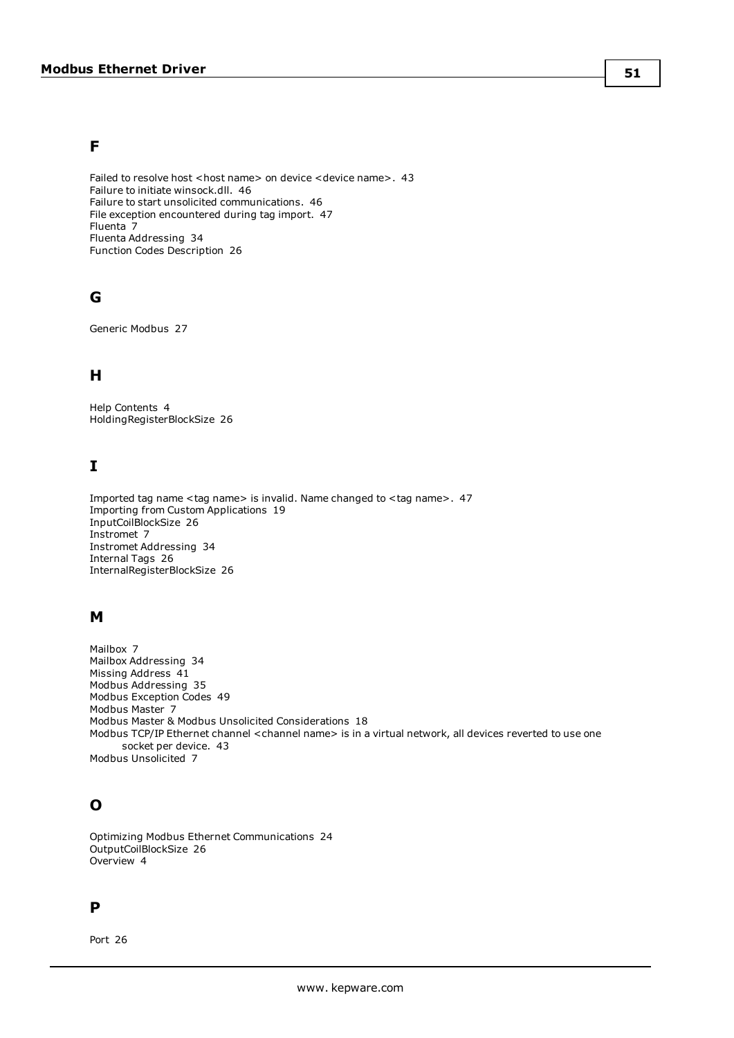## F

Failed to resolve host <host name> on device <device name>. 43
Failure to initiate winsock.dll. 46
Failure to start unsolicited communications. 46
File exception encountered during tag import. 47
Fluenta 7
Fluenta Addressing 34
Function Codes Description 26

## G

Generic Modbus 27

## H

Help Contents 4
HoldingRegisterBlockSize 26

## I

Imported tag name <tag name> is invalid. Name changed to <tag name>. 47
Importing from Custom Applications 19
InputCoilBlockSize 26
Instromet 7
Instromet Addressing 34
Internal Tags 26
InternalRegisterBlockSize 26

## M

Mailbox 7
Mailbox Addressing 34
Missing Address 41
Modbus Addressing 35
Modbus Exception Codes 49
Modbus Master 7
Modbus Master & Modbus Unsolicited Considerations 18
Modbus TCP/IP Ethernet channel <channel name> is in a virtual network, all devices reverted to use one socket per device. 43
Modbus Unsolicited 7

## O

Optimizing Modbus Ethernet Communications 24
OutputCoilBlockSize 26
Overview 4

## P

Port 26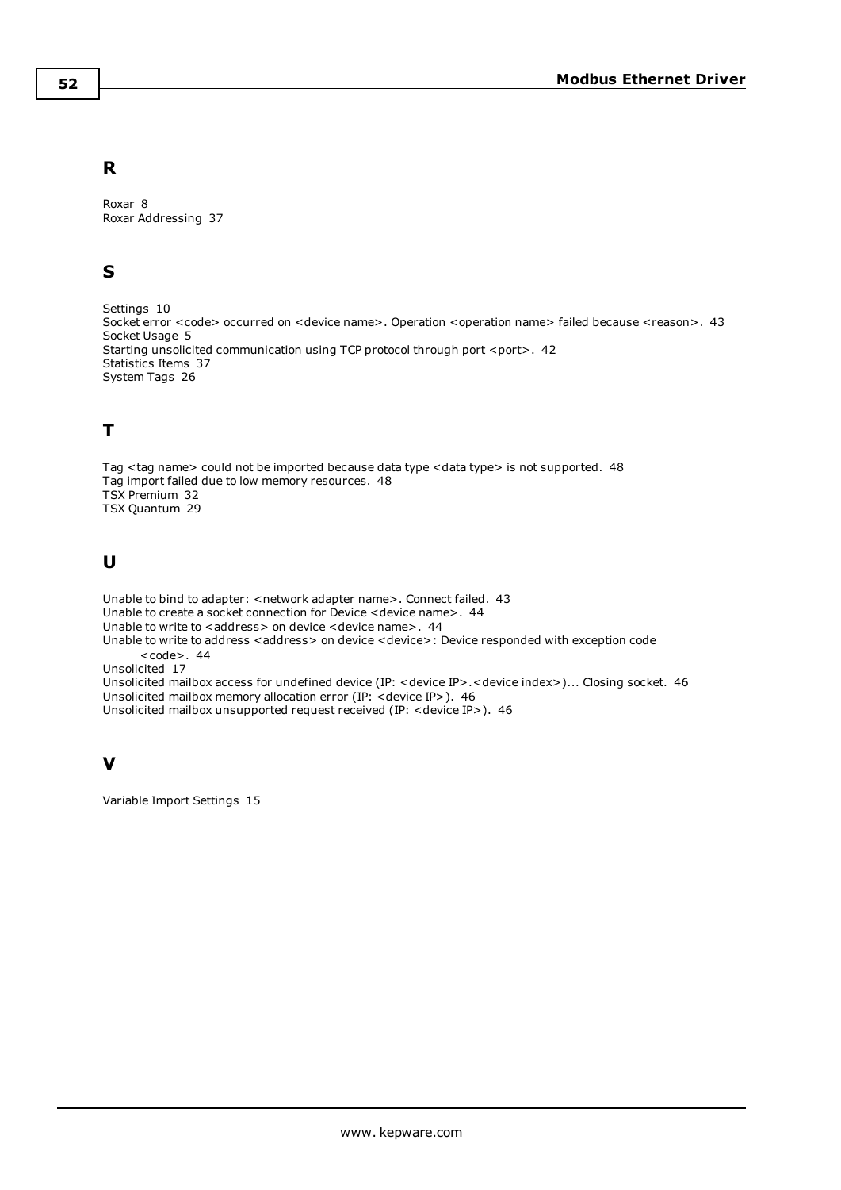## R

Roxar 8
Roxar Addressing 37

## S

Settings 10
Socket error <code> occurred on <device name>. Operation <operation name> failed because <reason>. 43
Socket Usage 5
Starting unsolicited communication using TCP protocol through port <port>. 42
Statistics Items 37
System Tags 26

## T

Tag <tag name> could not be imported because data type <data type> is not supported. 48
Tag import failed due to low memory resources. 48
TSX Premium 32
TSX Quantum 29

## U

Unable to bind to adapter: <network adapter name>. Connect failed. 43
Unable to create a socket connection for Device <device name>. 44
Unable to write to <address> on device <device name>. 44
Unable to write to address <address> on device <device>: Device responded with exception code <code>. 44
Unsolicited 17
Unsolicited mailbox access for undefined device (IP: <device IP>.<device index>)... Closing socket. 46
Unsolicited mailbox memory allocation error (IP: <device IP>). 46
Unsolicited mailbox unsupported request received (IP: <device IP>). 46

## V

Variable Import Settings 15